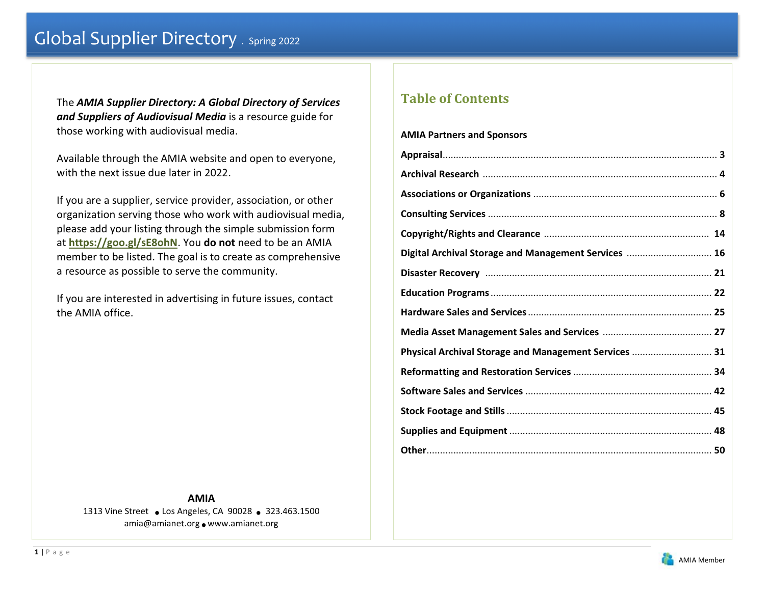# Global Supplier Directory . Spring 2022

The ***AMIA Supplier Directory: A Global Directory of Services and Suppliers of Audiovisual Media*** is a resource guide for those working with audiovisual media.

Available through the AMIA website and open to everyone, with the next issue due later in 2022.

If you are a supplier, service provider, association, or other organization serving those who work with audiovisual media, please add your listing through the simple submission form at **https://goo.gl/sE8ohN**. You **do not** need to be an AMIA member to be listed. The goal is to create as comprehensive a resource as possible to serve the community.

If you are interested in advertising in future issues, contact the AMIA office.

**AMIA**

1313 Vine Street • Los Angeles, CA 90028 • 323.463.1500
amia@amianet.org • www.amianet.org

## Table of Contents

**AMIA Partners and Sponsors**

**Appraisal** .......... **3**

**Archival Research** .......... **4**

**Associations or Organizations** .......... **6**

**Consulting Services** .......... **8**

**Copyright/Rights and Clearance** .......... **14**

**Digital Archival Storage and Management Services** .......... **16**

**Disaster Recovery** .......... **21**

**Education Programs** .......... **22**

**Hardware Sales and Services** .......... **25**

**Media Asset Management Sales and Services** .......... **27**

**Physical Archival Storage and Management Services** .......... **31**

**Reformatting and Restoration Services** .......... **34**

**Software Sales and Services** .......... **42**

**Stock Footage and Stills** .......... **45**

**Supplies and Equipment** .......... **48**

**Other** .......... **50**

AMIA Member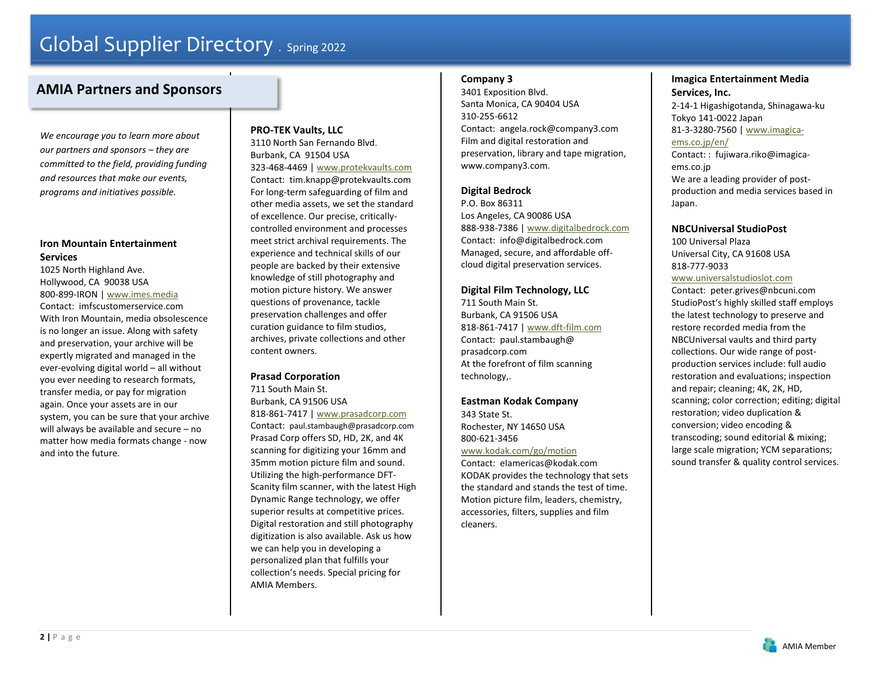## AMIA Partners and Sponsors

*We encourage you to learn more about our partners and sponsors – they are committed to the field, providing funding and resources that make our events, programs and initiatives possible.*

**Iron Mountain Entertainment Services**
1025 North Highland Ave.
Hollywood, CA 90038 USA
800-899-IRON | www.imes.media
Contact: imfscustomerservice.com
With Iron Mountain, media obsolescence is no longer an issue. Along with safety and preservation, your archive will be expertly migrated and managed in the ever-evolving digital world – all without you ever needing to research formats, transfer media, or pay for migration again. Once your assets are in our system, you can be sure that your archive will always be available and secure – no matter how media formats change - now and into the future.

**PRO-TEK Vaults, LLC**
3110 North San Fernando Blvd.
Burbank, CA 91504 USA
323-468-4469 | www.protekvaults.com
Contact: tim.knapp@protekvaults.com
For long-term safeguarding of film and other media assets, we set the standard of excellence. Our precise, critically-controlled environment and processes meet strict archival requirements. The experience and technical skills of our people are backed by their extensive knowledge of still photography and motion picture history. We answer questions of provenance, tackle preservation challenges and offer curation guidance to film studios, archives, private collections and other content owners.

**Prasad Corporation**
711 South Main St.
Burbank, CA 91506 USA
818-861-7417 | www.prasadcorp.com
Contact: paul.stambaugh@prasadcorp.com
Prasad Corp offers SD, HD, 2K, and 4K scanning for digitizing your 16mm and 35mm motion picture film and sound. Utilizing the high-performance DFT-Scanity film scanner, with the latest High Dynamic Range technology, we offer superior results at competitive prices. Digital restoration and still photography digitization is also available. Ask us how we can help you in developing a personalized plan that fulfills your collection's needs. Special pricing for AMIA Members.

**Company 3**
3401 Exposition Blvd.
Santa Monica, CA 90404 USA
310-255-6612
Contact: angela.rock@company3.com
Film and digital restoration and preservation, library and tape migration, www.company3.com.

**Digital Bedrock**
P.O. Box 86311
Los Angeles, CA 90086 USA
888-938-7386 | www.digitalbedrock.com
Contact: info@digitalbedrock.com
Managed, secure, and affordable off-cloud digital preservation services.

**Digital Film Technology, LLC**
711 South Main St.
Burbank, CA 91506 USA
818-861-7417 | www.dft-film.com
Contact: paul.stambaugh@ prasadcorp.com
At the forefront of film scanning technology,.

**Eastman Kodak Company**
343 State St.
Rochester, NY 14650 USA
800-621-3456
www.kodak.com/go/motion
Contact: elamericas@kodak.com
KODAK provides the technology that sets the standard and stands the test of time. Motion picture film, leaders, chemistry, accessories, filters, supplies and film cleaners.

**Imagica Entertainment Media Services, Inc.**
2-14-1 Higashigotanda, Shinagawa-ku
Tokyo 141-0022 Japan
81-3-3280-7560 | www.imagica-ems.co.jp/en/
Contact: : fujiwara.riko@imagica-ems.co.jp
We are a leading provider of post-production and media services based in Japan.

**NBCUniversal StudioPost**
100 Universal Plaza
Universal City, CA 91608 USA
818-777-9033
www.universalstudioslot.com
Contact: peter.grives@nbcuni.com
StudioPost's highly skilled staff employs the latest technology to preserve and restore recorded media from the NBCUniversal vaults and third party collections. Our wide range of post-production services include: full audio restoration and evaluations; inspection and repair; cleaning; 4K, 2K, HD, scanning; color correction; editing; digital restoration; video duplication & conversion; video encoding & transcoding; sound editorial & mixing; large scale migration; YCM separations; sound transfer & quality control services.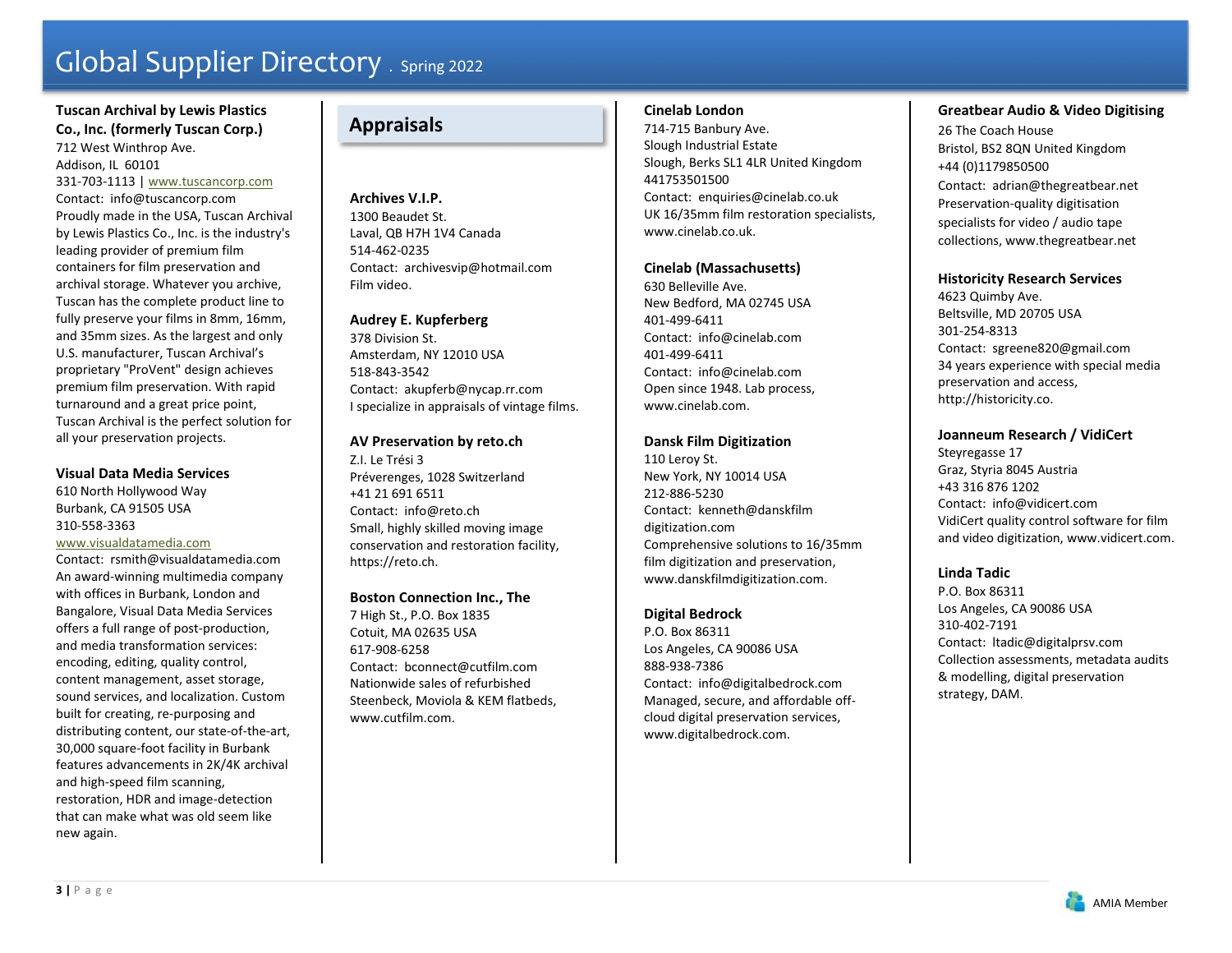**Tuscan Archival by Lewis Plastics Co., Inc. (formerly Tuscan Corp.)**
712 West Winthrop Ave.
Addison, IL 60101
331-703-1113 | www.tuscancorp.com
Contact: info@tuscancorp.com
Proudly made in the USA, Tuscan Archival by Lewis Plastics Co., Inc. is the industry's leading provider of premium film containers for film preservation and archival storage. Whatever you archive, Tuscan has the complete product line to fully preserve your films in 8mm, 16mm, and 35mm sizes. As the largest and only U.S. manufacturer, Tuscan Archival's proprietary "ProVent" design achieves premium film preservation. With rapid turnaround and a great price point, Tuscan Archival is the perfect solution for all your preservation projects.

**Visual Data Media Services**
610 North Hollywood Way
Burbank, CA 91505 USA
310-558-3363
www.visualdatamedia.com
Contact: rsmith@visualdatamedia.com
An award-winning multimedia company with offices in Burbank, London and Bangalore, Visual Data Media Services offers a full range of post-production, and media transformation services: encoding, editing, quality control, content management, asset storage, sound services, and localization. Custom built for creating, re-purposing and distributing content, our state-of-the-art, 30,000 square-foot facility in Burbank features advancements in 2K/4K archival and high-speed film scanning, restoration, HDR and image-detection that can make what was old seem like new again.

## Appraisals

**Archives V.I.P.**
1300 Beaudet St.
Laval, QB H7H 1V4 Canada
514-462-0235
Contact: archivesvip@hotmail.com
Film video.

**Audrey E. Kupferberg**
378 Division St.
Amsterdam, NY 12010 USA
518-843-3542
Contact: akupferb@nycap.rr.com
I specialize in appraisals of vintage films.

**AV Preservation by reto.ch**
Z.I. Le Trési 3
Préverenges, 1028 Switzerland
+41 21 691 6511
Contact: info@reto.ch
Small, highly skilled moving image conservation and restoration facility, https://reto.ch.

**Boston Connection Inc., The**
7 High St., P.O. Box 1835
Cotuit, MA 02635 USA
617-908-6258
Contact: bconnect@cutfilm.com
Nationwide sales of refurbished Steenbeck, Moviola & KEM flatbeds, www.cutfilm.com.

**Cinelab London**
714-715 Banbury Ave.
Slough Industrial Estate
Slough, Berks SL1 4LR United Kingdom
441753501500
Contact: enquiries@cinelab.co.uk
UK 16/35mm film restoration specialists, www.cinelab.co.uk.

**Cinelab (Massachusetts)**
630 Belleville Ave.
New Bedford, MA 02745 USA
401-499-6411
Contact: info@cinelab.com
401-499-6411
Contact: info@cinelab.com
Open since 1948. Lab process, www.cinelab.com.

**Dansk Film Digitization**
110 Leroy St.
New York, NY 10014 USA
212-886-5230
Contact: kenneth@danskfilmdigitization.com
Comprehensive solutions to 16/35mm film digitization and preservation, www.danskfilmdigitization.com.

**Digital Bedrock**
P.O. Box 86311
Los Angeles, CA 90086 USA
888-938-7386
Contact: info@digitalbedrock.com
Managed, secure, and affordable off-cloud digital preservation services, www.digitalbedrock.com.

**Greatbear Audio & Video Digitising**
26 The Coach House
Bristol, BS2 8QN United Kingdom
+44 (0)1179850500
Contact: adrian@thegreatbear.net
Preservation-quality digitisation specialists for video / audio tape collections, www.thegreatbear.net

**Historicity Research Services**
4623 Quimby Ave.
Beltsville, MD 20705 USA
301-254-8313
Contact: sgreene820@gmail.com
34 years experience with special media preservation and access, http://historicity.co.

**Joanneum Research / VidiCert**
Steyregasse 17
Graz, Styria 8045 Austria
+43 316 876 1202
Contact: info@vidicert.com
VidiCert quality control software for film and video digitization, www.vidicert.com.

**Linda Tadic**
P.O. Box 86311
Los Angeles, CA 90086 USA
310-402-7191
Contact: ltadic@digitalprsv.com
Collection assessments, metadata audits & modelling, digital preservation strategy, DAM.

AMIA Member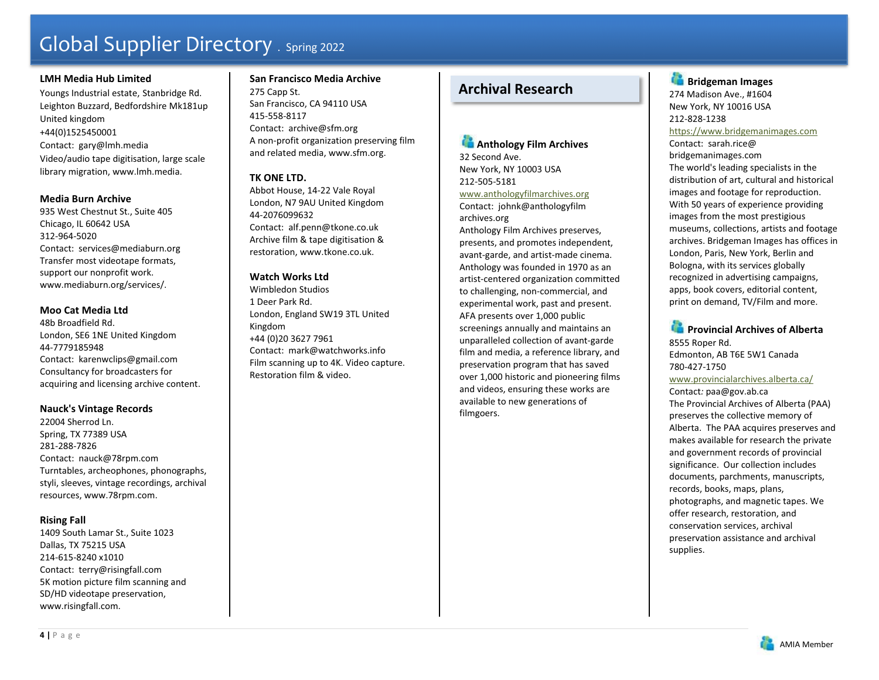# Global Supplier Directory . Spring 2022

**LMH Media Hub Limited**
Youngs Industrial estate, Stanbridge Rd.
Leighton Buzzard, Bedfordshire Mk181up
United kingdom
+44(0)1525450001
Contact: gary@lmh.media
Video/audio tape digitisation, large scale library migration, www.lmh.media.

**Media Burn Archive**
935 West Chestnut St., Suite 405
Chicago, IL 60642 USA
312-964-5020
Contact: services@mediaburn.org
Transfer most videotape formats, support our nonprofit work. www.mediaburn.org/services/.

**Moo Cat Media Ltd**
48b Broadfield Rd.
London, SE6 1NE United Kingdom
44-7779185948
Contact: karenwclips@gmail.com
Consultancy for broadcasters for acquiring and licensing archive content.

**Nauck's Vintage Records**
22004 Sherrod Ln.
Spring, TX 77389 USA
281-288-7826
Contact: nauck@78rpm.com
Turntables, archeophones, phonographs, styli, sleeves, vintage recordings, archival resources, www.78rpm.com.

**Rising Fall**
1409 South Lamar St., Suite 1023
Dallas, TX 75215 USA
214-615-8240 x1010
Contact: terry@risingfall.com
5K motion picture film scanning and SD/HD videotape preservation, www.risingfall.com.

**San Francisco Media Archive**
275 Capp St.
San Francisco, CA 94110 USA
415-558-8117
Contact: archive@sfm.org
A non-profit organization preserving film and related media, www.sfm.org.

**TK ONE LTD.**
Abbot House, 14-22 Vale Royal
London, N7 9AU United Kingdom
44-2076099632
Contact: alf.penn@tkone.co.uk
Archive film & tape digitisation & restoration, www.tkone.co.uk.

**Watch Works Ltd**
Wimbledon Studios
1 Deer Park Rd.
London, England SW19 3TL United Kingdom
+44 (0)20 3627 7961
Contact: mark@watchworks.info
Film scanning up to 4K. Video capture. Restoration film & video.

## Archival Research

**Anthology Film Archives**
32 Second Ave.
New York, NY 10003 USA
212-505-5181
www.anthologyfilmarchives.org
Contact: johnk@anthologyfilm archives.org
Anthology Film Archives preserves, presents, and promotes independent, avant-garde, and artist-made cinema. Anthology was founded in 1970 as an artist-centered organization committed to challenging, non-commercial, and experimental work, past and present. AFA presents over 1,000 public screenings annually and maintains an unparalleled collection of avant-garde film and media, a reference library, and preservation program that has saved over 1,000 historic and pioneering films and videos, ensuring these works are available to new generations of filmgoers.

**Bridgeman Images**
274 Madison Ave., #1604
New York, NY 10016 USA
212-828-1238
https://www.bridgemanimages.com
Contact: sarah.rice@ bridgemanimages.com
The world's leading specialists in the distribution of art, cultural and historical images and footage for reproduction. With 50 years of experience providing images from the most prestigious museums, collections, artists and footage archives. Bridgeman Images has offices in London, Paris, New York, Berlin and Bologna, with its services globally recognized in advertising campaigns, apps, book covers, editorial content, print on demand, TV/Film and more.

**Provincial Archives of Alberta**
8555 Roper Rd.
Edmonton, AB T6E 5W1 Canada
780-427-1750
www.provincialarchives.alberta.ca/
Contact: paa@gov.ab.ca
The Provincial Archives of Alberta (PAA) preserves the collective memory of Alberta. The PAA acquires preserves and makes available for research the private and government records of provincial significance. Our collection includes documents, parchments, manuscripts, records, books, maps, plans, photographs, and magnetic tapes. We offer research, restoration, and conservation services, archival preservation assistance and archival supplies.

AMIA Member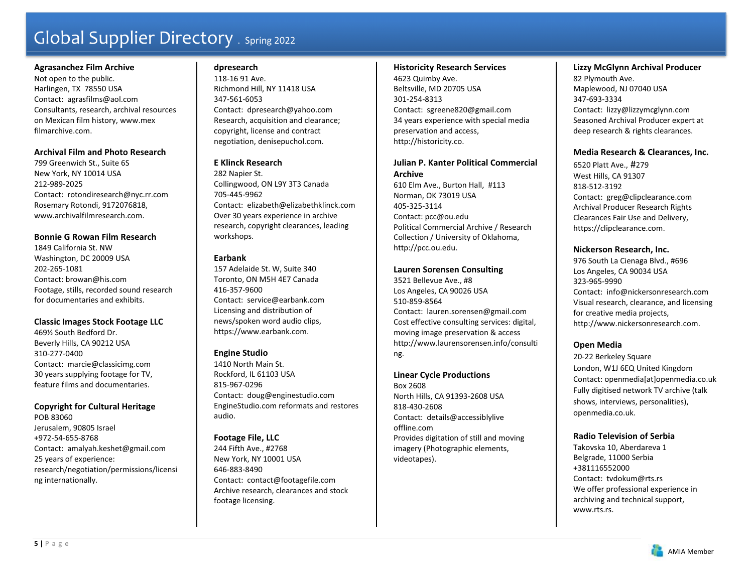# Global Supplier Directory . Spring 2022

**Agrasanchez Film Archive**
Not open to the public.
Harlingen, TX 78550 USA
Contact: agrasfilms@aol.com
Consultants, research, archival resources on Mexican film history, www.mexfilmarchive.com.

**Archival Film and Photo Research**
799 Greenwich St., Suite 6S
New York, NY 10014 USA
212-989-2025
Contact: rotondiresearch@nyc.rr.com
Rosemary Rotondi, 9172076818, www.archivalfilmresearch.com.

**Bonnie G Rowan Film Research**
1849 California St. NW
Washington, DC 20009 USA
202-265-1081
Contact: browan@his.com
Footage, stills, recorded sound research for documentaries and exhibits.

**Classic Images Stock Footage LLC**
469½ South Bedford Dr.
Beverly Hills, CA 90212 USA
310-277-0400
Contact: marcie@classicimg.com
30 years supplying footage for TV, feature films and documentaries.

**Copyright for Cultural Heritage**
POB 83060
Jerusalem, 90805 Israel
+972-54-655-8768
Contact: amalyah.keshet@gmail.com
25 years of experience: research/negotiation/permissions/licensing internationally.

**dpresearch**
118-16 91 Ave.
Richmond Hill, NY 11418 USA
347-561-6053
Contact: dpresearch@yahoo.com
Research, acquisition and clearance; copyright, license and contract negotiation, denisepuchol.com.

**E Klinck Research**
282 Napier St.
Collingwood, ON L9Y 3T3 Canada
705-445-9962
Contact: elizabeth@elizabethklinck.com
Over 30 years experience in archive research, copyright clearances, leading workshops.

**Earbank**
157 Adelaide St. W, Suite 340
Toronto, ON M5H 4E7 Canada
416-357-9600
Contact: service@earbank.com
Licensing and distribution of news/spoken word audio clips, https://www.earbank.com.

**Engine Studio**
1410 North Main St.
Rockford, IL 61103 USA
815-967-0296
Contact: doug@enginestudio.com
EngineStudio.com reformats and restores audio.

**Footage File, LLC**
244 Fifth Ave., #2768
New York, NY 10001 USA
646-883-8490
Contact: contact@footagefile.com
Archive research, clearances and stock footage licensing.

**Historicity Research Services**
4623 Quimby Ave.
Beltsville, MD 20705 USA
301-254-8313
Contact: sgreene820@gmail.com
34 years experience with special media preservation and access, http://historicity.co.

**Julian P. Kanter Political Commercial Archive**
610 Elm Ave., Burton Hall, #113
Norman, OK 73019 USA
405-325-3114
Contact: pcc@ou.edu
Political Commercial Archive / Research Collection / University of Oklahoma, http://pcc.ou.edu.

**Lauren Sorensen Consulting**
3521 Bellevue Ave., #8
Los Angeles, CA 90026 USA
510-859-8564
Contact: lauren.sorensen@gmail.com
Cost effective consulting services: digital, moving image preservation & access http://www.laurensorensen.info/consulting.

**Linear Cycle Productions**
Box 2608
North Hills, CA 91393-2608 USA
818-430-2608
Contact: details@accessiblylive offline.com
Provides digitation of still and moving imagery (Photographic elements, videotapes).

**Lizzy McGlynn Archival Producer**
82 Plymouth Ave.
Maplewood, NJ 07040 USA
347-693-3334
Contact: lizzy@lizzymcglynn.com
Seasoned Archival Producer expert at deep research & rights clearances.

**Media Research & Clearances, Inc.**
6520 Platt Ave., #279
West Hills, CA 91307
818-512-3192
Contact: greg@clipclearance.com
Archival Producer Research Rights Clearances Fair Use and Delivery, https://clipclearance.com.

**Nickerson Research, Inc.**
976 South La Cienaga Blvd., #696
Los Angeles, CA 90034 USA
323-965-9990
Contact: info@nickersonresearch.com
Visual research, clearance, and licensing for creative media projects, http://www.nickersonresearch.com.

**Open Media**
20-22 Berkeley Square
London, W1J 6EQ United Kingdom
Contact: openmedia[at]openmedia.co.uk
Fully digitised network TV archive (talk shows, interviews, personalities), openmedia.co.uk.

**Radio Television of Serbia**
Takovska 10, Aberdareva 1
Belgrade, 11000 Serbia
+381116552000
Contact: tvdokum@rts.rs
We offer professional experience in archiving and technical support, www.rts.rs.

AMIA Member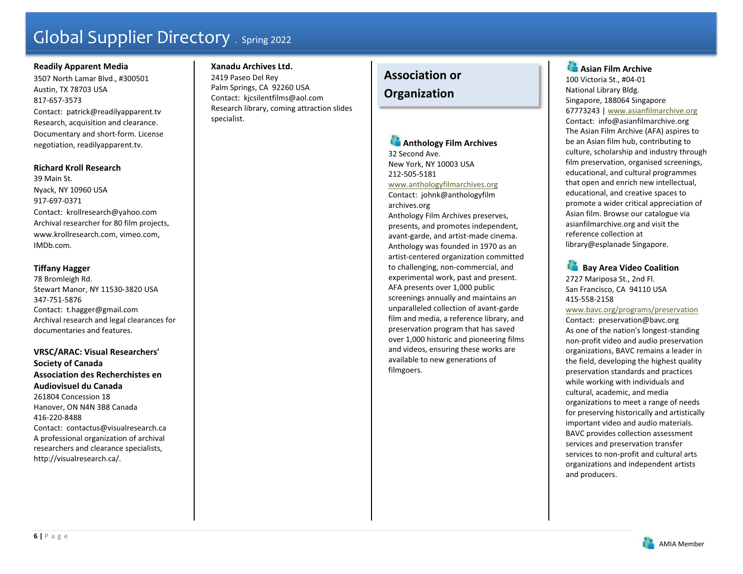**Readily Apparent Media**
3507 North Lamar Blvd., #300501
Austin, TX 78703 USA
817-657-3573
Contact: patrick@readilyapparent.tv
Research, acquisition and clearance. Documentary and short-form. License negotiation, readilyapparent.tv.

**Richard Kroll Research**
39 Main St.
Nyack, NY 10960 USA
917-697-0371
Contact: krollresearch@yahoo.com
Archival researcher for 80 film projects, www.krollresearch.com, vimeo.com, IMDb.com.

**Tiffany Hagger**
78 Bromleigh Rd.
Stewart Manor, NY 11530-3820 USA
347-751-5876
Contact: t.hagger@gmail.com
Archival research and legal clearances for documentaries and features.

**VRSC/ARAC: Visual Researchers' Society of Canada Association des Recherchistes en Audiovisuel du Canada**
261804 Concession 18
Hanover, ON N4N 3B8 Canada
416-220-8488
Contact: contactus@visualresearch.ca
A professional organization of archival researchers and clearance specialists, http://visualresearch.ca/.

**Xanadu Archives Ltd.**
2419 Paseo Del Rey
Palm Springs, CA 92260 USA
Contact: kjcsilentfilms@aol.com
Research library, coming attraction slides specialist.

## Association or Organization

**Anthology Film Archives**
32 Second Ave.
New York, NY 10003 USA
212-505-5181
www.anthologyfilmarchives.org
Contact: johnk@anthologyfilmarchives.org
Anthology Film Archives preserves, presents, and promotes independent, avant-garde, and artist-made cinema. Anthology was founded in 1970 as an artist-centered organization committed to challenging, non-commercial, and experimental work, past and present. AFA presents over 1,000 public screenings annually and maintains an unparalleled collection of avant-garde film and media, a reference library, and preservation program that has saved over 1,000 historic and pioneering films and videos, ensuring these works are available to new generations of filmgoers.

**Asian Film Archive**
100 Victoria St., #04-01
National Library Bldg.
Singapore, 188064 Singapore
67773243 | www.asianfilmarchive.org
Contact: info@asianfilmarchive.org
The Asian Film Archive (AFA) aspires to be an Asian film hub, contributing to culture, scholarship and industry through film preservation, organised screenings, educational, and cultural programmes that open and enrich new intellectual, educational, and creative spaces to promote a wider critical appreciation of Asian film. Browse our catalogue via asianfilmarchive.org and visit the reference collection at library@esplanade Singapore.

**Bay Area Video Coalition**
2727 Mariposa St., 2nd Fl.
San Francisco, CA 94110 USA
415-558-2158
www.bavc.org/programs/preservation
Contact: preservation@bavc.org
As one of the nation's longest-standing non-profit video and audio preservation organizations, BAVC remains a leader in the field, developing the highest quality preservation standards and practices while working with individuals and cultural, academic, and media organizations to meet a range of needs for preserving historically and artistically important video and audio materials. BAVC provides collection assessment services and preservation transfer services to non-profit and cultural arts organizations and independent artists and producers.

AMIA Member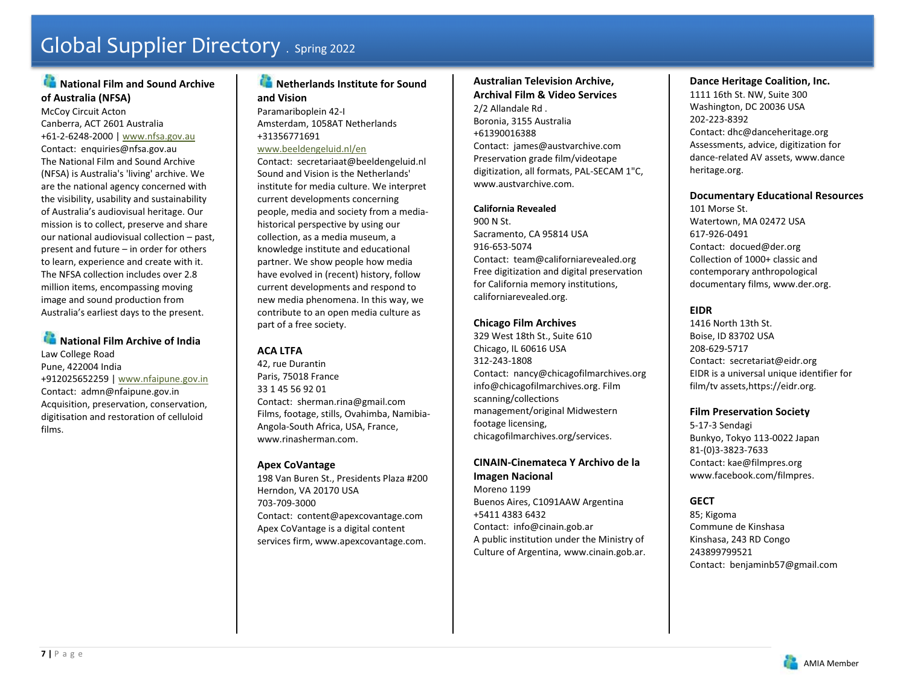# Global Supplier Directory . Spring 2022

### National Film and Sound Archive of Australia (NFSA)

McCoy Circuit Acton
Canberra, ACT 2601 Australia
+61-2-6248-2000 | www.nfsa.gov.au
Contact: enquiries@nfsa.gov.au
The National Film and Sound Archive (NFSA) is Australia's 'living' archive. We are the national agency concerned with the visibility, usability and sustainability of Australia's audiovisual heritage. Our mission is to collect, preserve and share our national audiovisual collection – past, present and future – in order for others to learn, experience and create with it. The NFSA collection includes over 2.8 million items, encompassing moving image and sound production from Australia's earliest days to the present.

### National Film Archive of India

Law College Road
Pune, 422004 India
+912025652259 | www.nfaipune.gov.in
Contact: admn@nfaipune.gov.in
Acquisition, preservation, conservation, digitisation and restoration of celluloid films.

### Netherlands Institute for Sound and Vision

Paramariboplein 42-I
Amsterdam, 1058AT Netherlands
+31356771691
www.beeldengeluid.nl/en
Contact: secretariaat@beeldengeluid.nl
Sound and Vision is the Netherlands' institute for media culture. We interpret current developments concerning people, media and society from a media-historical perspective by using our collection, as a media museum, a knowledge institute and educational partner. We show people how media have evolved in (recent) history, follow current developments and respond to new media phenomena. In this way, we contribute to an open media culture as part of a free society.

### ACA LTFA

42, rue Durantin
Paris, 75018 France
33 1 45 56 92 01
Contact: sherman.rina@gmail.com
Films, footage, stills, Ovahimba, Namibia-Angola-South Africa, USA, France, www.rinasherman.com.

### Apex CoVantage

198 Van Buren St., Presidents Plaza #200
Herndon, VA 20170 USA
703-709-3000
Contact: content@apexcovantage.com
Apex CoVantage is a digital content services firm, www.apexcovantage.com.

### Australian Television Archive, Archival Film & Video Services

2/2 Allandale Rd .
Boronia, 3155 Australia
+61390016388
Contact: james@austvarchive.com
Preservation grade film/videotape digitization, all formats, PAL-SECAM 1"C, www.austvarchive.com.

### California Revealed

900 N St.
Sacramento, CA 95814 USA
916-653-5074
Contact: team@californiarevealed.org
Free digitization and digital preservation for California memory institutions, californiarevealed.org.

### Chicago Film Archives

329 West 18th St., Suite 610
Chicago, IL 60616 USA
312-243-1808
Contact: nancy@chicagofilmarchives.org
info@chicagofilmarchives.org. Film scanning/collections management/original Midwestern footage licensing, chicagofilmarchives.org/services.

### CINAIN-Cinemateca Y Archivo de la Imagen Nacional

Moreno 1199
Buenos Aires, C1091AAW Argentina
+5411 4383 6432
Contact: info@cinain.gob.ar
A public institution under the Ministry of Culture of Argentina, www.cinain.gob.ar.

### Dance Heritage Coalition, Inc.

1111 16th St. NW, Suite 300
Washington, DC 20036 USA
202-223-8392
Contact: dhc@danceheritage.org
Assessments, advice, digitization for dance-related AV assets, www.dance heritage.org.

### Documentary Educational Resources

101 Morse St.
Watertown, MA 02472 USA
617-926-0491
Contact: docued@der.org
Collection of 1000+ classic and contemporary anthropological documentary films, www.der.org.

### EIDR

1416 North 13th St.
Boise, ID 83702 USA
208-629-5717
Contact: secretariat@eidr.org
EIDR is a universal unique identifier for film/tv assets,https://eidr.org.

### Film Preservation Society

5-17-3 Sendagi
Bunkyo, Tokyo 113-0022 Japan
81-(0)3-3823-7633
Contact: kae@filmpres.org
www.facebook.com/filmpres.

### GECT

85; Kigoma
Commune de Kinshasa
Kinshasa, 243 RD Congo
243899799521
Contact: benjaminb57@gmail.com

AMIA Member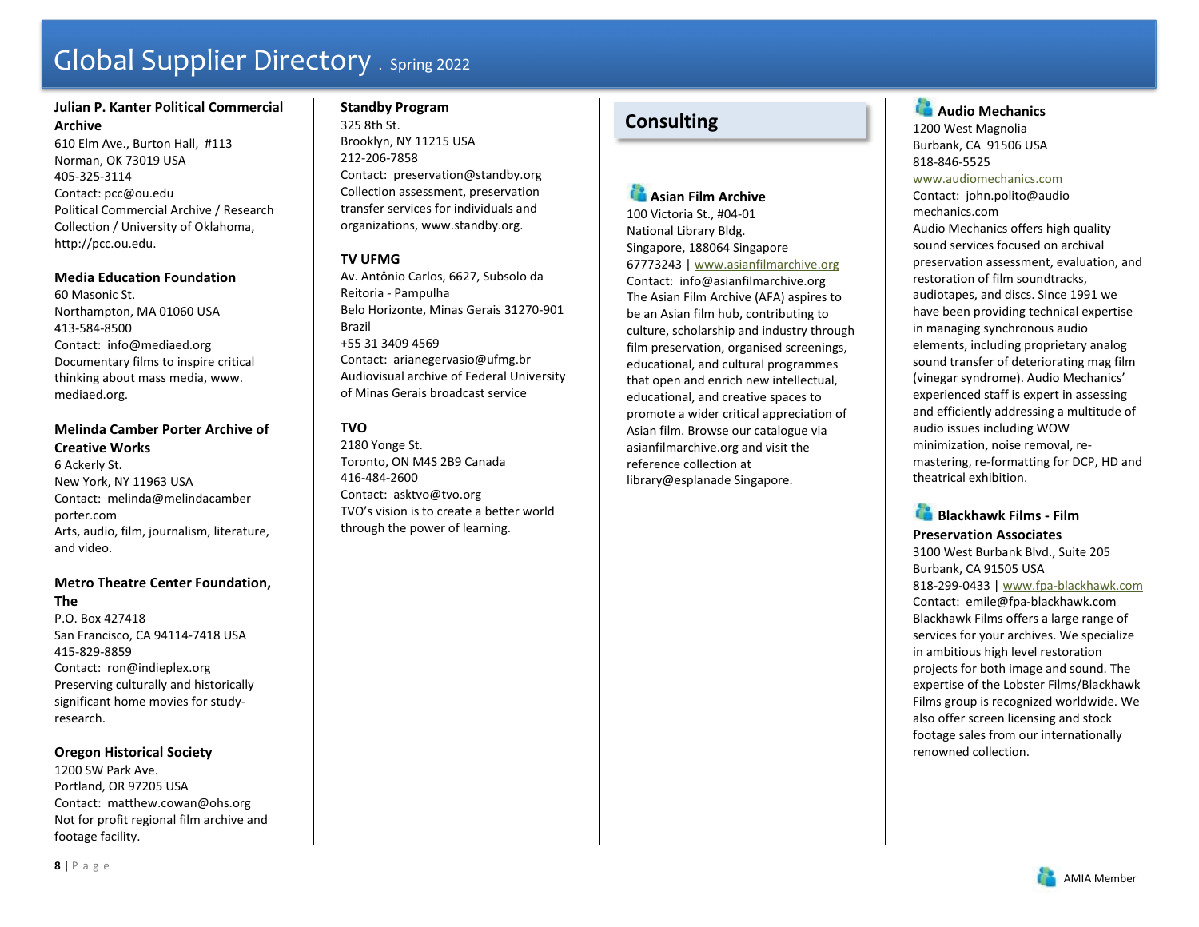**Julian P. Kanter Political Commercial Archive**
610 Elm Ave., Burton Hall, #113
Norman, OK 73019 USA
405-325-3114
Contact: pcc@ou.edu
Political Commercial Archive / Research Collection / University of Oklahoma, http://pcc.ou.edu.

**Media Education Foundation**
60 Masonic St.
Northampton, MA 01060 USA
413-584-8500
Contact: info@mediaed.org
Documentary films to inspire critical thinking about mass media, www.mediaed.org.

**Melinda Camber Porter Archive of Creative Works**
6 Ackerly St.
New York, NY 11963 USA
Contact: melinda@melindacamberporter.com
Arts, audio, film, journalism, literature, and video.

**Metro Theatre Center Foundation, The**
P.O. Box 427418
San Francisco, CA 94114-7418 USA
415-829-8859
Contact: ron@indieplex.org
Preserving culturally and historically significant home movies for study-research.

**Oregon Historical Society**
1200 SW Park Ave.
Portland, OR 97205 USA
Contact: matthew.cowan@ohs.org
Not for profit regional film archive and footage facility.

**Standby Program**
325 8th St.
Brooklyn, NY 11215 USA
212-206-7858
Contact: preservation@standby.org
Collection assessment, preservation transfer services for individuals and organizations, www.standby.org.

**TV UFMG**
Av. Antônio Carlos, 6627, Subsolo da Reitoria - Pampulha
Belo Horizonte, Minas Gerais 31270-901 Brazil
+55 31 3409 4569
Contact: arianegervasio@ufmg.br
Audiovisual archive of Federal University of Minas Gerais broadcast service

**TVO**
2180 Yonge St.
Toronto, ON M4S 2B9 Canada
416-484-2600
Contact: asktvo@tvo.org
TVO's vision is to create a better world through the power of learning.

## Consulting

**Asian Film Archive**
100 Victoria St., #04-01
National Library Bldg.
Singapore, 188064 Singapore
67773243 | www.asianfilmarchive.org
Contact: info@asianfilmarchive.org
The Asian Film Archive (AFA) aspires to be an Asian film hub, contributing to culture, scholarship and industry through film preservation, organised screenings, educational, and cultural programmes that open and enrich new intellectual, educational, and creative spaces to promote a wider critical appreciation of Asian film. Browse our catalogue via asianfilmarchive.org and visit the reference collection at library@esplanade Singapore.

**Audio Mechanics**
1200 West Magnolia
Burbank, CA 91506 USA
818-846-5525
www.audiomechanics.com
Contact: john.polito@audiomechanics.com
Audio Mechanics offers high quality sound services focused on archival preservation assessment, evaluation, and restoration of film soundtracks, audiotapes, and discs. Since 1991 we have been providing technical expertise in managing synchronous audio elements, including proprietary analog sound transfer of deteriorating mag film (vinegar syndrome). Audio Mechanics' experienced staff is expert in assessing and efficiently addressing a multitude of audio issues including WOW minimization, noise removal, re-mastering, re-formatting for DCP, HD and theatrical exhibition.

**Blackhawk Films - Film Preservation Associates**
3100 West Burbank Blvd., Suite 205
Burbank, CA 91505 USA
818-299-0433 | www.fpa-blackhawk.com
Contact: emile@fpa-blackhawk.com
Blackhawk Films offers a large range of services for your archives. We specialize in ambitious high level restoration projects for both image and sound. The expertise of the Lobster Films/Blackhawk Films group is recognized worldwide. We also offer screen licensing and stock footage sales from our internationally renowned collection.

AMIA Member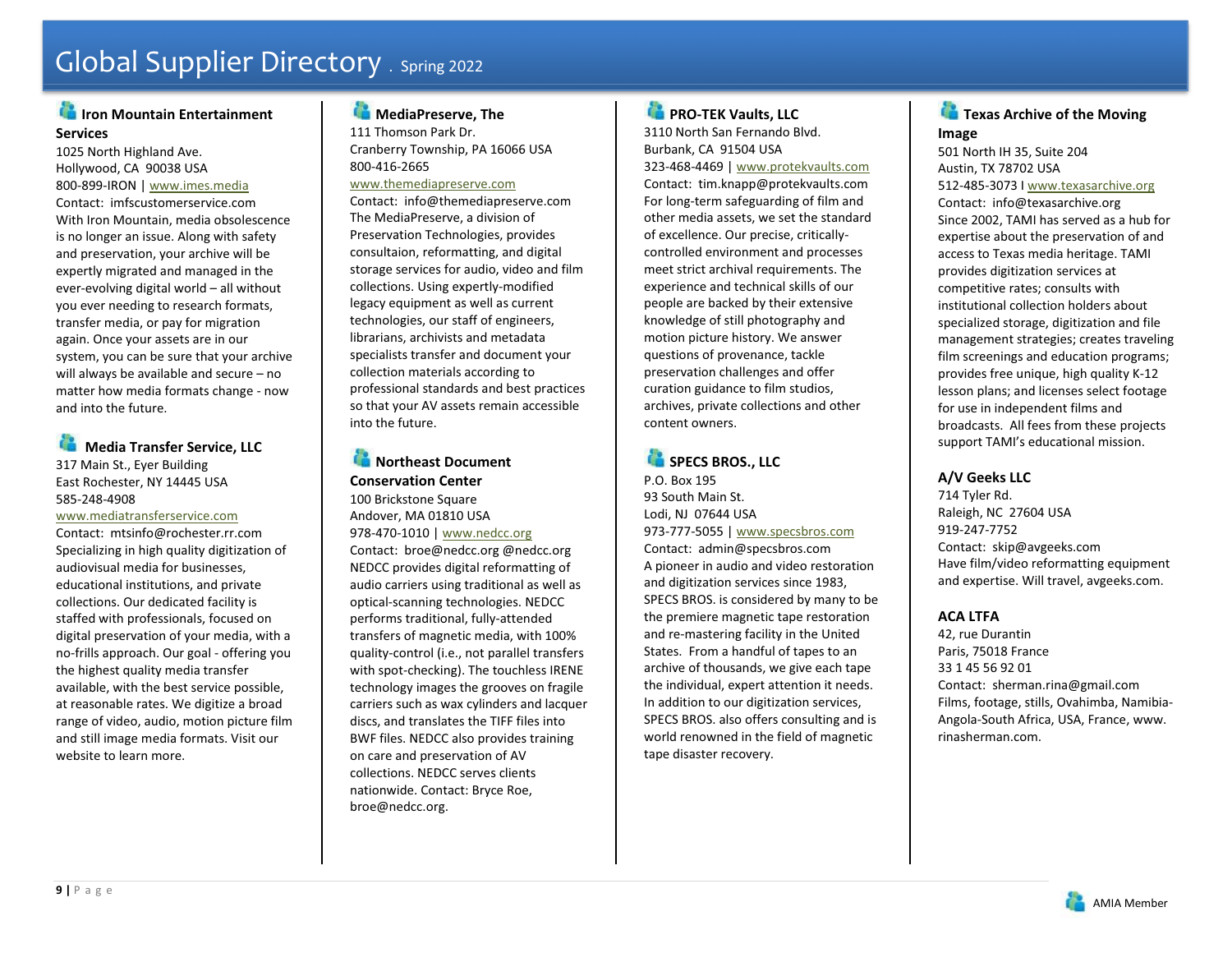# Global Supplier Directory . Spring 2022

### Iron Mountain Entertainment Services

1025 North Highland Ave.
Hollywood, CA 90038 USA
800-899-IRON | www.imes.media
Contact: imfscustomerservice.com
With Iron Mountain, media obsolescence is no longer an issue. Along with safety and preservation, your archive will be expertly migrated and managed in the ever-evolving digital world – all without you ever needing to research formats, transfer media, or pay for migration again. Once your assets are in our system, you can be sure that your archive will always be available and secure – no matter how media formats change - now and into the future.

### Media Transfer Service, LLC

317 Main St., Eyer Building
East Rochester, NY 14445 USA
585-248-4908
www.mediatransferservice.com
Contact: mtsinfo@rochester.rr.com
Specializing in high quality digitization of audiovisual media for businesses, educational institutions, and private collections. Our dedicated facility is staffed with professionals, focused on digital preservation of your media, with a no-frills approach. Our goal - offering you the highest quality media transfer available, with the best service possible, at reasonable rates. We digitize a broad range of video, audio, motion picture film and still image media formats. Visit our website to learn more.

### MediaPreserve, The

111 Thomson Park Dr.
Cranberry Township, PA 16066 USA
800-416-2665
www.themediapreserve.com
Contact: info@themediapreserve.com
The MediaPreserve, a division of Preservation Technologies, provides consultaion, reformatting, and digital storage services for audio, video and film collections. Using expertly-modified legacy equipment as well as current technologies, our staff of engineers, librarians, archivists and metadata specialists transfer and document your collection materials according to professional standards and best practices so that your AV assets remain accessible into the future.

### Northeast Document Conservation Center

100 Brickstone Square
Andover, MA 01810 USA
978-470-1010 | www.nedcc.org
Contact: broe@nedcc.org @nedcc.org
NEDCC provides digital reformatting of audio carriers using traditional as well as optical-scanning technologies. NEDCC performs traditional, fully-attended transfers of magnetic media, with 100% quality-control (i.e., not parallel transfers with spot-checking). The touchless IRENE technology images the grooves on fragile carriers such as wax cylinders and lacquer discs, and translates the TIFF files into BWF files. NEDCC also provides training on care and preservation of AV collections. NEDCC serves clients nationwide. Contact: Bryce Roe, broe@nedcc.org.

### PRO-TEK Vaults, LLC

3110 North San Fernando Blvd.
Burbank, CA 91504 USA
323-468-4469 | www.protekvaults.com
Contact: tim.knapp@protekvaults.com
For long-term safeguarding of film and other media assets, we set the standard of excellence. Our precise, critically-controlled environment and processes meet strict archival requirements. The experience and technical skills of our people are backed by their extensive knowledge of still photography and motion picture history. We answer questions of provenance, tackle preservation challenges and offer curation guidance to film studios, archives, private collections and other content owners.

### SPECS BROS., LLC

P.O. Box 195
93 South Main St.
Lodi, NJ 07644 USA
973-777-5055 | www.specsbros.com
Contact: admin@specsbros.com
A pioneer in audio and video restoration and digitization services since 1983, SPECS BROS. is considered by many to be the premiere magnetic tape restoration and re-mastering facility in the United States. From a handful of tapes to an archive of thousands, we give each tape the individual, expert attention it needs. In addition to our digitization services, SPECS BROS. also offers consulting and is world renowned in the field of magnetic tape disaster recovery.

### Texas Archive of the Moving Image

501 North IH 35, Suite 204
Austin, TX 78702 USA
512-485-3073 I www.texasarchive.org
Contact: info@texasarchive.org
Since 2002, TAMI has served as a hub for expertise about the preservation of and access to Texas media heritage. TAMI provides digitization services at competitive rates; consults with institutional collection holders about specialized storage, digitization and file management strategies; creates traveling film screenings and education programs; provides free unique, high quality K-12 lesson plans; and licenses select footage for use in independent films and broadcasts. All fees from these projects support TAMI's educational mission.

### A/V Geeks LLC

714 Tyler Rd.
Raleigh, NC 27604 USA
919-247-7752
Contact: skip@avgeeks.com
Have film/video reformatting equipment and expertise. Will travel, avgeeks.com.

### ACA LTFA

42, rue Durantin
Paris, 75018 France
33 1 45 56 92 01
Contact: sherman.rina@gmail.com
Films, footage, stills, Ovahimba, Namibia-Angola-South Africa, USA, France, www. rinasherman.com.

AMIA Member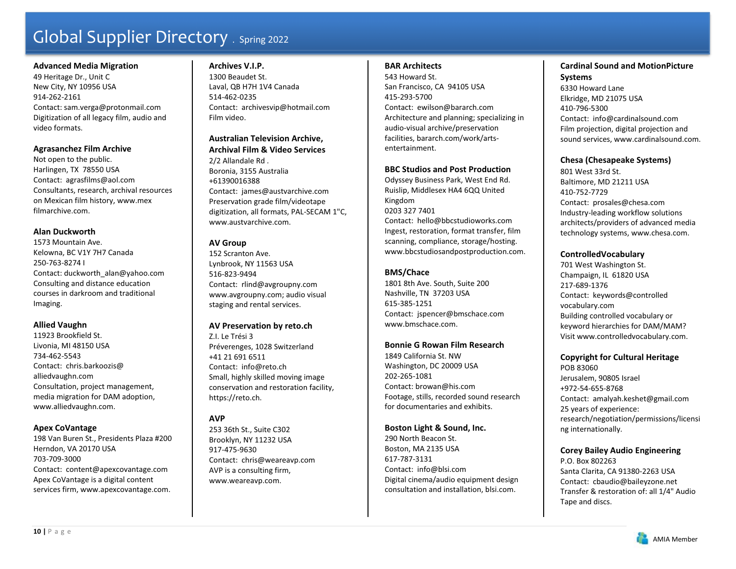# Global Supplier Directory . Spring 2022

**Advanced Media Migration**
49 Heritage Dr., Unit C
New City, NY 10956 USA
914-262-2161
Contact: sam.verga@protonmail.com
Digitization of all legacy film, audio and video formats.

**Agrasanchez Film Archive**
Not open to the public.
Harlingen, TX 78550 USA
Contact: agrasfilms@aol.com
Consultants, research, archival resources on Mexican film history, www.mex filmarchive.com.

**Alan Duckworth**
1573 Mountain Ave.
Kelowna, BC V1Y 7H7 Canada
250-763-8274 I
Contact: duckworth_alan@yahoo.com
Consulting and distance education courses in darkroom and traditional Imaging.

**Allied Vaughn**
11923 Brookfield St.
Livonia, MI 48150 USA
734-462-5543
Contact: chris.barkoozis@alliedvaughn.com
Consultation, project management, media migration for DAM adoption, www.alliedvaughn.com.

**Apex CoVantage**
198 Van Buren St., Presidents Plaza #200
Herndon, VA 20170 USA
703-709-3000
Contact: content@apexcovantage.com
Apex CoVantage is a digital content services firm, www.apexcovantage.com.

**Archives V.I.P.**
1300 Beaudet St.
Laval, QB H7H 1V4 Canada
514-462-0235
Contact: archivesvip@hotmail.com
Film video.

**Australian Television Archive, Archival Film & Video Services**
2/2 Allandale Rd .
Boronia, 3155 Australia
+61390016388
Contact: james@austvarchive.com
Preservation grade film/videotape digitization, all formats, PAL-SECAM 1"C, www.austvarchive.com.

**AV Group**
152 Scranton Ave.
Lynbrook, NY 11563 USA
516-823-9494
Contact: rlind@avgroupny.com
www.avgroupny.com; audio visual staging and rental services.

**AV Preservation by reto.ch**
Z.I. Le Trési 3
Préverenges, 1028 Switzerland
+41 21 691 6511
Contact: info@reto.ch
Small, highly skilled moving image conservation and restoration facility, https://reto.ch.

**AVP**
253 36th St., Suite C302
Brooklyn, NY 11232 USA
917-475-9630
Contact: chris@weareavp.com
AVP is a consulting firm, www.weareavp.com.

**BAR Architects**
543 Howard St.
San Francisco, CA 94105 USA
415-293-5700
Contact: ewilson@bararch.com
Architecture and planning; specializing in audio-visual archive/preservation facilities, bararch.com/work/arts-entertainment.

**BBC Studios and Post Production**
Odyssey Business Park, West End Rd.
Ruislip, Middlesex HA4 6QQ United Kingdom
0203 327 7401
Contact: hello@bbcstudioworks.com
Ingest, restoration, format transfer, film scanning, compliance, storage/hosting. www.bbcstudiosandpostproduction.com.

**BMS/Chace**
1801 8th Ave. South, Suite 200
Nashville, TN 37203 USA
615-385-1251
Contact: jspencer@bmschace.com
www.bmschace.com.

**Bonnie G Rowan Film Research**
1849 California St. NW
Washington, DC 20009 USA
202-265-1081
Contact: browan@his.com
Footage, stills, recorded sound research for documentaries and exhibits.

**Boston Light & Sound, Inc.**
290 North Beacon St.
Boston, MA 2135 USA
617-787-3131
Contact: info@blsi.com
Digital cinema/audio equipment design consultation and installation, blsi.com.

**Cardinal Sound and MotionPicture Systems**
6330 Howard Lane
Elkridge, MD 21075 USA
410-796-5300
Contact: info@cardinalsound.com
Film projection, digital projection and sound services, www.cardinalsound.com.

**Chesa (Chesapeake Systems)**
801 West 33rd St.
Baltimore, MD 21211 USA
410-752-7729
Contact: prosales@chesa.com
Industry-leading workflow solutions architects/providers of advanced media technology systems, www.chesa.com.

**ControlledVocabulary**
701 West Washington St.
Champaign, IL 61820 USA
217-689-1376
Contact: keywords@controlled vocabulary.com
Building controlled vocabulary or keyword hierarchies for DAM/MAM? Visit www.controlledvocabulary.com.

**Copyright for Cultural Heritage**
POB 83060
Jerusalem, 90805 Israel
+972-54-655-8768
Contact: amalyah.keshet@gmail.com
25 years of experience: research/negotiation/permissions/licensing internationally.

**Corey Bailey Audio Engineering**
P.O. Box 802263
Santa Clarita, CA 91380-2263 USA
Contact: cbaudio@baileyzone.net
Transfer & restoration of: all 1/4" Audio Tape and discs.

AMIA Member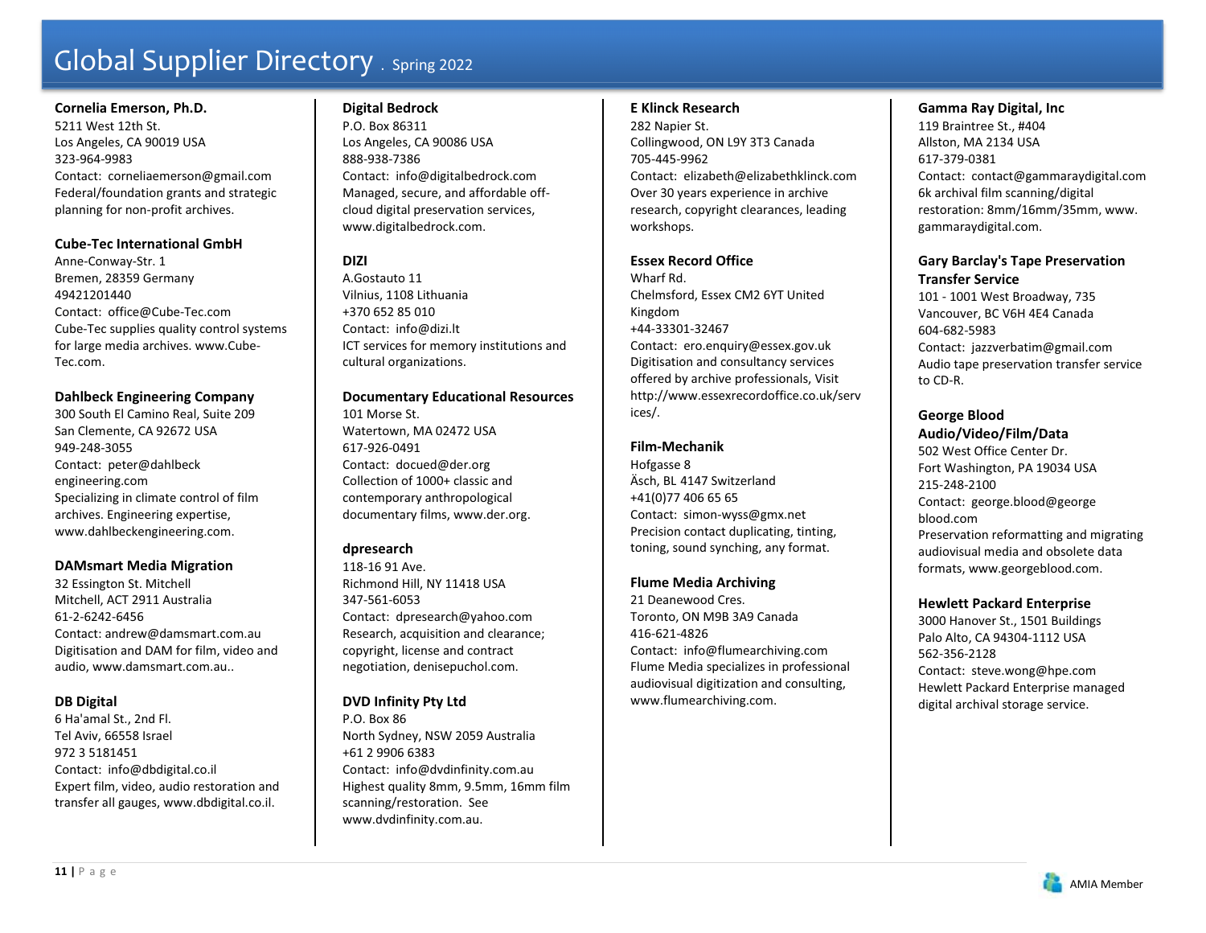# Global Supplier Directory . Spring 2022

**Cornelia Emerson, Ph.D.**
5211 West 12th St.
Los Angeles, CA 90019 USA
323-964-9983
Contact: corneliaemerson@gmail.com
Federal/foundation grants and strategic planning for non-profit archives.

**Cube-Tec International GmbH**
Anne-Conway-Str. 1
Bremen, 28359 Germany
49421201440
Contact: office@Cube-Tec.com
Cube-Tec supplies quality control systems for large media archives. www.Cube-Tec.com.

**Dahlbeck Engineering Company**
300 South El Camino Real, Suite 209
San Clemente, CA 92672 USA
949-248-3055
Contact: peter@dahlbeck engineering.com
Specializing in climate control of film archives. Engineering expertise, www.dahlbeckengineering.com.

**DAMsmart Media Migration**
32 Essington St. Mitchell
Mitchell, ACT 2911 Australia
61-2-6242-6456
Contact: andrew@damsmart.com.au
Digitisation and DAM for film, video and audio, www.damsmart.com.au..

**DB Digital**
6 Ha'amal St., 2nd Fl.
Tel Aviv, 66558 Israel
972 3 5181451
Contact: info@dbdigital.co.il
Expert film, video, audio restoration and transfer all gauges, www.dbdigital.co.il.

**Digital Bedrock**
P.O. Box 86311
Los Angeles, CA 90086 USA
888-938-7386
Contact: info@digitalbedrock.com
Managed, secure, and affordable off-cloud digital preservation services, www.digitalbedrock.com.

**DIZI**
A.Gostauto 11
Vilnius, 1108 Lithuania
+370 652 85 010
Contact: info@dizi.lt
ICT services for memory institutions and cultural organizations.

**Documentary Educational Resources**
101 Morse St.
Watertown, MA 02472 USA
617-926-0491
Contact: docued@der.org
Collection of 1000+ classic and contemporary anthropological documentary films, www.der.org.

**dpresearch**
118-16 91 Ave.
Richmond Hill, NY 11418 USA
347-561-6053
Contact: dpresearch@yahoo.com
Research, acquisition and clearance; copyright, license and contract negotiation, denisepuchol.com.

**DVD Infinity Pty Ltd**
P.O. Box 86
North Sydney, NSW 2059 Australia
+61 2 9906 6383
Contact: info@dvdinfinity.com.au
Highest quality 8mm, 9.5mm, 16mm film scanning/restoration. See www.dvdinfinity.com.au.

**E Klinck Research**
282 Napier St.
Collingwood, ON L9Y 3T3 Canada
705-445-9962
Contact: elizabeth@elizabethklinck.com
Over 30 years experience in archive research, copyright clearances, leading workshops.

**Essex Record Office**
Wharf Rd.
Chelmsford, Essex CM2 6YT United Kingdom
+44-33301-32467
Contact: ero.enquiry@essex.gov.uk
Digitisation and consultancy services offered by archive professionals, Visit http://www.essexrecordoffice.co.uk/services/.

**Film-Mechanik**
Hofgasse 8
Äsch, BL 4147 Switzerland
+41(0)77 406 65 65
Contact: simon-wyss@gmx.net
Precision contact duplicating, tinting, toning, sound synching, any format.

**Flume Media Archiving**
21 Deanewood Cres.
Toronto, ON M9B 3A9 Canada
416-621-4826
Contact: info@flumearchiving.com
Flume Media specializes in professional audiovisual digitization and consulting, www.flumearchiving.com.

**Gamma Ray Digital, Inc**
119 Braintree St., #404
Allston, MA 2134 USA
617-379-0381
Contact: contact@gammaraydigital.com
6k archival film scanning/digital restoration: 8mm/16mm/35mm, www.gammaraydigital.com.

**Gary Barclay's Tape Preservation Transfer Service**
101 - 1001 West Broadway, 735
Vancouver, BC V6H 4E4 Canada
604-682-5983
Contact: jazzverbatim@gmail.com
Audio tape preservation transfer service to CD-R.

**George Blood Audio/Video/Film/Data**
502 West Office Center Dr.
Fort Washington, PA 19034 USA
215-248-2100
Contact: george.blood@george blood.com
Preservation reformatting and migrating audiovisual media and obsolete data formats, www.georgeblood.com.

**Hewlett Packard Enterprise**
3000 Hanover St., 1501 Buildings
Palo Alto, CA 94304-1112 USA
562-356-2128
Contact: steve.wong@hpe.com
Hewlett Packard Enterprise managed digital archival storage service.

AMIA Member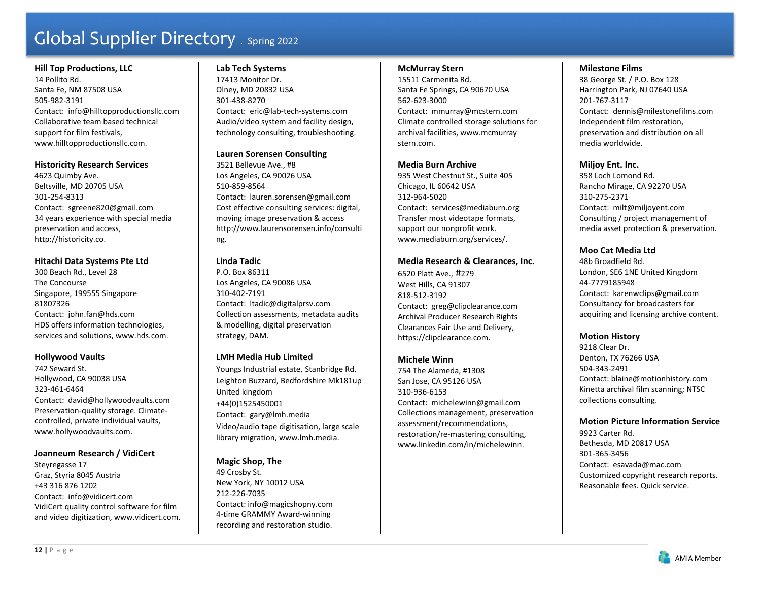# Global Supplier Directory . Spring 2022

**Hill Top Productions, LLC**
14 Pollito Rd.
Santa Fe, NM 87508 USA
505-982-3191
Contact: info@hilltopproductionsllc.com
Collaborative team based technical support for film festivals, www.hilltopproductionsllc.com.

**Historicity Research Services**
4623 Quimby Ave.
Beltsville, MD 20705 USA
301-254-8313
Contact: sgreene820@gmail.com
34 years experience with special media preservation and access, http://historicity.co.

**Hitachi Data Systems Pte Ltd**
300 Beach Rd., Level 28
The Concourse
Singapore, 199555 Singapore
81807326
Contact: john.fan@hds.com
HDS offers information technologies, services and solutions, www.hds.com.

**Hollywood Vaults**
742 Seward St.
Hollywood, CA 90038 USA
323-461-6464
Contact: david@hollywoodvaults.com
Preservation-quality storage. Climate-controlled, private individual vaults, www.hollywoodvaults.com.

**Joanneum Research / VidiCert**
Steyregasse 17
Graz, Styria 8045 Austria
+43 316 876 1202
Contact: info@vidicert.com
VidiCert quality control software for film and video digitization, www.vidicert.com.

**Lab Tech Systems**
17413 Monitor Dr.
Olney, MD 20832 USA
301-438-8270
Contact: eric@lab-tech-systems.com
Audio/video system and facility design, technology consulting, troubleshooting.

**Lauren Sorensen Consulting**
3521 Bellevue Ave., #8
Los Angeles, CA 90026 USA
510-859-8564
Contact: lauren.sorensen@gmail.com
Cost effective consulting services: digital, moving image preservation & access http://www.laurensorensen.info/consulting.

**Linda Tadic**
P.O. Box 86311
Los Angeles, CA 90086 USA
310-402-7191
Contact: ltadic@digitalprsv.com
Collection assessments, metadata audits & modelling, digital preservation strategy, DAM.

**LMH Media Hub Limited**
Youngs Industrial estate, Stanbridge Rd.
Leighton Buzzard, Bedfordshire Mk181up
United kingdom
+44(0)1525450001
Contact: gary@lmh.media
Video/audio tape digitisation, large scale library migration, www.lmh.media.

**Magic Shop, The**
49 Crosby St.
New York, NY 10012 USA
212-226-7035
Contact: info@magicshopny.com
4-time GRAMMY Award-winning recording and restoration studio.

**McMurray Stern**
15511 Carmenita Rd.
Santa Fe Springs, CA 90670 USA
562-623-3000
Contact: mmurray@mcstern.com
Climate controlled storage solutions for archival facilities, www.mcmurray stern.com.

**Media Burn Archive**
935 West Chestnut St., Suite 405
Chicago, IL 60642 USA
312-964-5020
Contact: services@mediaburn.org
Transfer most videotape formats, support our nonprofit work. www.mediaburn.org/services/.

**Media Research & Clearances, Inc.**
6520 Platt Ave., #279
West Hills, CA 91307
818-512-3192
Contact: greg@clipclearance.com
Archival Producer Research Rights Clearances Fair Use and Delivery, https://clipclearance.com.

**Michele Winn**
754 The Alameda, #1308
San Jose, CA 95126 USA
310-936-6153
Contact: michelewinn@gmail.com
Collections management, preservation assessment/recommendations, restoration/re-mastering consulting, www.linkedin.com/in/michelewinn.

**Milestone Films**
38 George St. / P.O. Box 128
Harrington Park, NJ 07640 USA
201-767-3117
Contact: dennis@milestonefilms.com
Independent film restoration, preservation and distribution on all media worldwide.

**Miljoy Ent. Inc.**
358 Loch Lomond Rd.
Rancho Mirage, CA 92270 USA
310-275-2371
Contact: milt@miljoyent.com
Consulting / project management of media asset protection & preservation.

**Moo Cat Media Ltd**
48b Broadfield Rd.
London, SE6 1NE United Kingdom
44-7779185948
Contact: karenwclips@gmail.com
Consultancy for broadcasters for acquiring and licensing archive content.

**Motion History**
9218 Clear Dr.
Denton, TX 76266 USA
504-343-2491
Contact: blaine@motionhistory.com
Kinetta archival film scanning; NTSC collections consulting.

**Motion Picture Information Service**
9923 Carter Rd.
Bethesda, MD 20817 USA
301-365-3456
Contact: esavada@mac.com
Customized copyright research reports. Reasonable fees. Quick service.

AMIA Member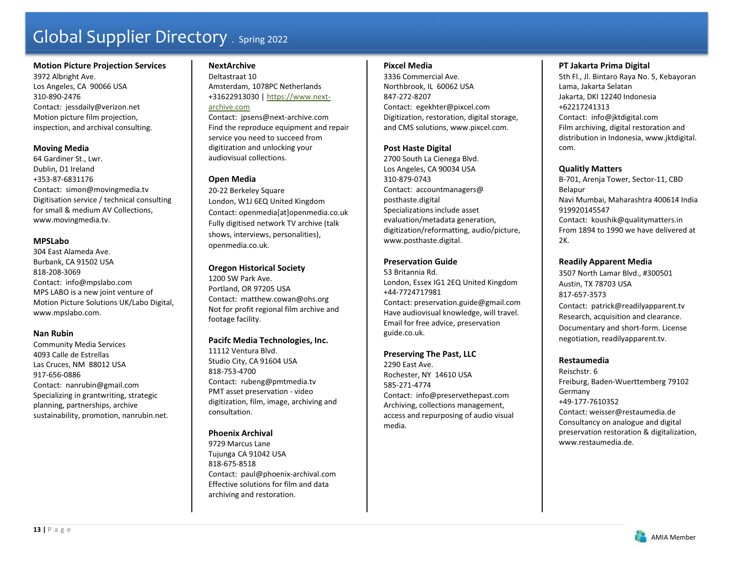# Global Supplier Directory . Spring 2022

**Motion Picture Projection Services**
3972 Albright Ave.
Los Angeles, CA 90066 USA
310-890-2476
Contact: jessdaily@verizon.net
Motion picture film projection, inspection, and archival consulting.

**Moving Media**
64 Gardiner St., Lwr.
Dublin, D1 Ireland
+353-87-6831176
Contact: simon@movingmedia.tv
Digitisation service / technical consulting for small & medium AV Collections, www.movingmedia.tv.

**MPSLabo**
304 East Alameda Ave.
Burbank, CA 91502 USA
818-208-3069
Contact: info@mpslabo.com
MPS LABO is a new joint venture of Motion Picture Solutions UK/Labo Digital, www.mpslabo.com.

**Nan Rubin**
Community Media Services
4093 Calle de Estrellas
Las Cruces, NM 88012 USA
917-656-0886
Contact: nanrubin@gmail.com
Specializing in grantwriting, strategic planning, partnerships, archive sustainability, promotion, nanrubin.net.

**NextArchive**
Deltastraat 10
Amsterdam, 1078PC Netherlands
+31622913030 | https://www.next-archive.com
Contact: jpsens@next-archive.com
Find the reproduce equipment and repair service you need to succeed from digitization and unlocking your audiovisual collections.

**Open Media**
20-22 Berkeley Square
London, W1J 6EQ United Kingdom
Contact: openmedia[at]openmedia.co.uk
Fully digitised network TV archive (talk shows, interviews, personalities), openmedia.co.uk.

**Oregon Historical Society**
1200 SW Park Ave.
Portland, OR 97205 USA
Contact: matthew.cowan@ohs.org
Not for profit regional film archive and footage facility.

**Pacifc Media Technologies, Inc.**
11112 Ventura Blvd.
Studio City, CA 91604 USA
818-753-4700
Contact: rubeng@pmtmedia.tv
PMT asset preservation - video digitization, film, image, archiving and consultation.

**Phoenix Archival**
9729 Marcus Lane
Tujunga CA 91042 USA
818-675-8518
Contact: paul@phoenix-archival.com
Effective solutions for film and data archiving and restoration.

**Pixcel Media**
3336 Commercial Ave.
Northbrook, IL 60062 USA
847-272-8207
Contact: egekhter@pixcel.com
Digitization, restoration, digital storage, and CMS solutions, www.pixcel.com.

**Post Haste Digital**
2700 South La Cienega Blvd.
Los Angeles, CA 90034 USA
310-879-0743
Contact: accountmanagers@posthaste.digital
Specializations include asset evaluation/metadata generation, digitization/reformatting, audio/picture, www.posthaste.digital.

**Preservation Guide**
53 Britannia Rd.
London, Essex IG1 2EQ United Kingdom
+44-7724717981
Contact: preservation.guide@gmail.com
Have audiovisual knowledge, will travel. Email for free advice, preservation guide.co.uk.

**Preserving The Past, LLC**
2290 East Ave.
Rochester, NY 14610 USA
585-271-4774
Contact: info@preservethepast.com
Archiving, collections management, access and repurposing of audio visual media.

**PT Jakarta Prima Digital**
5th Fl., Jl. Bintaro Raya No. 5, Kebayoran Lama, Jakarta Selatan
Jakarta, DKI 12240 Indonesia
+62217241313
Contact: info@jktdigital.com
Film archiving, digital restoration and distribution in Indonesia, www.jktdigital.com.

**Qualitly Matters**
B-701, Arenja Tower, Sector-11, CBD Belapur
Navi Mumbai, Maharashtra 400614 India
919920145547
Contact: koushik@qualitymatters.in
From 1894 to 1990 we have delivered at 2K.

**Readily Apparent Media**
3507 North Lamar Blvd., #300501
Austin, TX 78703 USA
817-657-3573
Contact: patrick@readilyapparent.tv
Research, acquisition and clearance. Documentary and short-form. License negotiation, readilyapparent.tv.

**Restaumedia**
Reischstr. 6
Freiburg, Baden-Wuerttemberg 79102 Germany
+49-177-7610352
Contact: weisser@restaumedia.de
Consultancy on analogue and digital preservation restoration & digitalization, www.restaumedia.de.

AMIA Member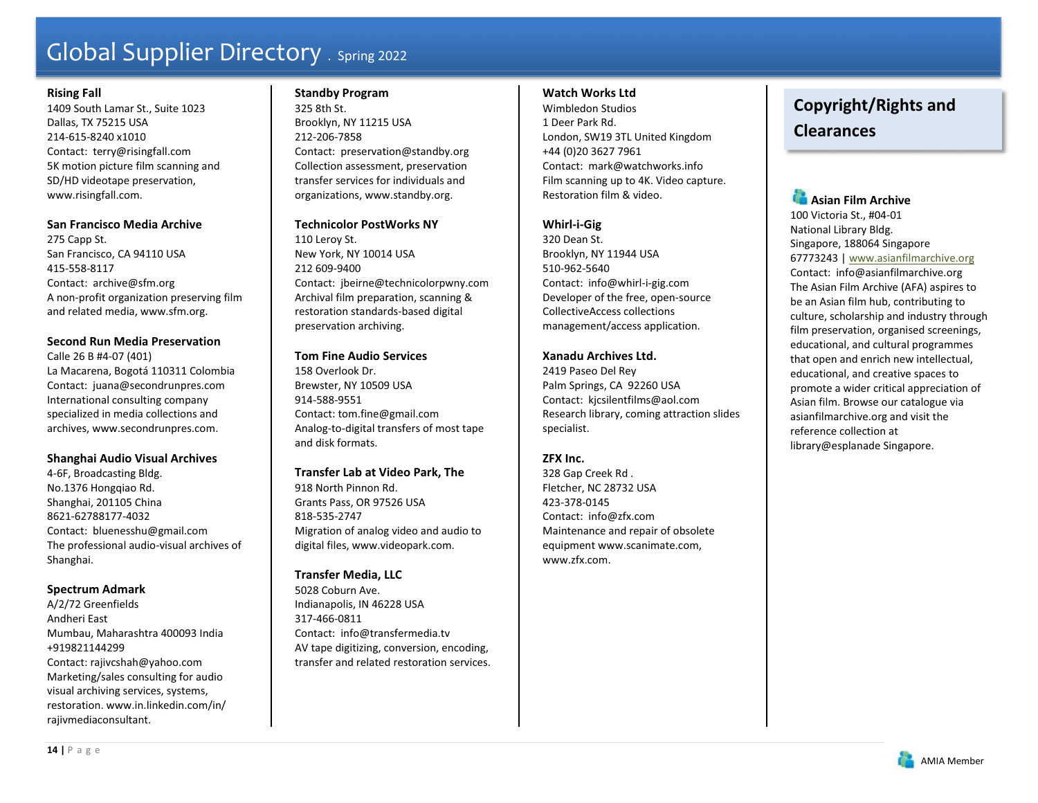# Global Supplier Directory . Spring 2022

**Rising Fall**
1409 South Lamar St., Suite 1023
Dallas, TX 75215 USA
214-615-8240 x1010
Contact: terry@risingfall.com
5K motion picture film scanning and SD/HD videotape preservation, www.risingfall.com.

**San Francisco Media Archive**
275 Capp St.
San Francisco, CA 94110 USA
415-558-8117
Contact: archive@sfm.org
A non-profit organization preserving film and related media, www.sfm.org.

**Second Run Media Preservation**
Calle 26 B #4-07 (401)
La Macarena, Bogotá 110311 Colombia
Contact: juana@secondrunpres.com
International consulting company specialized in media collections and archives, www.secondrunpres.com.

**Shanghai Audio Visual Archives**
4-6F, Broadcasting Bldg.
No.1376 Hongqiao Rd.
Shanghai, 201105 China
8621-62788177-4032
Contact: bluenesshu@gmail.com
The professional audio-visual archives of Shanghai.

**Spectrum Admark**
A/2/72 Greenfields
Andheri East
Mumbau, Maharashtra 400093 India
+919821144299
Contact: rajivcshah@yahoo.com
Marketing/sales consulting for audio visual archiving services, systems, restoration. www.in.linkedin.com/in/rajivmediaconsultant.

**Standby Program**
325 8th St.
Brooklyn, NY 11215 USA
212-206-7858
Contact: preservation@standby.org
Collection assessment, preservation transfer services for individuals and organizations, www.standby.org.

**Technicolor PostWorks NY**
110 Leroy St.
New York, NY 10014 USA
212 609-9400
Contact: jbeirne@technicolorpwny.com
Archival film preparation, scanning & restoration standards-based digital preservation archiving.

**Tom Fine Audio Services**
158 Overlook Dr.
Brewster, NY 10509 USA
914-588-9551
Contact: tom.fine@gmail.com
Analog-to-digital transfers of most tape and disk formats.

**Transfer Lab at Video Park, The**
918 North Pinnon Rd.
Grants Pass, OR 97526 USA
818-535-2747
Migration of analog video and audio to digital files, www.videopark.com.

**Transfer Media, LLC**
5028 Coburn Ave.
Indianapolis, IN 46228 USA
317-466-0811
Contact: info@transfermedia.tv
AV tape digitizing, conversion, encoding, transfer and related restoration services.

**Watch Works Ltd**
Wimbledon Studios
1 Deer Park Rd.
London, SW19 3TL United Kingdom
+44 (0)20 3627 7961
Contact: mark@watchworks.info
Film scanning up to 4K. Video capture. Restoration film & video.

**Whirl-i-Gig**
320 Dean St.
Brooklyn, NY 11944 USA
510-962-5640
Contact: info@whirl-i-gig.com
Developer of the free, open-source CollectiveAccess collections management/access application.

**Xanadu Archives Ltd.**
2419 Paseo Del Rey
Palm Springs, CA 92260 USA
Contact: kjcsilentfilms@aol.com
Research library, coming attraction slides specialist.

**ZFX Inc.**
328 Gap Creek Rd .
Fletcher, NC 28732 USA
423-378-0145
Contact: info@zfx.com
Maintenance and repair of obsolete equipment www.scanimate.com, www.zfx.com.

## Copyright/Rights and Clearances

**Asian Film Archive**
100 Victoria St., #04-01
National Library Bldg.
Singapore, 188064 Singapore
67773243 | www.asianfilmarchive.org
Contact: info@asianfilmarchive.org
The Asian Film Archive (AFA) aspires to be an Asian film hub, contributing to culture, scholarship and industry through film preservation, organised screenings, educational, and cultural programmes that open and enrich new intellectual, educational, and creative spaces to promote a wider critical appreciation of Asian film. Browse our catalogue via asianfilmarchive.org and visit the reference collection at library@esplanade Singapore.

AMIA Member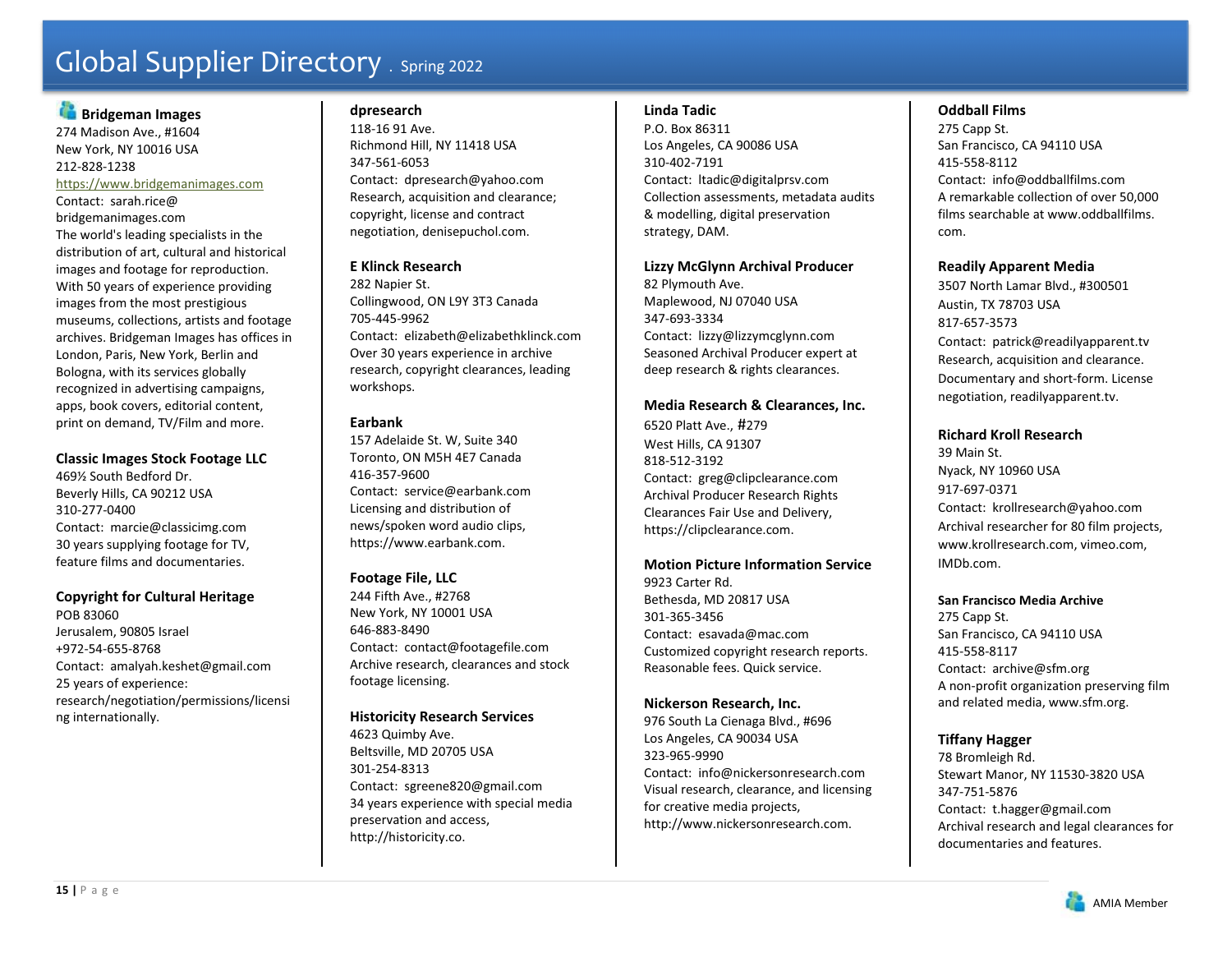# Global Supplier Directory . Spring 2022

**Bridgeman Images**
274 Madison Ave., #1604
New York, NY 10016 USA
212-828-1238
https://www.bridgemanimages.com
Contact: sarah.rice@bridgemanimages.com
The world's leading specialists in the distribution of art, cultural and historical images and footage for reproduction. With 50 years of experience providing images from the most prestigious museums, collections, artists and footage archives. Bridgeman Images has offices in London, Paris, New York, Berlin and Bologna, with its services globally recognized in advertising campaigns, apps, book covers, editorial content, print on demand, TV/Film and more.

**Classic Images Stock Footage LLC**
469½ South Bedford Dr.
Beverly Hills, CA 90212 USA
310-277-0400
Contact: marcie@classicimg.com
30 years supplying footage for TV, feature films and documentaries.

**Copyright for Cultural Heritage**
POB 83060
Jerusalem, 90805 Israel
+972-54-655-8768
Contact: amalyah.keshet@gmail.com
25 years of experience: research/negotiation/permissions/licensing internationally.

**dpresearch**
118-16 91 Ave.
Richmond Hill, NY 11418 USA
347-561-6053
Contact: dpresearch@yahoo.com
Research, acquisition and clearance; copyright, license and contract negotiation, denisepuchol.com.

**E Klinck Research**
282 Napier St.
Collingwood, ON L9Y 3T3 Canada
705-445-9962
Contact: elizabeth@elizabethklinck.com
Over 30 years experience in archive research, copyright clearances, leading workshops.

**Earbank**
157 Adelaide St. W, Suite 340
Toronto, ON M5H 4E7 Canada
416-357-9600
Contact: service@earbank.com
Licensing and distribution of news/spoken word audio clips, https://www.earbank.com.

**Footage File, LLC**
244 Fifth Ave., #2768
New York, NY 10001 USA
646-883-8490
Contact: contact@footagefile.com
Archive research, clearances and stock footage licensing.

**Historicity Research Services**
4623 Quimby Ave.
Beltsville, MD 20705 USA
301-254-8313
Contact: sgreene820@gmail.com
34 years experience with special media preservation and access, http://historicity.co.

**Linda Tadic**
P.O. Box 86311
Los Angeles, CA 90086 USA
310-402-7191
Contact: ltadic@digitalprsv.com
Collection assessments, metadata audits & modelling, digital preservation strategy, DAM.

**Lizzy McGlynn Archival Producer**
82 Plymouth Ave.
Maplewood, NJ 07040 USA
347-693-3334
Contact: lizzy@lizzymcglynn.com
Seasoned Archival Producer expert at deep research & rights clearances.

**Media Research & Clearances, Inc.**
6520 Platt Ave., #279
West Hills, CA 91307
818-512-3192
Contact: greg@clipclearance.com
Archival Producer Research Rights Clearances Fair Use and Delivery, https://clipclearance.com.

**Motion Picture Information Service**
9923 Carter Rd.
Bethesda, MD 20817 USA
301-365-3456
Contact: esavada@mac.com
Customized copyright research reports. Reasonable fees. Quick service.

**Nickerson Research, Inc.**
976 South La Cienaga Blvd., #696
Los Angeles, CA 90034 USA
323-965-9990
Contact: info@nickersonresearch.com
Visual research, clearance, and licensing for creative media projects, http://www.nickersonresearch.com.

**Oddball Films**
275 Capp St.
San Francisco, CA 94110 USA
415-558-8112
Contact: info@oddballfilms.com
A remarkable collection of over 50,000 films searchable at www.oddballfilms.com.

**Readily Apparent Media**
3507 North Lamar Blvd., #300501
Austin, TX 78703 USA
817-657-3573
Contact: patrick@readilyapparent.tv
Research, acquisition and clearance. Documentary and short-form. License negotiation, readilyapparent.tv.

**Richard Kroll Research**
39 Main St.
Nyack, NY 10960 USA
917-697-0371
Contact: krollresearch@yahoo.com
Archival researcher for 80 film projects, www.krollresearch.com, vimeo.com, IMDb.com.

**San Francisco Media Archive**
275 Capp St.
San Francisco, CA 94110 USA
415-558-8117
Contact: archive@sfm.org
A non-profit organization preserving film and related media, www.sfm.org.

**Tiffany Hagger**
78 Bromleigh Rd.
Stewart Manor, NY 11530-3820 USA
347-751-5876
Contact: t.hagger@gmail.com
Archival research and legal clearances for documentaries and features.

AMIA Member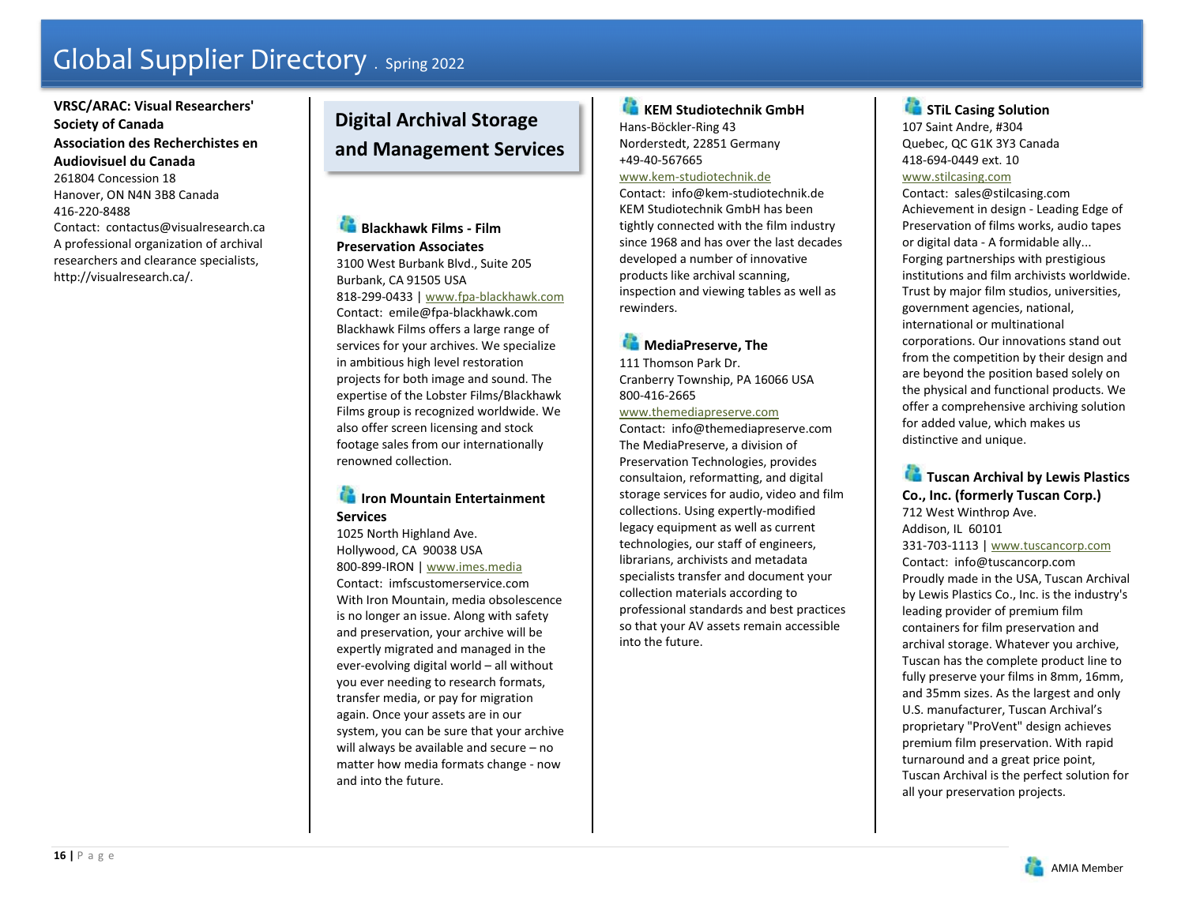**VRSC/ARAC: Visual Researchers' Society of Canada Association des Recherchistes en Audiovisuel du Canada**
261804 Concession 18
Hanover, ON N4N 3B8 Canada
416-220-8488
Contact: contactus@visualresearch.ca
A professional organization of archival researchers and clearance specialists, http://visualresearch.ca/.

## Digital Archival Storage and Management Services

### Blackhawk Films - Film Preservation Associates
3100 West Burbank Blvd., Suite 205
Burbank, CA 91505 USA
818-299-0433 | www.fpa-blackhawk.com
Contact: emile@fpa-blackhawk.com
Blackhawk Films offers a large range of services for your archives. We specialize in ambitious high level restoration projects for both image and sound. The expertise of the Lobster Films/Blackhawk Films group is recognized worldwide. We also offer screen licensing and stock footage sales from our internationally renowned collection.

### Iron Mountain Entertainment Services
1025 North Highland Ave.
Hollywood, CA 90038 USA
800-899-IRON | www.imes.media
Contact: imfscustomerservice.com
With Iron Mountain, media obsolescence is no longer an issue. Along with safety and preservation, your archive will be expertly migrated and managed in the ever-evolving digital world – all without you ever needing to research formats, transfer media, or pay for migration again. Once your assets are in our system, you can be sure that your archive will always be available and secure – no matter how media formats change - now and into the future.

### KEM Studiotechnik GmbH
Hans-Böckler-Ring 43
Norderstedt, 22851 Germany
+49-40-567665
www.kem-studiotechnik.de
Contact: info@kem-studiotechnik.de
KEM Studiotechnik GmbH has been tightly connected with the film industry since 1968 and has over the last decades developed a number of innovative products like archival scanning, inspection and viewing tables as well as rewinders.

### MediaPreserve, The
111 Thomson Park Dr.
Cranberry Township, PA 16066 USA
800-416-2665
www.themediapreserve.com
Contact: info@themediapreserve.com
The MediaPreserve, a division of Preservation Technologies, provides consultaion, reformatting, and digital storage services for audio, video and film collections. Using expertly-modified legacy equipment as well as current technologies, our staff of engineers, librarians, archivists and metadata specialists transfer and document your collection materials according to professional standards and best practices so that your AV assets remain accessible into the future.

### STiL Casing Solution
107 Saint Andre, #304
Quebec, QC G1K 3Y3 Canada
418-694-0449 ext. 10
www.stilcasing.com
Contact: sales@stilcasing.com
Achievement in design - Leading Edge of Preservation of films works, audio tapes or digital data - A formidable ally... Forging partnerships with prestigious institutions and film archivists worldwide. Trust by major film studios, universities, government agencies, national, international or multinational corporations. Our innovations stand out from the competition by their design and are beyond the position based solely on the physical and functional products. We offer a comprehensive archiving solution for added value, which makes us distinctive and unique.

### Tuscan Archival by Lewis Plastics Co., Inc. (formerly Tuscan Corp.)
712 West Winthrop Ave.
Addison, IL 60101
331-703-1113 | www.tuscancorp.com
Contact: info@tuscancorp.com
Proudly made in the USA, Tuscan Archival by Lewis Plastics Co., Inc. is the industry's leading provider of premium film containers for film preservation and archival storage. Whatever you archive, Tuscan has the complete product line to fully preserve your films in 8mm, 16mm, and 35mm sizes. As the largest and only U.S. manufacturer, Tuscan Archival's proprietary "ProVent" design achieves premium film preservation. With rapid turnaround and a great price point, Tuscan Archival is the perfect solution for all your preservation projects.

AMIA Member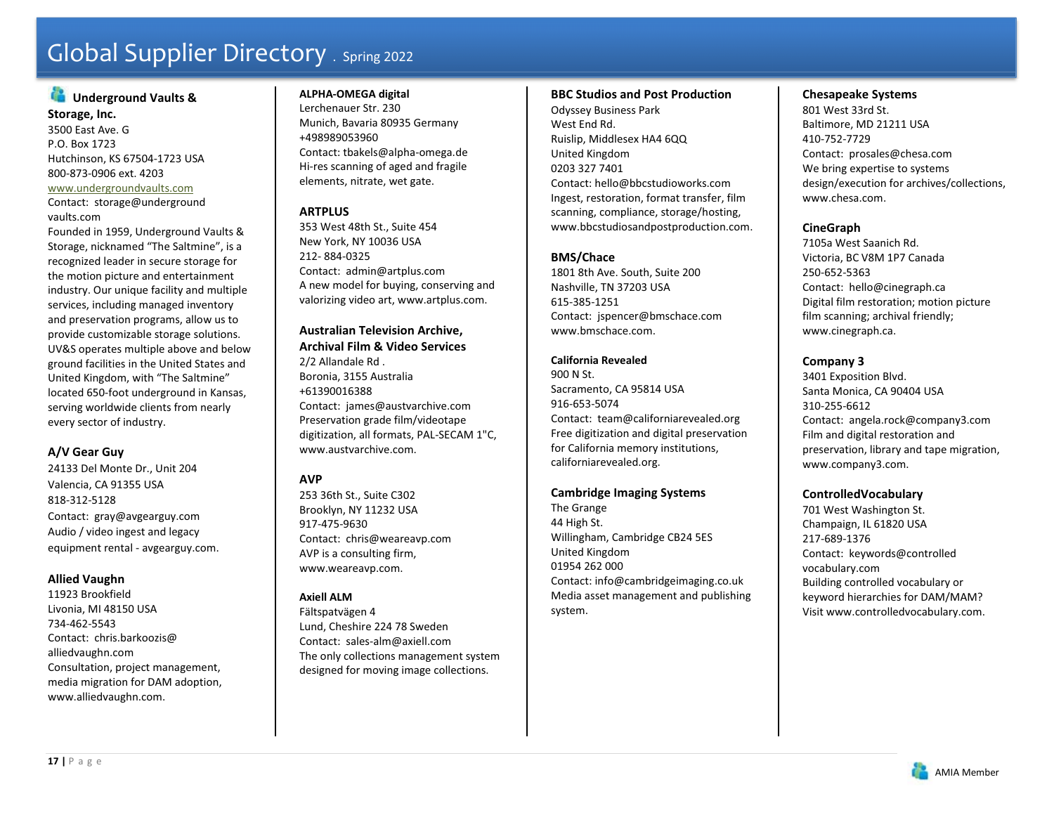# Global Supplier Directory . Spring 2022

### Underground Vaults & Storage, Inc.

3500 East Ave. G
P.O. Box 1723
Hutchinson, KS 67504-1723 USA
800-873-0906 ext. 4203
www.undergroundvaults.com
Contact: storage@underground vaults.com
Founded in 1959, Underground Vaults & Storage, nicknamed “The Saltmine”, is a recognized leader in secure storage for the motion picture and entertainment industry. Our unique facility and multiple services, including managed inventory and preservation programs, allow us to provide customizable storage solutions. UV&S operates multiple above and below ground facilities in the United States and United Kingdom, with “The Saltmine” located 650-foot underground in Kansas, serving worldwide clients from nearly every sector of industry.

### A/V Gear Guy

24133 Del Monte Dr., Unit 204
Valencia, CA 91355 USA
818-312-5128
Contact: gray@avgearguy.com
Audio / video ingest and legacy equipment rental - avgearguy.com.

### Allied Vaughn

11923 Brookfield
Livonia, MI 48150 USA
734-462-5543
Contact: chris.barkoozis@ alliedvaughn.com
Consultation, project management, media migration for DAM adoption, www.alliedvaughn.com.

### ALPHA-OMEGA digital

Lerchenauer Str. 230
Munich, Bavaria 80935 Germany
+498989053960
Contact: tbakels@alpha-omega.de
Hi-res scanning of aged and fragile elements, nitrate, wet gate.

### ARTPLUS

353 West 48th St., Suite 454
New York, NY 10036 USA
212- 884-0325
Contact: admin@artplus.com
A new model for buying, conserving and valorizing video art, www.artplus.com.

### Australian Television Archive, Archival Film & Video Services

2/2 Allandale Rd .
Boronia, 3155 Australia
+61390016388
Contact: james@austvarchive.com
Preservation grade film/videotape digitization, all formats, PAL-SECAM 1"C, www.austvarchive.com.

### AVP

253 36th St., Suite C302
Brooklyn, NY 11232 USA
917-475-9630
Contact: chris@weareavp.com
AVP is a consulting firm, www.weareavp.com.

### Axiell ALM

Fältspatvägen 4
Lund, Cheshire 224 78 Sweden
Contact: sales-alm@axiell.com
The only collections management system designed for moving image collections.

### BBC Studios and Post Production

Odyssey Business Park
West End Rd.
Ruislip, Middlesex HA4 6QQ
United Kingdom
0203 327 7401
Contact: hello@bbcstudioworks.com
Ingest, restoration, format transfer, film scanning, compliance, storage/hosting, www.bbcstudiosandpostproduction.com.

### BMS/Chace

1801 8th Ave. South, Suite 200
Nashville, TN 37203 USA
615-385-1251
Contact: jspencer@bmschace.com
www.bmschace.com.

### California Revealed

900 N St.
Sacramento, CA 95814 USA
916-653-5074
Contact: team@californiarevealed.org
Free digitization and digital preservation for California memory institutions, californiarevealed.org.

### Cambridge Imaging Systems

The Grange
44 High St.
Willingham, Cambridge CB24 5ES
United Kingdom
01954 262 000
Contact: info@cambridgeimaging.co.uk
Media asset management and publishing system.

### Chesapeake Systems

801 West 33rd St.
Baltimore, MD 21211 USA
410-752-7729
Contact: prosales@chesa.com
We bring expertise to systems design/execution for archives/collections, www.chesa.com.

### CineGraph

7105a West Saanich Rd.
Victoria, BC V8M 1P7 Canada
250-652-5363
Contact: hello@cinegraph.ca
Digital film restoration; motion picture film scanning; archival friendly; www.cinegraph.ca.

### Company 3

3401 Exposition Blvd.
Santa Monica, CA 90404 USA
310-255-6612
Contact: angela.rock@company3.com
Film and digital restoration and preservation, library and tape migration, www.company3.com.

### ControlledVocabulary

701 West Washington St.
Champaign, IL 61820 USA
217-689-1376
Contact: keywords@controlled vocabulary.com
Building controlled vocabulary or keyword hierarchies for DAM/MAM? Visit www.controlledvocabulary.com.

AMIA Member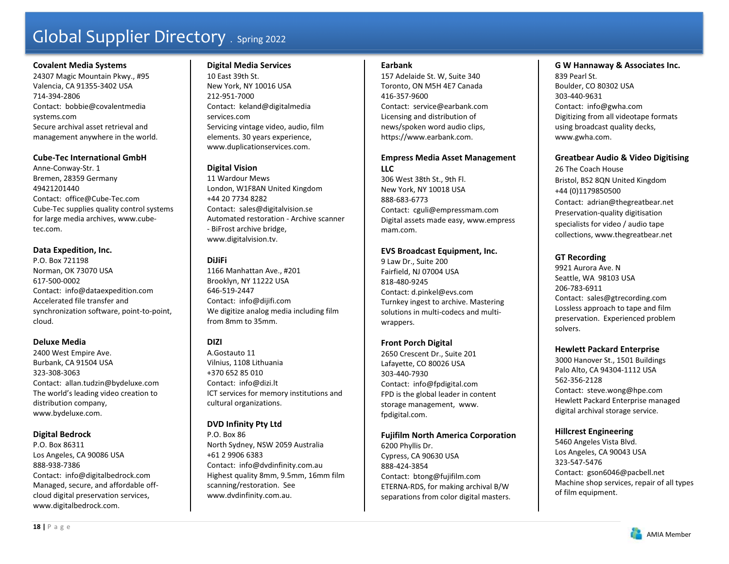# Global Supplier Directory . Spring 2022

**Covalent Media Systems**
24307 Magic Mountain Pkwy., #95
Valencia, CA 91355-3402 USA
714-394-2806
Contact: bobbie@covalentmedia systems.com
Secure archival asset retrieval and management anywhere in the world.

**Cube-Tec International GmbH**
Anne-Conway-Str. 1
Bremen, 28359 Germany
49421201440
Contact: office@Cube-Tec.com
Cube-Tec supplies quality control systems for large media archives, www.cube-tec.com.

**Data Expedition, Inc.**
P.O. Box 721198
Norman, OK 73070 USA
617-500-0002
Contact: info@dataexpedition.com
Accelerated file transfer and synchronization software, point-to-point, cloud.

**Deluxe Media**
2400 West Empire Ave.
Burbank, CA 91504 USA
323-308-3063
Contact: allan.tudzin@bydeluxe.com
The world's leading video creation to distribution company, www.bydeluxe.com.

**Digital Bedrock**
P.O. Box 86311
Los Angeles, CA 90086 USA
888-938-7386
Contact: info@digitalbedrock.com
Managed, secure, and affordable off-cloud digital preservation services, www.digitalbedrock.com.

**Digital Media Services**
10 East 39th St.
New York, NY 10016 USA
212-951-7000
Contact: keland@digitalmedia services.com
Servicing vintage video, audio, film elements. 30 years experience, www.duplicationservices.com.

**Digital Vision**
11 Wardour Mews
London, W1F8AN United Kingdom
+44 20 7734 8282
Contact: sales@digitalvision.se
Automated restoration - Archive scanner - BiFrost archive bridge, www.digitalvision.tv.

**DiJiFi**
1166 Manhattan Ave., #201
Brooklyn, NY 11222 USA
646-519-2447
Contact: info@dijifi.com
We digitize analog media including film from 8mm to 35mm.

**DIZI**
A.Gostauto 11
Vilnius, 1108 Lithuania
+370 652 85 010
Contact: info@dizi.lt
ICT services for memory institutions and cultural organizations.

**DVD Infinity Pty Ltd**
P.O. Box 86
North Sydney, NSW 2059 Australia
+61 2 9906 6383
Contact: info@dvdinfinity.com.au
Highest quality 8mm, 9.5mm, 16mm film scanning/restoration. See www.dvdinfinity.com.au.

**Earbank**
157 Adelaide St. W, Suite 340
Toronto, ON M5H 4E7 Canada
416-357-9600
Contact: service@earbank.com
Licensing and distribution of news/spoken word audio clips, https://www.earbank.com.

**Empress Media Asset Management LLC**
306 West 38th St., 9th Fl.
New York, NY 10018 USA
888-683-6773
Contact: cguli@empressmam.com
Digital assets made easy, www.empress mam.com.

**EVS Broadcast Equipment, Inc.**
9 Law Dr., Suite 200
Fairfield, NJ 07004 USA
818-480-9245
Contact: d.pinkel@evs.com
Turnkey ingest to archive. Mastering solutions in multi-codecs and multi-wrappers.

**Front Porch Digital**
2650 Crescent Dr., Suite 201
Lafayette, CO 80026 USA
303-440-7930
Contact: info@fpdigital.com
FPD is the global leader in content storage management, www. fpdigital.com.

**Fujifilm North America Corporation**
6200 Phyllis Dr.
Cypress, CA 90630 USA
888-424-3854
Contact: btong@fujifilm.com
ETERNA-RDS, for making archival B/W separations from color digital masters.

**G W Hannaway & Associates Inc.**
839 Pearl St.
Boulder, CO 80302 USA
303-440-9631
Contact: info@gwha.com
Digitizing from all videotape formats using broadcast quality decks, www.gwha.com.

**Greatbear Audio & Video Digitising**
26 The Coach House
Bristol, BS2 8QN United Kingdom
+44 (0)1179850500
Contact: adrian@thegreatbear.net
Preservation-quality digitisation specialists for video / audio tape collections, www.thegreatbear.net

**GT Recording**
9921 Aurora Ave. N
Seattle, WA 98103 USA
206-783-6911
Contact: sales@gtrecording.com
Lossless approach to tape and film preservation. Experienced problem solvers.

**Hewlett Packard Enterprise**
3000 Hanover St., 1501 Buildings
Palo Alto, CA 94304-1112 USA
562-356-2128
Contact: steve.wong@hpe.com
Hewlett Packard Enterprise managed digital archival storage service.

**Hillcrest Engineering**
5460 Angeles Vista Blvd.
Los Angeles, CA 90043 USA
323-547-5476
Contact: gson6046@pacbell.net
Machine shop services, repair of all types of film equipment.

AMIA Member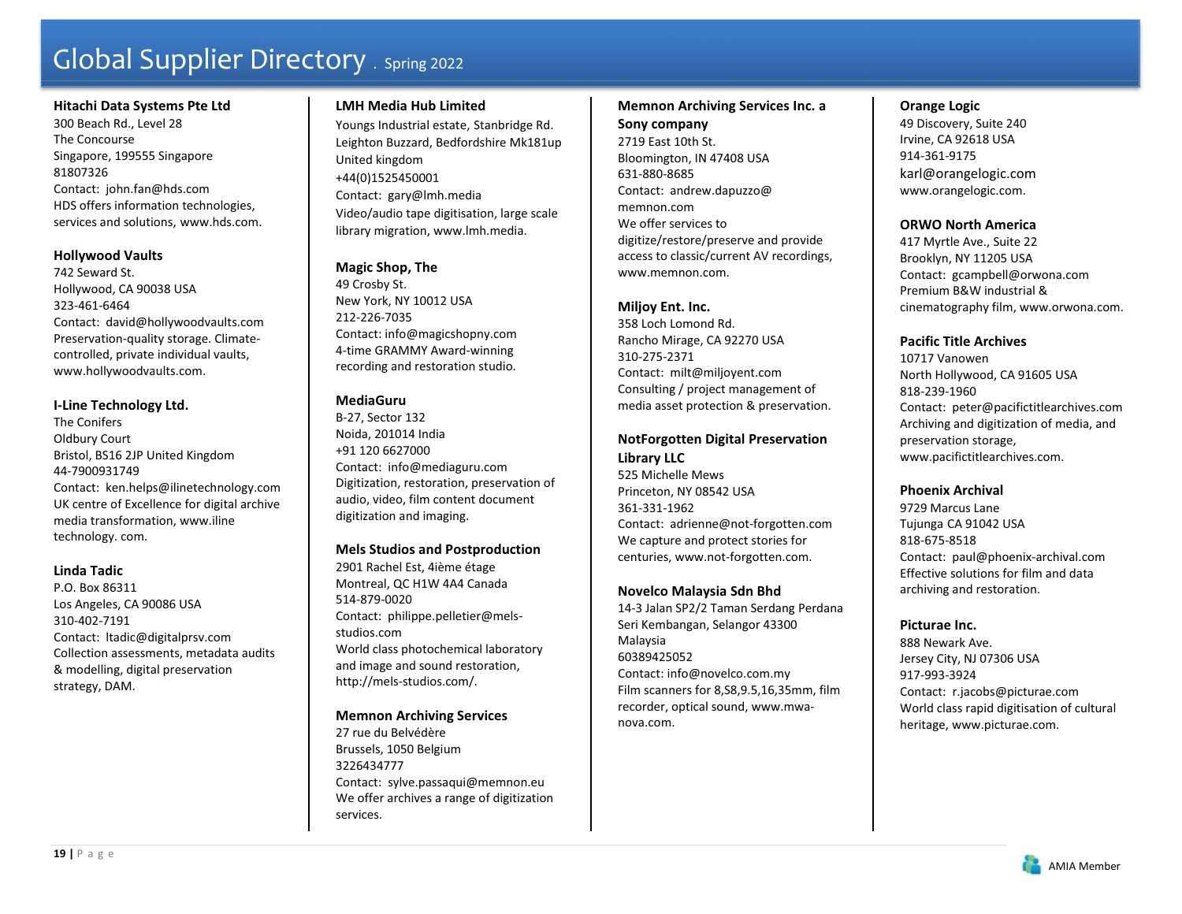# Global Supplier Directory . Spring 2022

**Hitachi Data Systems Pte Ltd**
300 Beach Rd., Level 28
The Concourse
Singapore, 199555 Singapore
81807326
Contact: john.fan@hds.com
HDS offers information technologies, services and solutions, www.hds.com.

**Hollywood Vaults**
742 Seward St.
Hollywood, CA 90038 USA
323-461-6464
Contact: david@hollywoodvaults.com
Preservation-quality storage. Climate-controlled, private individual vaults, www.hollywoodvaults.com.

**I-Line Technology Ltd.**
The Conifers
Oldbury Court
Bristol, BS16 2JP United Kingdom
44-7900931749
Contact: ken.helps@ilinetechnology.com
UK centre of Excellence for digital archive media transformation, www.iline technology. com.

**Linda Tadic**
P.O. Box 86311
Los Angeles, CA 90086 USA
310-402-7191
Contact: ltadic@digitalprsv.com
Collection assessments, metadata audits & modelling, digital preservation strategy, DAM.

**LMH Media Hub Limited**
Youngs Industrial estate, Stanbridge Rd.
Leighton Buzzard, Bedfordshire Mk181up
United kingdom
+44(0)1525450001
Contact: gary@lmh.media
Video/audio tape digitisation, large scale library migration, www.lmh.media.

**Magic Shop, The**
49 Crosby St.
New York, NY 10012 USA
212-226-7035
Contact: info@magicshopny.com
4-time GRAMMY Award-winning recording and restoration studio.

**MediaGuru**
B-27, Sector 132
Noida, 201014 India
+91 120 6627000
Contact: info@mediaguru.com
Digitization, restoration, preservation of audio, video, film content document digitization and imaging.

**Mels Studios and Postproduction**
2901 Rachel Est, 4ième étage
Montreal, QC H1W 4A4 Canada
514-879-0020
Contact: philippe.pelletier@mels-studios.com
World class photochemical laboratory and image and sound restoration, http://mels-studios.com/.

**Memnon Archiving Services**
27 rue du Belvédère
Brussels, 1050 Belgium
3226434777
Contact: sylve.passaqui@memnon.eu
We offer archives a range of digitization services.

**Memnon Archiving Services Inc. a Sony company**
2719 East 10th St.
Bloomington, IN 47408 USA
631-880-8685
Contact: andrew.dapuzzo@memnon.com
We offer services to digitize/restore/preserve and provide access to classic/current AV recordings, www.memnon.com.

**Miljoy Ent. Inc.**
358 Loch Lomond Rd.
Rancho Mirage, CA 92270 USA
310-275-2371
Contact: milt@miljoyent.com
Consulting / project management of media asset protection & preservation.

**NotForgotten Digital Preservation Library LLC**
525 Michelle Mews
Princeton, NY 08542 USA
361-331-1962
Contact: adrienne@not-forgotten.com
We capture and protect stories for centuries, www.not-forgotten.com.

**Novelco Malaysia Sdn Bhd**
14-3 Jalan SP2/2 Taman Serdang Perdana
Seri Kembangan, Selangor 43300
Malaysia
60389425052
Contact: info@novelco.com.my
Film scanners for 8,S8,9.5,16,35mm, film recorder, optical sound, www.mwa-nova.com.

**Orange Logic**
49 Discovery, Suite 240
Irvine, CA 92618 USA
914-361-9175
karl@orangelogic.com
www.orangelogic.com.

**ORWO North America**
417 Myrtle Ave., Suite 22
Brooklyn, NY 11205 USA
Contact: gcampbell@orwona.com
Premium B&W industrial & cinematography film, www.orwona.com.

**Pacific Title Archives**
10717 Vanowen
North Hollywood, CA 91605 USA
818-239-1960
Contact: peter@pacifictitlearchives.com
Archiving and digitization of media, and preservation storage, www.pacifictitlearchives.com.

**Phoenix Archival**
9729 Marcus Lane
Tujunga CA 91042 USA
818-675-8518
Contact: paul@phoenix-archival.com
Effective solutions for film and data archiving and restoration.

**Picturae Inc.**
888 Newark Ave.
Jersey City, NJ 07306 USA
917-993-3924
Contact: r.jacobs@picturae.com
World class rapid digitisation of cultural heritage, www.picturae.com.

AMIA Member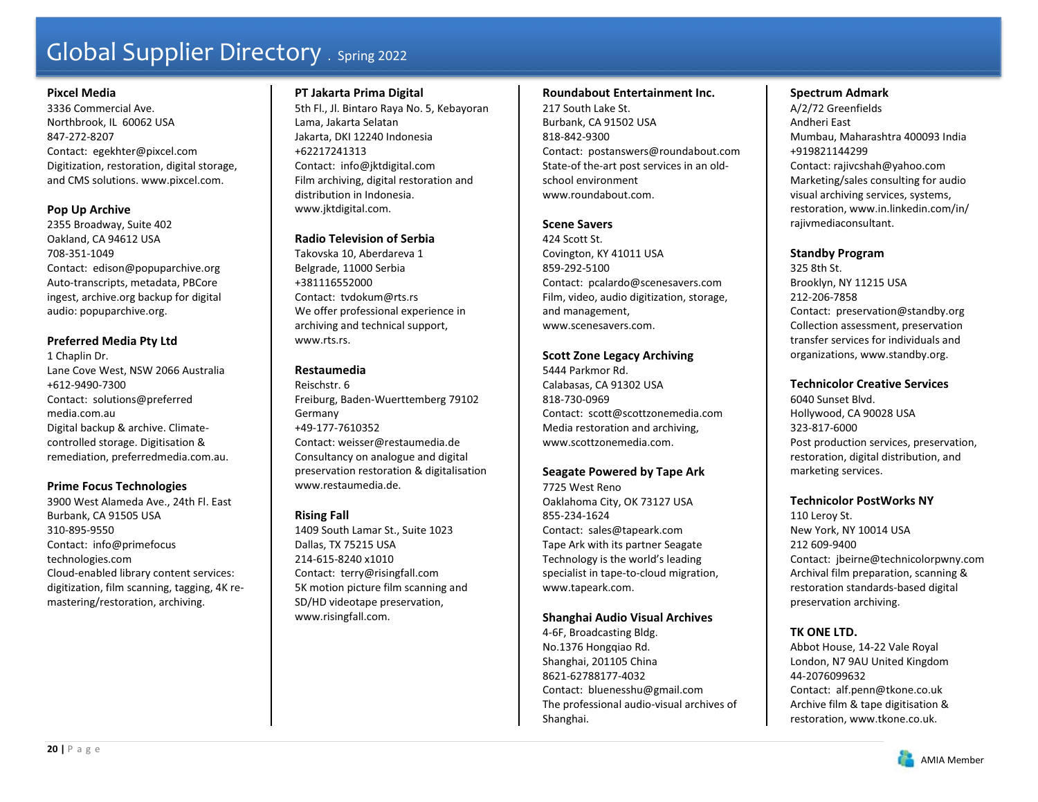# Global Supplier Directory . Spring 2022

**Pixcel Media**
3336 Commercial Ave.
Northbrook, IL 60062 USA
847-272-8207
Contact: egekhter@pixcel.com
Digitization, restoration, digital storage, and CMS solutions. www.pixcel.com.

**Pop Up Archive**
2355 Broadway, Suite 402
Oakland, CA 94612 USA
708-351-1049
Contact: edison@popuparchive.org
Auto-transcripts, metadata, PBCore ingest, archive.org backup for digital audio: popuparchive.org.

**Preferred Media Pty Ltd**
1 Chaplin Dr.
Lane Cove West, NSW 2066 Australia
+612-9490-7300
Contact: solutions@preferred media.com.au
Digital backup & archive. Climate-controlled storage. Digitisation & remediation, preferredmedia.com.au.

**Prime Focus Technologies**
3900 West Alameda Ave., 24th Fl. East
Burbank, CA 91505 USA
310-895-9550
Contact: info@primefocus technologies.com
Cloud-enabled library content services: digitization, film scanning, tagging, 4K re-mastering/restoration, archiving.

**PT Jakarta Prima Digital**
5th Fl., Jl. Bintaro Raya No. 5, Kebayoran Lama, Jakarta Selatan
Jakarta, DKI 12240 Indonesia
+62217241313
Contact: info@jktdigital.com
Film archiving, digital restoration and distribution in Indonesia. www.jktdigital.com.

**Radio Television of Serbia**
Takovska 10, Aberdareva 1
Belgrade, 11000 Serbia
+381116552000
Contact: tvdokum@rts.rs
We offer professional experience in archiving and technical support, www.rts.rs.

**Restaumedia**
Reischstr. 6
Freiburg, Baden-Wuerttemberg 79102 Germany
+49-177-7610352
Contact: weisser@restaumedia.de
Consultancy on analogue and digital preservation restoration & digitalisation www.restaumedia.de.

**Rising Fall**
1409 South Lamar St., Suite 1023
Dallas, TX 75215 USA
214-615-8240 x1010
Contact: terry@risingfall.com
5K motion picture film scanning and SD/HD videotape preservation, www.risingfall.com.

**Roundabout Entertainment Inc.**
217 South Lake St.
Burbank, CA 91502 USA
818-842-9300
Contact: postanswers@roundabout.com
State-of the-art post services in an old-school environment www.roundabout.com.

**Scene Savers**
424 Scott St.
Covington, KY 41011 USA
859-292-5100
Contact: pcalardo@scenesavers.com
Film, video, audio digitization, storage, and management, www.scenesavers.com.

**Scott Zone Legacy Archiving**
5444 Parkmor Rd.
Calabasas, CA 91302 USA
818-730-0969
Contact: scott@scottzonemedia.com
Media restoration and archiving, www.scottzonemedia.com.

**Seagate Powered by Tape Ark**
7725 West Reno
Oaklahoma City, OK 73127 USA
855-234-1624
Contact: sales@tapeark.com
Tape Ark with its partner Seagate Technology is the world's leading specialist in tape-to-cloud migration, www.tapeark.com.

**Shanghai Audio Visual Archives**
4-6F, Broadcasting Bldg.
No.1376 Hongqiao Rd.
Shanghai, 201105 China
8621-62788177-4032
Contact: bluenesshu@gmail.com
The professional audio-visual archives of Shanghai.

**Spectrum Admark**
A/2/72 Greenfields
Andheri East
Mumbau, Maharashtra 400093 India
+919821144299
Contact: rajivcshah@yahoo.com
Marketing/sales consulting for audio visual archiving services, systems, restoration, www.in.linkedin.com/in/rajivmediaconsultant.

**Standby Program**
325 8th St.
Brooklyn, NY 11215 USA
212-206-7858
Contact: preservation@standby.org
Collection assessment, preservation transfer services for individuals and organizations, www.standby.org.

**Technicolor Creative Services**
6040 Sunset Blvd.
Hollywood, CA 90028 USA
323-817-6000
Post production services, preservation, restoration, digital distribution, and marketing services.

**Technicolor PostWorks NY**
110 Leroy St.
New York, NY 10014 USA
212 609-9400
Contact: jbeirne@technicolorpwny.com
Archival film preparation, scanning & restoration standards-based digital preservation archiving.

**TK ONE LTD.**
Abbot House, 14-22 Vale Royal
London, N7 9AU United Kingdom
44-2076099632
Contact: alf.penn@tkone.co.uk
Archive film & tape digitisation & restoration, www.tkone.co.uk.

AMIA Member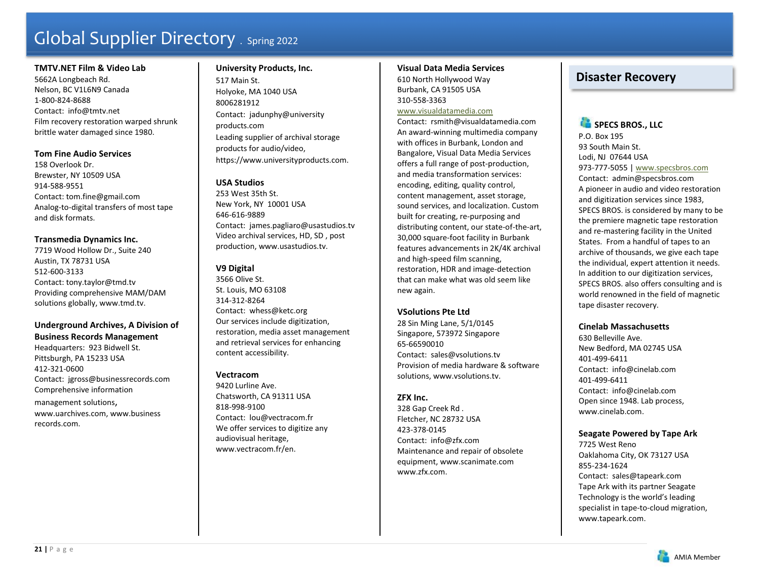# Global Supplier Directory. Spring 2022

**TMTV.NET Film & Video Lab**
5662A Longbeach Rd.
Nelson, BC V1L6N9 Canada
1-800-824-8688
Contact: info@tmtv.net
Film recovery restoration warped shrunk brittle water damaged since 1980.

**Tom Fine Audio Services**
158 Overlook Dr.
Brewster, NY 10509 USA
914-588-9551
Contact: tom.fine@gmail.com
Analog-to-digital transfers of most tape and disk formats.

**Transmedia Dynamics Inc.**
7719 Wood Hollow Dr., Suite 240
Austin, TX 78731 USA
512-600-3133
Contact: tony.taylor@tmd.tv
Providing comprehensive MAM/DAM solutions globally, www.tmd.tv.

**Underground Archives, A Division of Business Records Management**
Headquarters: 923 Bidwell St.
Pittsburgh, PA 15233 USA
412-321-0600
Contact: jgross@businessrecords.com
Comprehensive information management solutions, www.uarchives.com, www.business records.com.

**University Products, Inc.**
517 Main St.
Holyoke, MA 1040 USA
8006281912
Contact: jadunphy@university products.com
Leading supplier of archival storage products for audio/video, https://www.universityproducts.com.

**USA Studios**
253 West 35th St.
New York, NY 10001 USA
646-616-9889
Contact: james.pagliaro@usastudios.tv
Video archival services, HD, SD , post production, www.usastudios.tv.

**V9 Digital**
3566 Olive St.
St. Louis, MO 63108
314-312-8264
Contact: whess@ketc.org
Our services include digitization, restoration, media asset management and retrieval services for enhancing content accessibility.

**Vectracom**
9420 Lurline Ave.
Chatsworth, CA 91311 USA
818-998-9100
Contact: lou@vectracom.fr
We offer services to digitize any audiovisual heritage, www.vectracom.fr/en.

**Visual Data Media Services**
610 North Hollywood Way
Burbank, CA 91505 USA
310-558-3363
www.visualdatamedia.com
Contact: rsmith@visualdatamedia.com
An award-winning multimedia company with offices in Burbank, London and Bangalore, Visual Data Media Services offers a full range of post-production, and media transformation services: encoding, editing, quality control, content management, asset storage, sound services, and localization. Custom built for creating, re-purposing and distributing content, our state-of-the-art, 30,000 square-foot facility in Burbank features advancements in 2K/4K archival and high-speed film scanning, restoration, HDR and image-detection that can make what was old seem like new again.

**VSolutions Pte Ltd**
28 Sin Ming Lane, 5/1/0145
Singapore, 573972 Singapore
65-66590010
Contact: sales@vsolutions.tv
Provision of media hardware & software solutions, www.vsolutions.tv.

**ZFX Inc.**
328 Gap Creek Rd .
Fletcher, NC 28732 USA
423-378-0145
Contact: info@zfx.com
Maintenance and repair of obsolete equipment, www.scanimate.com www.zfx.com.

## Disaster Recovery

**SPECS BROS., LLC**
P.O. Box 195
93 South Main St.
Lodi, NJ 07644 USA
973-777-5055 | www.specsbros.com
Contact: admin@specsbros.com
A pioneer in audio and video restoration and digitization services since 1983, SPECS BROS. is considered by many to be the premiere magnetic tape restoration and re-mastering facility in the United States. From a handful of tapes to an archive of thousands, we give each tape the individual, expert attention it needs. In addition to our digitization services, SPECS BROS. also offers consulting and is world renowned in the field of magnetic tape disaster recovery.

**Cinelab Massachusetts**
630 Belleville Ave.
New Bedford, MA 02745 USA
401-499-6411
Contact: info@cinelab.com
401-499-6411
Contact: info@cinelab.com
Open since 1948. Lab process, www.cinelab.com.

**Seagate Powered by Tape Ark**
7725 West Reno
Oaklahoma City, OK 73127 USA
855-234-1624
Contact: sales@tapeark.com
Tape Ark with its partner Seagate Technology is the world's leading specialist in tape-to-cloud migration, www.tapeark.com.

AMIA Member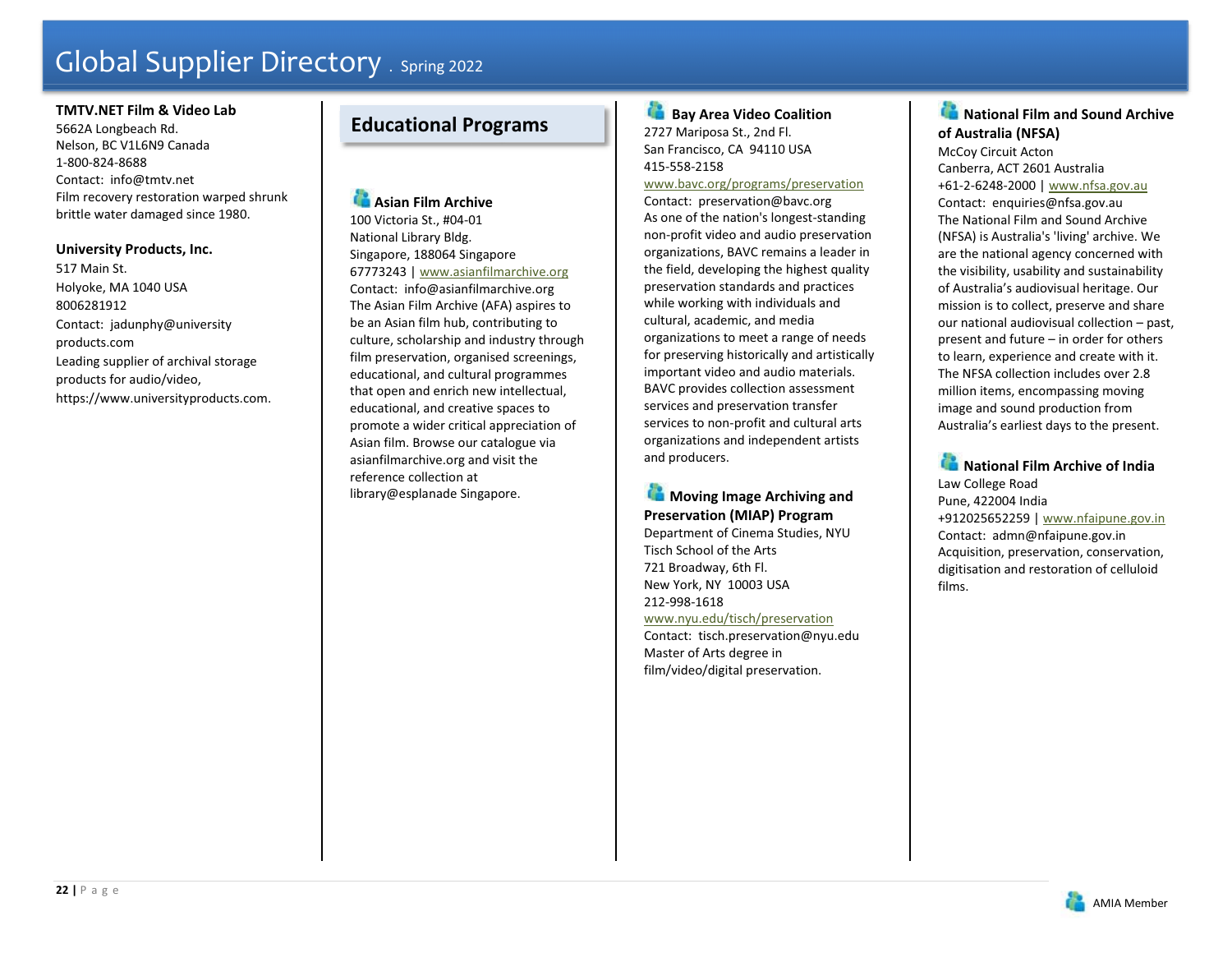**TMTV.NET Film & Video Lab**
5662A Longbeach Rd.
Nelson, BC V1L6N9 Canada
1-800-824-8688
Contact: info@tmtv.net
Film recovery restoration warped shrunk brittle water damaged since 1980.

**University Products, Inc.**
517 Main St.
Holyoke, MA 1040 USA
8006281912
Contact: jadunphy@university products.com
Leading supplier of archival storage products for audio/video, https://www.universityproducts.com.

## Educational Programs

**Asian Film Archive**
100 Victoria St., #04-01
National Library Bldg.
Singapore, 188064 Singapore
67773243 | www.asianfilmarchive.org
Contact: info@asianfilmarchive.org
The Asian Film Archive (AFA) aspires to be an Asian film hub, contributing to culture, scholarship and industry through film preservation, organised screenings, educational, and cultural programmes that open and enrich new intellectual, educational, and creative spaces to promote a wider critical appreciation of Asian film. Browse our catalogue via asianfilmarchive.org and visit the reference collection at library@esplanade Singapore.

**Bay Area Video Coalition**
2727 Mariposa St., 2nd Fl.
San Francisco, CA 94110 USA
415-558-2158
www.bavc.org/programs/preservation
Contact: preservation@bavc.org
As one of the nation's longest-standing non-profit video and audio preservation organizations, BAVC remains a leader in the field, developing the highest quality preservation standards and practices while working with individuals and cultural, academic, and media organizations to meet a range of needs for preserving historically and artistically important video and audio materials. BAVC provides collection assessment services and preservation transfer services to non-profit and cultural arts organizations and independent artists and producers.

**Moving Image Archiving and Preservation (MIAP) Program**
Department of Cinema Studies, NYU Tisch School of the Arts
721 Broadway, 6th Fl.
New York, NY 10003 USA
212-998-1618
www.nyu.edu/tisch/preservation
Contact: tisch.preservation@nyu.edu
Master of Arts degree in film/video/digital preservation.

**National Film and Sound Archive of Australia (NFSA)**
McCoy Circuit Acton
Canberra, ACT 2601 Australia
+61-2-6248-2000 | www.nfsa.gov.au
Contact: enquiries@nfsa.gov.au
The National Film and Sound Archive (NFSA) is Australia's 'living' archive. We are the national agency concerned with the visibility, usability and sustainability of Australia's audiovisual heritage. Our mission is to collect, preserve and share our national audiovisual collection – past, present and future – in order for others to learn, experience and create with it. The NFSA collection includes over 2.8 million items, encompassing moving image and sound production from Australia's earliest days to the present.

**National Film Archive of India**
Law College Road
Pune, 422004 India
+912025652259 | www.nfaipune.gov.in
Contact: admn@nfaipune.gov.in
Acquisition, preservation, conservation, digitisation and restoration of celluloid films.

AMIA Member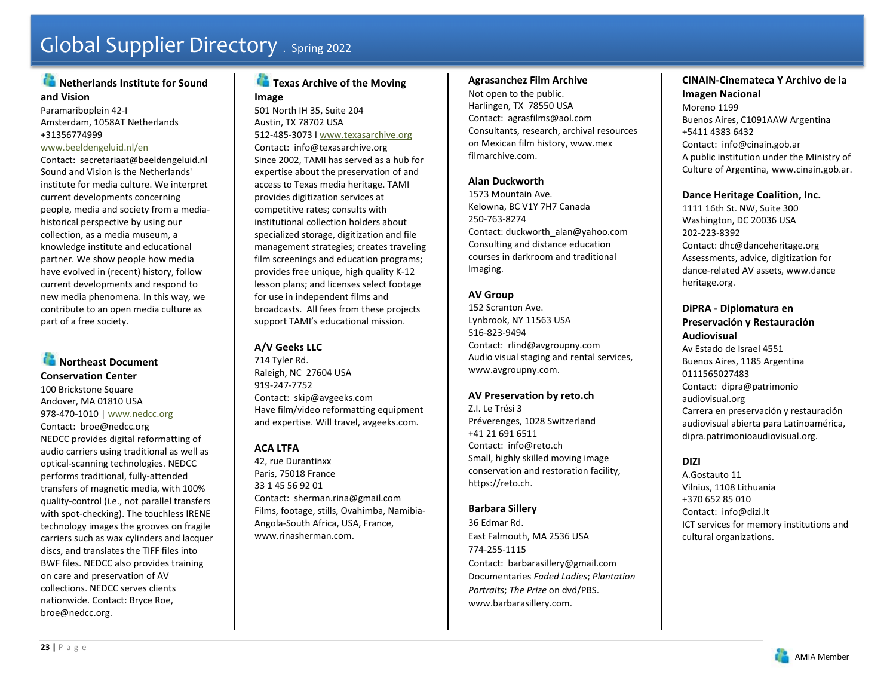# Global Supplier Directory . Spring 2022

### Netherlands Institute for Sound and Vision

Paramariboplein 42-I
Amsterdam, 1058AT Netherlands
+31356774999
www.beeldengeluid.nl/en
Contact: secretariaat@beeldengeluid.nl
Sound and Vision is the Netherlands' institute for media culture. We interpret current developments concerning people, media and society from a media-historical perspective by using our collection, as a media museum, a knowledge institute and educational partner. We show people how media have evolved in (recent) history, follow current developments and respond to new media phenomena. In this way, we contribute to an open media culture as part of a free society.

### Northeast Document Conservation Center

100 Brickstone Square
Andover, MA 01810 USA
978-470-1010 | www.nedcc.org
Contact: broe@nedcc.org
NEDCC provides digital reformatting of audio carriers using traditional as well as optical-scanning technologies. NEDCC performs traditional, fully-attended transfers of magnetic media, with 100% quality-control (i.e., not parallel transfers with spot-checking). The touchless IRENE technology images the grooves on fragile carriers such as wax cylinders and lacquer discs, and translates the TIFF files into BWF files. NEDCC also provides training on care and preservation of AV collections. NEDCC serves clients nationwide. Contact: Bryce Roe, broe@nedcc.org.

### Texas Archive of the Moving Image

501 North IH 35, Suite 204
Austin, TX 78702 USA
512-485-3073 I www.texasarchive.org
Contact: info@texasarchive.org
Since 2002, TAMI has served as a hub for expertise about the preservation of and access to Texas media heritage. TAMI provides digitization services at competitive rates; consults with institutional collection holders about specialized storage, digitization and file management strategies; creates traveling film screenings and education programs; provides free unique, high quality K-12 lesson plans; and licenses select footage for use in independent films and broadcasts. All fees from these projects support TAMI's educational mission.

### A/V Geeks LLC

714 Tyler Rd.
Raleigh, NC 27604 USA
919-247-7752
Contact: skip@avgeeks.com
Have film/video reformatting equipment and expertise. Will travel, avgeeks.com.

### ACA LTFA

42, rue Durantinxx
Paris, 75018 France
33 1 45 56 92 01
Contact: sherman.rina@gmail.com
Films, footage, stills, Ovahimba, Namibia-Angola-South Africa, USA, France, www.rinasherman.com.

### Agrasanchez Film Archive

Not open to the public.
Harlingen, TX 78550 USA
Contact: agrasfilms@aol.com
Consultants, research, archival resources on Mexican film history, www.mex filmarchive.com.

### Alan Duckworth

1573 Mountain Ave.
Kelowna, BC V1Y 7H7 Canada
250-763-8274
Contact: duckworth_alan@yahoo.com
Consulting and distance education courses in darkroom and traditional Imaging.

### AV Group

152 Scranton Ave.
Lynbrook, NY 11563 USA
516-823-9494
Contact: rlind@avgroupny.com
Audio visual staging and rental services, www.avgroupny.com.

### AV Preservation by reto.ch

Z.I. Le Trési 3
Préverenges, 1028 Switzerland
+41 21 691 6511
Contact: info@reto.ch
Small, highly skilled moving image conservation and restoration facility, https://reto.ch.

### Barbara Sillery

36 Edmar Rd.
East Falmouth, MA 2536 USA
774-255-1115
Contact: barbarasillery@gmail.com
Documentaries *Faded Ladies*; *Plantation Portraits*; *The Prize* on dvd/PBS. www.barbarasillery.com.

### CINAIN-Cinemateca Y Archivo de la Imagen Nacional

Moreno 1199
Buenos Aires, C1091AAW Argentina
+5411 4383 6432
Contact: info@cinain.gob.ar
A public institution under the Ministry of Culture of Argentina, www.cinain.gob.ar.

### Dance Heritage Coalition, Inc.

1111 16th St. NW, Suite 300
Washington, DC 20036 USA
202-223-8392
Contact: dhc@danceheritage.org
Assessments, advice, digitization for dance-related AV assets, www.dance heritage.org.

### DiPRA - Diplomatura en Preservación y Restauración Audiovisual

Av Estado de Israel 4551
Buenos Aires, 1185 Argentina
0111565027483
Contact: dipra@patrimonio audiovisual.org
Carrera en preservación y restauración audiovisual abierta para Latinoamérica, dipra.patrimonioaudiovisual.org.

### DIZI

A.Gostauto 11
Vilnius, 1108 Lithuania
+370 652 85 010
Contact: info@dizi.lt
ICT services for memory institutions and cultural organizations.

AMIA Member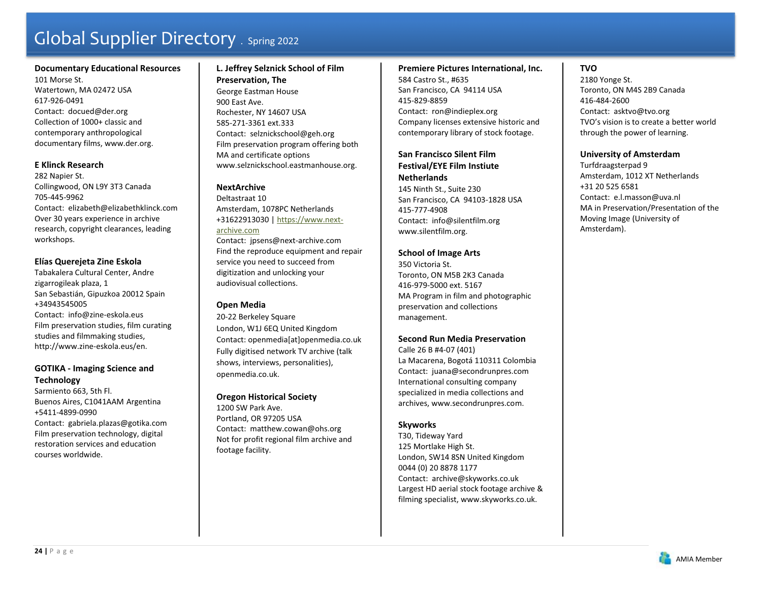# Global Supplier Directory . Spring 2022

**Documentary Educational Resources**
101 Morse St.
Watertown, MA 02472 USA
617-926-0491
Contact: docued@der.org
Collection of 1000+ classic and contemporary anthropological documentary films, www.der.org.

**E Klinck Research**
282 Napier St.
Collingwood, ON L9Y 3T3 Canada
705-445-9962
Contact: elizabeth@elizabethklinck.com
Over 30 years experience in archive research, copyright clearances, leading workshops.

**Elías Querejeta Zine Eskola**
Tabakalera Cultural Center, Andre zigarrogileak plaza, 1
San Sebastián, Gipuzkoa 20012 Spain
+34943545005
Contact: info@zine-eskola.eus
Film preservation studies, film curating studies and filmmaking studies, http://www.zine-eskola.eus/en.

**GOTIKA - Imaging Science and Technology**
Sarmiento 663, 5th Fl.
Buenos Aires, C1041AAM Argentina
+5411-4899-0990
Contact: gabriela.plazas@gotika.com
Film preservation technology, digital restoration services and education courses worldwide.

**L. Jeffrey Selznick School of Film Preservation, The**
George Eastman House
900 East Ave.
Rochester, NY 14607 USA
585-271-3361 ext.333
Contact: selznickschool@geh.org
Film preservation program offering both MA and certificate options
www.selznickschool.eastmanhouse.org.

**NextArchive**
Deltastraat 10
Amsterdam, 1078PC Netherlands
+31622913030 | https://www.next-archive.com
Contact: jpsens@next-archive.com
Find the reproduce equipment and repair service you need to succeed from digitization and unlocking your audiovisual collections.

**Open Media**
20-22 Berkeley Square
London, W1J 6EQ United Kingdom
Contact: openmedia[at]openmedia.co.uk
Fully digitised network TV archive (talk shows, interviews, personalities), openmedia.co.uk.

**Oregon Historical Society**
1200 SW Park Ave.
Portland, OR 97205 USA
Contact: matthew.cowan@ohs.org
Not for profit regional film archive and footage facility.

**Premiere Pictures International, Inc.**
584 Castro St., #635
San Francisco, CA 94114 USA
415-829-8859
Contact: ron@indieplex.org
Company licenses extensive historic and contemporary library of stock footage.

**San Francisco Silent Film Festival/EYE Film Instiute Netherlands**
145 Ninth St., Suite 230
San Francisco, CA 94103-1828 USA
415-777-4908
Contact: info@silentfilm.org
www.silentfilm.org.

**School of Image Arts**
350 Victoria St.
Toronto, ON M5B 2K3 Canada
416-979-5000 ext. 5167
MA Program in film and photographic preservation and collections management.

**Second Run Media Preservation**
Calle 26 B #4-07 (401)
La Macarena, Bogotá 110311 Colombia
Contact: juana@secondrunpres.com
International consulting company specialized in media collections and archives, www.secondrunpres.com.

**Skyworks**
T30, Tideway Yard
125 Mortlake High St.
London, SW14 8SN United Kingdom
0044 (0) 20 8878 1177
Contact: archive@skyworks.co.uk
Largest HD aerial stock footage archive & filming specialist, www.skyworks.co.uk.

**TVO**
2180 Yonge St.
Toronto, ON M4S 2B9 Canada
416-484-2600
Contact: asktvo@tvo.org
TVO's vision is to create a better world through the power of learning.

**University of Amsterdam**
Turfdraagsterpad 9
Amsterdam, 1012 XT Netherlands
+31 20 525 6581
Contact: e.l.masson@uva.nl
MA in Preservation/Presentation of the Moving Image (University of Amsterdam).

AMIA Member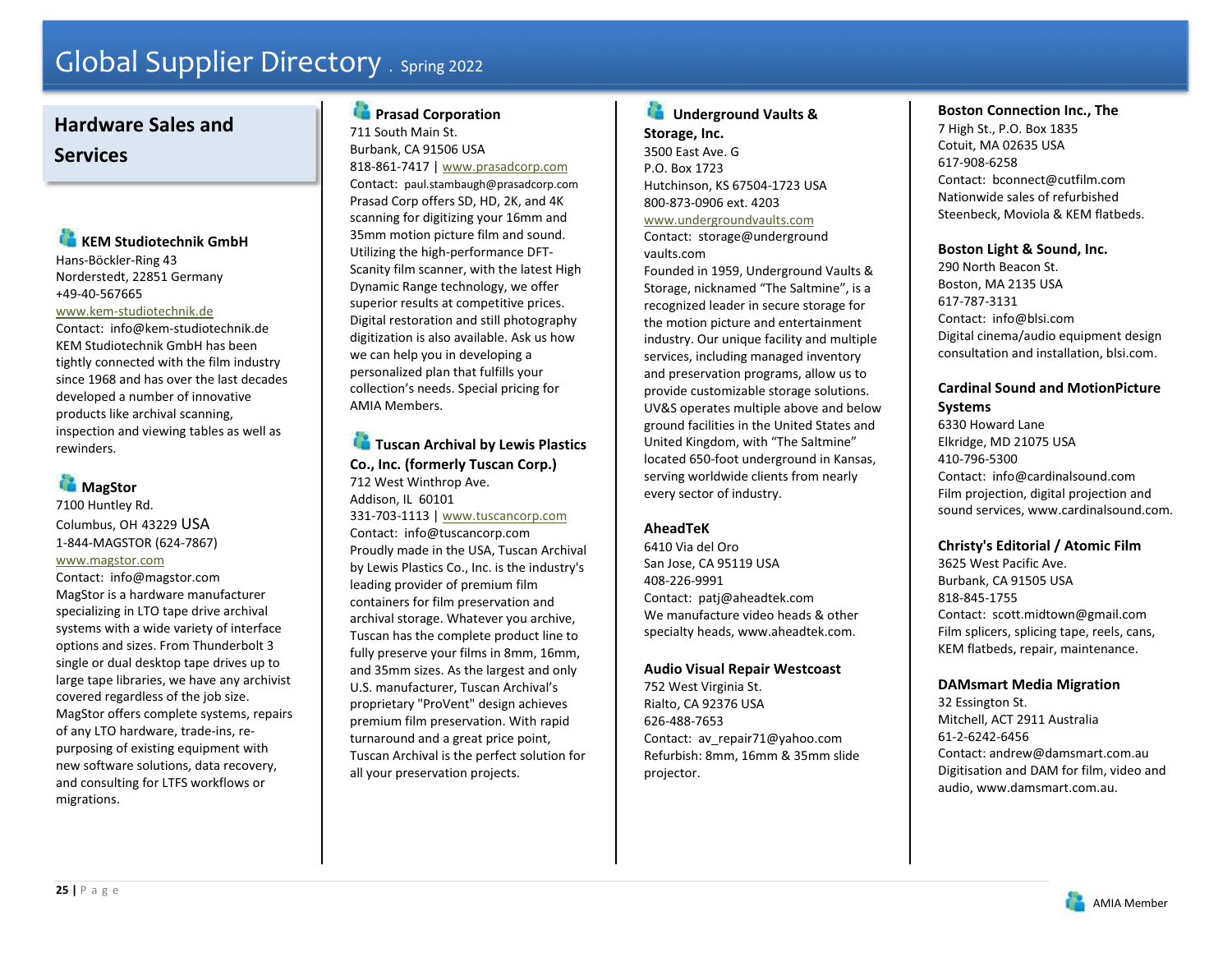## Hardware Sales and Services

### KEM Studiotechnik GmbH

Hans-Böckler-Ring 43
Norderstedt, 22851 Germany
+49-40-567665
www.kem-studiotechnik.de
Contact: info@kem-studiotechnik.de
KEM Studiotechnik GmbH has been tightly connected with the film industry since 1968 and has over the last decades developed a number of innovative products like archival scanning, inspection and viewing tables as well as rewinders.

### MagStor

7100 Huntley Rd.
Columbus, OH 43229 USA
1-844-MAGSTOR (624-7867)
www.magstor.com
Contact: info@magstor.com
MagStor is a hardware manufacturer specializing in LTO tape drive archival systems with a wide variety of interface options and sizes. From Thunderbolt 3 single or dual desktop tape drives up to large tape libraries, we have any archivist covered regardless of the job size. MagStor offers complete systems, repairs of any LTO hardware, trade-ins, re-purposing of existing equipment with new software solutions, data recovery, and consulting for LTFS workflows or migrations.

### Prasad Corporation

711 South Main St.
Burbank, CA 91506 USA
818-861-7417 | www.prasadcorp.com
Contact: paul.stambaugh@prasadcorp.com
Prasad Corp offers SD, HD, 2K, and 4K scanning for digitizing your 16mm and 35mm motion picture film and sound. Utilizing the high-performance DFT-Scanity film scanner, with the latest High Dynamic Range technology, we offer superior results at competitive prices. Digital restoration and still photography digitization is also available. Ask us how we can help you in developing a personalized plan that fulfills your collection's needs. Special pricing for AMIA Members.

### Tuscan Archival by Lewis Plastics Co., Inc. (formerly Tuscan Corp.)

712 West Winthrop Ave.
Addison, IL 60101
331-703-1113 | www.tuscancorp.com
Contact: info@tuscancorp.com
Proudly made in the USA, Tuscan Archival by Lewis Plastics Co., Inc. is the industry's leading provider of premium film containers for film preservation and archival storage. Whatever you archive, Tuscan has the complete product line to fully preserve your films in 8mm, 16mm, and 35mm sizes. As the largest and only U.S. manufacturer, Tuscan Archival's proprietary "ProVent" design achieves premium film preservation. With rapid turnaround and a great price point, Tuscan Archival is the perfect solution for all your preservation projects.

### Underground Vaults & Storage, Inc.

3500 East Ave. G
P.O. Box 1723
Hutchinson, KS 67504-1723 USA
800-873-0906 ext. 4203
www.undergroundvaults.com
Contact: storage@underground vaults.com
Founded in 1959, Underground Vaults & Storage, nicknamed "The Saltmine", is a recognized leader in secure storage for the motion picture and entertainment industry. Our unique facility and multiple services, including managed inventory and preservation programs, allow us to provide customizable storage solutions. UV&S operates multiple above and below ground facilities in the United States and United Kingdom, with "The Saltmine" located 650-foot underground in Kansas, serving worldwide clients from nearly every sector of industry.

### AheadTeK

6410 Via del Oro
San Jose, CA 95119 USA
408-226-9991
Contact: patj@aheadtek.com
We manufacture video heads & other specialty heads, www.aheadtek.com.

### Audio Visual Repair Westcoast

752 West Virginia St.
Rialto, CA 92376 USA
626-488-7653
Contact: av_repair71@yahoo.com
Refurbish: 8mm, 16mm & 35mm slide projector.

### Boston Connection Inc., The

7 High St., P.O. Box 1835
Cotuit, MA 02635 USA
617-908-6258
Contact: bconnect@cutfilm.com
Nationwide sales of refurbished Steenbeck, Moviola & KEM flatbeds.

### Boston Light & Sound, Inc.

290 North Beacon St.
Boston, MA 2135 USA
617-787-3131
Contact: info@blsi.com
Digital cinema/audio equipment design consultation and installation, blsi.com.

### Cardinal Sound and MotionPicture Systems

6330 Howard Lane
Elkridge, MD 21075 USA
410-796-5300
Contact: info@cardinalsound.com
Film projection, digital projection and sound services, www.cardinalsound.com.

### Christy's Editorial / Atomic Film

3625 West Pacific Ave.
Burbank, CA 91505 USA
818-845-1755
Contact: scott.midtown@gmail.com
Film splicers, splicing tape, reels, cans, KEM flatbeds, repair, maintenance.

### DAMsmart Media Migration

32 Essington St.
Mitchell, ACT 2911 Australia
61-2-6242-6456
Contact: andrew@damsmart.com.au
Digitisation and DAM for film, video and audio, www.damsmart.com.au.

AMIA Member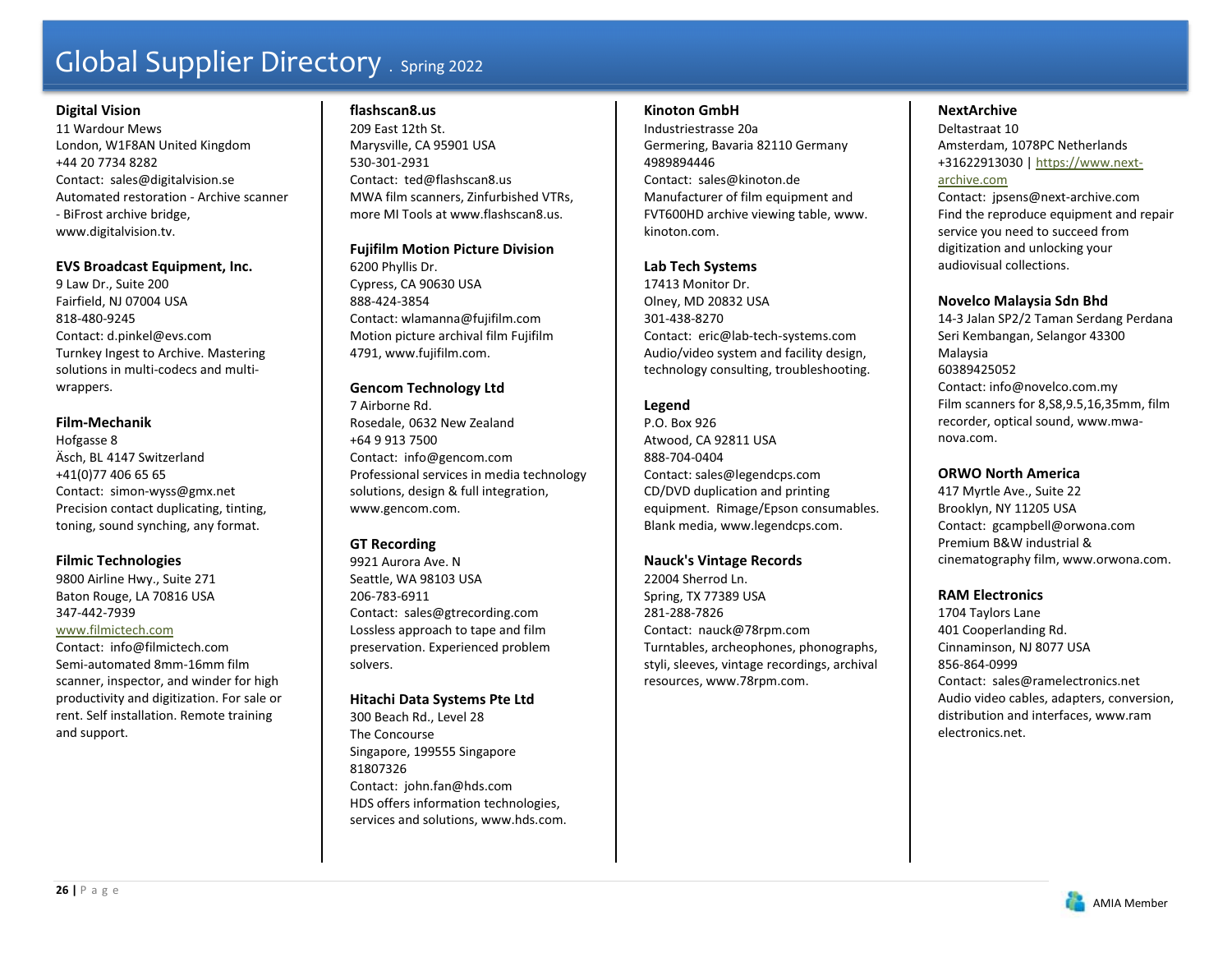# Global Supplier Directory . Spring 2022

**Digital Vision**
11 Wardour Mews
London, W1F8AN United Kingdom
+44 20 7734 8282
Contact: sales@digitalvision.se
Automated restoration - Archive scanner - BiFrost archive bridge, www.digitalvision.tv.

**EVS Broadcast Equipment, Inc.**
9 Law Dr., Suite 200
Fairfield, NJ 07004 USA
818-480-9245
Contact: d.pinkel@evs.com
Turnkey Ingest to Archive. Mastering solutions in multi-codecs and multi-wrappers.

**Film-Mechanik**
Hofgasse 8
Äsch, BL 4147 Switzerland
+41(0)77 406 65 65
Contact: simon-wyss@gmx.net
Precision contact duplicating, tinting, toning, sound synching, any format.

**Filmic Technologies**
9800 Airline Hwy., Suite 271
Baton Rouge, LA 70816 USA
347-442-7939
www.filmictech.com
Contact: info@filmictech.com
Semi-automated 8mm-16mm film scanner, inspector, and winder for high productivity and digitization. For sale or rent. Self installation. Remote training and support.

**flashscan8.us**
209 East 12th St.
Marysville, CA 95901 USA
530-301-2931
Contact: ted@flashscan8.us
MWA film scanners, Zinfurbished VTRs, more MI Tools at www.flashscan8.us.

**Fujifilm Motion Picture Division**
6200 Phyllis Dr.
Cypress, CA 90630 USA
888-424-3854
Contact: wlamanna@fujifilm.com
Motion picture archival film Fujifilm 4791, www.fujifilm.com.

**Gencom Technology Ltd**
7 Airborne Rd.
Rosedale, 0632 New Zealand
+64 9 913 7500
Contact: info@gencom.com
Professional services in media technology solutions, design & full integration, www.gencom.com.

**GT Recording**
9921 Aurora Ave. N
Seattle, WA 98103 USA
206-783-6911
Contact: sales@gtrecording.com
Lossless approach to tape and film preservation. Experienced problem solvers.

**Hitachi Data Systems Pte Ltd**
300 Beach Rd., Level 28
The Concourse
Singapore, 199555 Singapore
81807326
Contact: john.fan@hds.com
HDS offers information technologies, services and solutions, www.hds.com.

**Kinoton GmbH**
Industriestrasse 20a
Germering, Bavaria 82110 Germany
4989894446
Contact: sales@kinoton.de
Manufacturer of film equipment and FVT600HD archive viewing table, www.kinoton.com.

**Lab Tech Systems**
17413 Monitor Dr.
Olney, MD 20832 USA
301-438-8270
Contact: eric@lab-tech-systems.com
Audio/video system and facility design, technology consulting, troubleshooting.

**Legend**
P.O. Box 926
Atwood, CA 92811 USA
888-704-0404
Contact: sales@legendcps.com
CD/DVD duplication and printing equipment. Rimage/Epson consumables. Blank media, www.legendcps.com.

**Nauck's Vintage Records**
22004 Sherrod Ln.
Spring, TX 77389 USA
281-288-7826
Contact: nauck@78rpm.com
Turntables, archeophones, phonographs, styli, sleeves, vintage recordings, archival resources, www.78rpm.com.

**NextArchive**
Deltastraat 10
Amsterdam, 1078PC Netherlands
+31622913030 | https://www.next-archive.com
Contact: jpsens@next-archive.com
Find the reproduce equipment and repair service you need to succeed from digitization and unlocking your audiovisual collections.

**Novelco Malaysia Sdn Bhd**
14-3 Jalan SP2/2 Taman Serdang Perdana
Seri Kembangan, Selangor 43300
Malaysia
60389425052
Contact: info@novelco.com.my
Film scanners for 8,S8,9.5,16,35mm, film recorder, optical sound, www.mwa-nova.com.

**ORWO North America**
417 Myrtle Ave., Suite 22
Brooklyn, NY 11205 USA
Contact: gcampbell@orwona.com
Premium B&W industrial & cinematography film, www.orwona.com.

**RAM Electronics**
1704 Taylors Lane
401 Cooperlanding Rd.
Cinnaminson, NJ 8077 USA
856-864-0999
Contact: sales@ramelectronics.net
Audio video cables, adapters, conversion, distribution and interfaces, www.ram electronics.net.

AMIA Member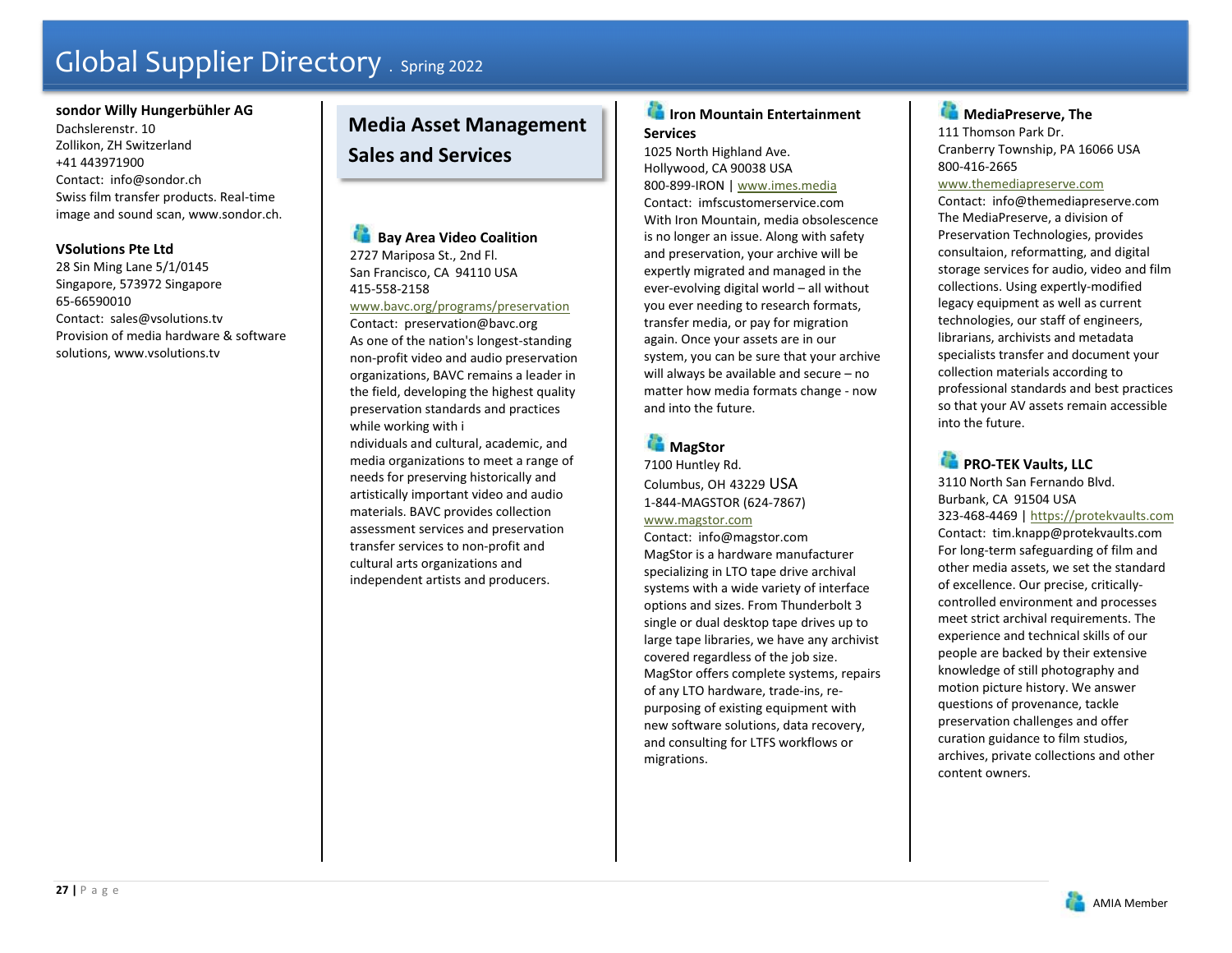**sondor Willy Hungerbühler AG**
Dachslerenstr. 10
Zollikon, ZH Switzerland
+41 443971900
Contact: info@sondor.ch
Swiss film transfer products. Real-time image and sound scan, www.sondor.ch.

**VSolutions Pte Ltd**
28 Sin Ming Lane 5/1/0145
Singapore, 573972 Singapore
65-66590010
Contact: sales@vsolutions.tv
Provision of media hardware & software solutions, www.vsolutions.tv

## Media Asset Management Sales and Services

**Bay Area Video Coalition**
2727 Mariposa St., 2nd Fl.
San Francisco, CA 94110 USA
415-558-2158
www.bavc.org/programs/preservation
Contact: preservation@bavc.org
As one of the nation's longest-standing non-profit video and audio preservation organizations, BAVC remains a leader in the field, developing the highest quality preservation standards and practices while working with i
ndividuals and cultural, academic, and media organizations to meet a range of needs for preserving historically and artistically important video and audio materials. BAVC provides collection assessment services and preservation transfer services to non-profit and cultural arts organizations and independent artists and producers.

**Iron Mountain Entertainment Services**
1025 North Highland Ave.
Hollywood, CA 90038 USA
800-899-IRON | www.imes.media
Contact: imfscustomerservice.com
With Iron Mountain, media obsolescence is no longer an issue. Along with safety and preservation, your archive will be expertly migrated and managed in the ever-evolving digital world – all without you ever needing to research formats, transfer media, or pay for migration again. Once your assets are in our system, you can be sure that your archive will always be available and secure – no matter how media formats change - now and into the future.

**MagStor**
7100 Huntley Rd.
Columbus, OH 43229 USA
1-844-MAGSTOR (624-7867)
www.magstor.com
Contact: info@magstor.com
MagStor is a hardware manufacturer specializing in LTO tape drive archival systems with a wide variety of interface options and sizes. From Thunderbolt 3 single or dual desktop tape drives up to large tape libraries, we have any archivist covered regardless of the job size. MagStor offers complete systems, repairs of any LTO hardware, trade-ins, re-purposing of existing equipment with new software solutions, data recovery, and consulting for LTFS workflows or migrations.

**MediaPreserve, The**
111 Thomson Park Dr.
Cranberry Township, PA 16066 USA
800-416-2665
www.themediapreserve.com
Contact: info@themediapreserve.com
The MediaPreserve, a division of Preservation Technologies, provides consultaion, reformatting, and digital storage services for audio, video and film collections. Using expertly-modified legacy equipment as well as current technologies, our staff of engineers, librarians, archivists and metadata specialists transfer and document your collection materials according to professional standards and best practices so that your AV assets remain accessible into the future.

**PRO-TEK Vaults, LLC**
3110 North San Fernando Blvd.
Burbank, CA 91504 USA
323-468-4469 | https://protekvaults.com
Contact: tim.knapp@protekvaults.com
For long-term safeguarding of film and other media assets, we set the standard of excellence. Our precise, critically-controlled environment and processes meet strict archival requirements. The experience and technical skills of our people are backed by their extensive knowledge of still photography and motion picture history. We answer questions of provenance, tackle preservation challenges and offer curation guidance to film studios, archives, private collections and other content owners.

AMIA Member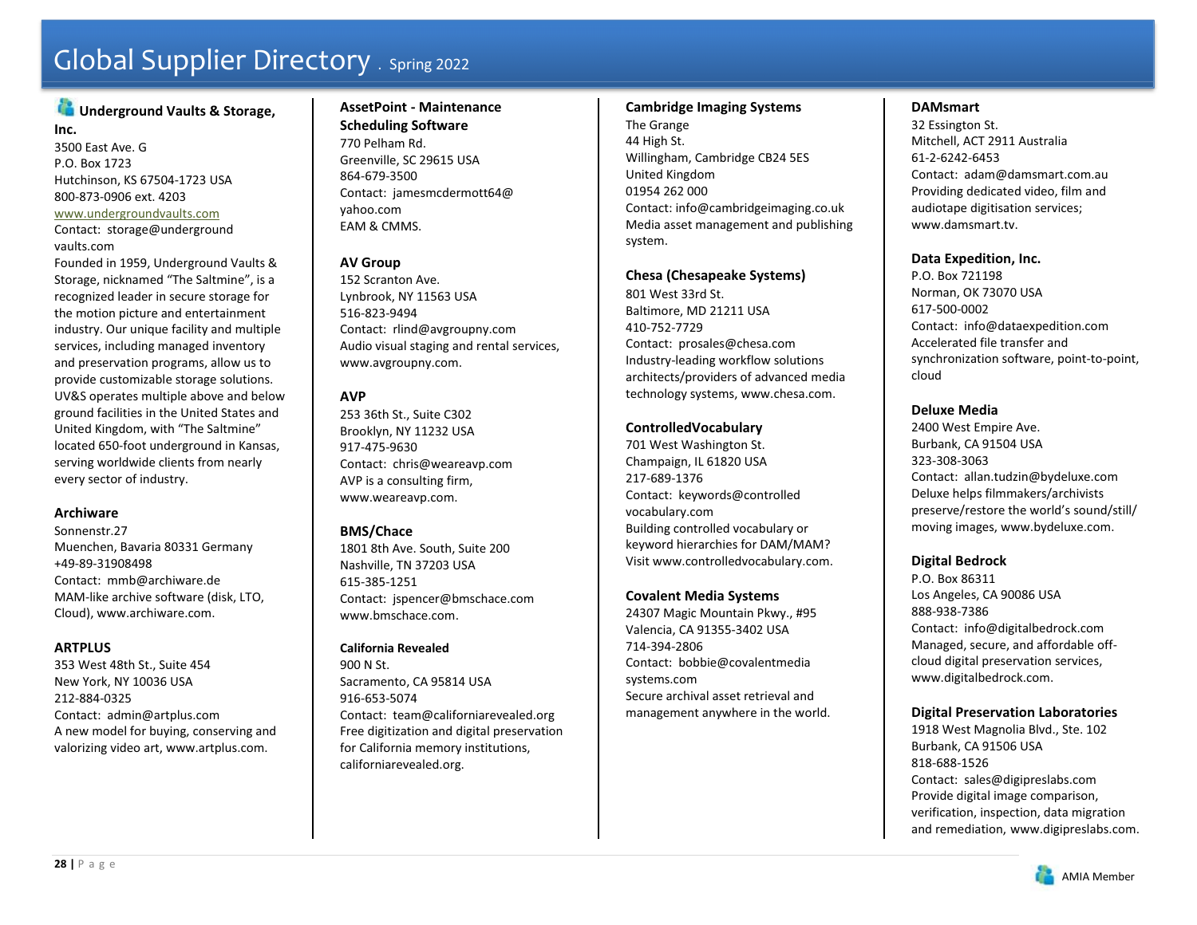# Global Supplier Directory . Spring 2022

**Underground Vaults & Storage, Inc.**
3500 East Ave. G
P.O. Box 1723
Hutchinson, KS 67504-1723 USA
800-873-0906 ext. 4203
www.undergroundvaults.com
Contact: storage@underground vaults.com
Founded in 1959, Underground Vaults & Storage, nicknamed "The Saltmine", is a recognized leader in secure storage for the motion picture and entertainment industry. Our unique facility and multiple services, including managed inventory and preservation programs, allow us to provide customizable storage solutions. UV&S operates multiple above and below ground facilities in the United States and United Kingdom, with "The Saltmine" located 650-foot underground in Kansas, serving worldwide clients from nearly every sector of industry.

**Archiware**
Sonnenstr.27
Muenchen, Bavaria 80331 Germany
+49-89-31908498
Contact: mmb@archiware.de
MAM-like archive software (disk, LTO, Cloud), www.archiware.com.

**ARTPLUS**
353 West 48th St., Suite 454
New York, NY 10036 USA
212-884-0325
Contact: admin@artplus.com
A new model for buying, conserving and valorizing video art, www.artplus.com.

**AssetPoint - Maintenance Scheduling Software**
770 Pelham Rd.
Greenville, SC 29615 USA
864-679-3500
Contact: jamesmcdermott64@ yahoo.com
EAM & CMMS.

**AV Group**
152 Scranton Ave.
Lynbrook, NY 11563 USA
516-823-9494
Contact: rlind@avgroupny.com
Audio visual staging and rental services, www.avgroupny.com.

**AVP**
253 36th St., Suite C302
Brooklyn, NY 11232 USA
917-475-9630
Contact: chris@weareavp.com
AVP is a consulting firm, www.weareavp.com.

**BMS/Chace**
1801 8th Ave. South, Suite 200
Nashville, TN 37203 USA
615-385-1251
Contact: jspencer@bmschace.com
www.bmschace.com.

**California Revealed**
900 N St.
Sacramento, CA 95814 USA
916-653-5074
Contact: team@californiarevealed.org
Free digitization and digital preservation for California memory institutions, californiarevealed.org.

**Cambridge Imaging Systems**
The Grange
44 High St.
Willingham, Cambridge CB24 5ES
United Kingdom
01954 262 000
Contact: info@cambridgeimaging.co.uk
Media asset management and publishing system.

**Chesa (Chesapeake Systems)**
801 West 33rd St.
Baltimore, MD 21211 USA
410-752-7729
Contact: prosales@chesa.com
Industry-leading workflow solutions architects/providers of advanced media technology systems, www.chesa.com.

**ControlledVocabulary**
701 West Washington St.
Champaign, IL 61820 USA
217-689-1376
Contact: keywords@controlled vocabulary.com
Building controlled vocabulary or keyword hierarchies for DAM/MAM? Visit www.controlledvocabulary.com.

**Covalent Media Systems**
24307 Magic Mountain Pkwy., #95
Valencia, CA 91355-3402 USA
714-394-2806
Contact: bobbie@covalentmedia systems.com
Secure archival asset retrieval and management anywhere in the world.

**DAMsmart**
32 Essington St.
Mitchell, ACT 2911 Australia
61-2-6242-6453
Contact: adam@damsmart.com.au
Providing dedicated video, film and audiotape digitisation services; www.damsmart.tv.

**Data Expedition, Inc.**
P.O. Box 721198
Norman, OK 73070 USA
617-500-0002
Contact: info@dataexpedition.com
Accelerated file transfer and synchronization software, point-to-point, cloud

**Deluxe Media**
2400 West Empire Ave.
Burbank, CA 91504 USA
323-308-3063
Contact: allan.tudzin@bydeluxe.com
Deluxe helps filmmakers/archivists preserve/restore the world's sound/still/ moving images, www.bydeluxe.com.

**Digital Bedrock**
P.O. Box 86311
Los Angeles, CA 90086 USA
888-938-7386
Contact: info@digitalbedrock.com
Managed, secure, and affordable off-cloud digital preservation services, www.digitalbedrock.com.

**Digital Preservation Laboratories**
1918 West Magnolia Blvd., Ste. 102
Burbank, CA 91506 USA
818-688-1526
Contact: sales@digipreslabs.com
Provide digital image comparison, verification, inspection, data migration and remediation, www.digipreslabs.com.

AMIA Member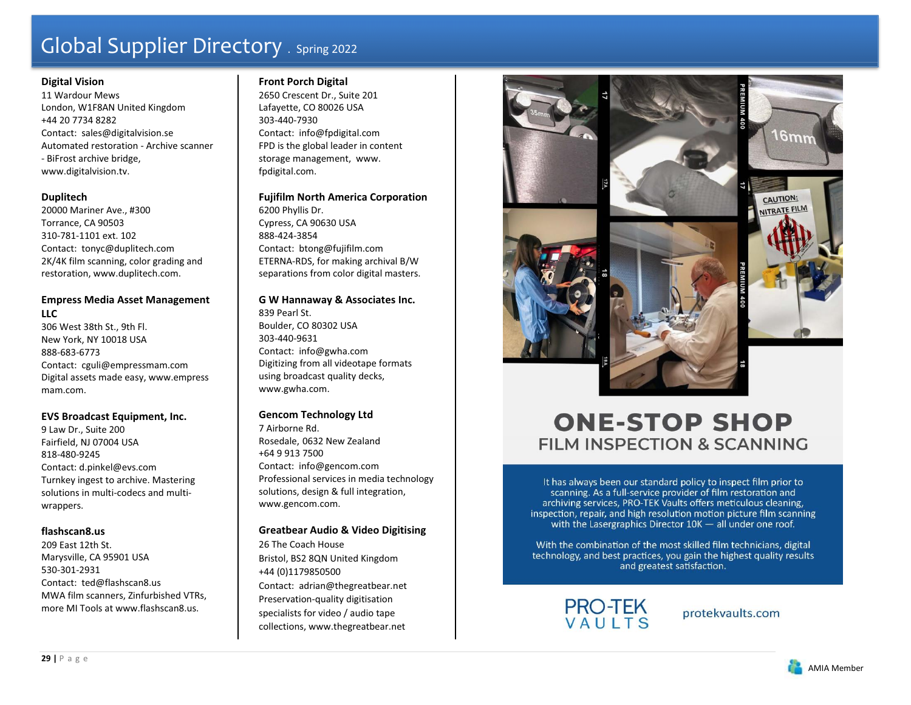# Global Supplier Directory . Spring 2022

**Digital Vision**
11 Wardour Mews
London, W1F8AN United Kingdom
+44 20 7734 8282
Contact: sales@digitalvision.se
Automated restoration - Archive scanner - BiFrost archive bridge, www.digitalvision.tv.

**Duplitech**
20000 Mariner Ave., #300
Torrance, CA 90503
310-781-1101 ext. 102
Contact: tonyc@duplitech.com
2K/4K film scanning, color grading and restoration, www.duplitech.com.

**Empress Media Asset Management LLC**
306 West 38th St., 9th Fl.
New York, NY 10018 USA
888-683-6773
Contact: cguli@empressmam.com
Digital assets made easy, www.empressmam.com.

**EVS Broadcast Equipment, Inc.**
9 Law Dr., Suite 200
Fairfield, NJ 07004 USA
818-480-9245
Contact: d.pinkel@evs.com
Turnkey ingest to archive. Mastering solutions in multi-codecs and multi-wrappers.

**flashscan8.us**
209 East 12th St.
Marysville, CA 95901 USA
530-301-2931
Contact: ted@flashscan8.us
MWA film scanners, Zinfurbished VTRs, more MI Tools at www.flashscan8.us.

**Front Porch Digital**
2650 Crescent Dr., Suite 201
Lafayette, CO 80026 USA
303-440-7930
Contact: info@fpdigital.com
FPD is the global leader in content storage management, www.fpdigital.com.

**Fujifilm North America Corporation**
6200 Phyllis Dr.
Cypress, CA 90630 USA
888-424-3854
Contact: btong@fujifilm.com
ETERNA-RDS, for making archival B/W separations from color digital masters.

**G W Hannaway & Associates Inc.**
839 Pearl St.
Boulder, CO 80302 USA
303-440-9631
Contact: info@gwha.com
Digitizing from all videotape formats using broadcast quality decks, www.gwha.com.

**Gencom Technology Ltd**
7 Airborne Rd.
Rosedale, 0632 New Zealand
+64 9 913 7500
Contact: info@gencom.com
Professional services in media technology solutions, design & full integration, www.gencom.com.

**Greatbear Audio & Video Digitising**
26 The Coach House
Bristol, BS2 8QN United Kingdom
+44 (0)1179850500
Contact: adrian@thegreatbear.net
Preservation-quality digitisation specialists for video / audio tape collections, www.thegreatbear.net

## ONE-STOP SHOP
### FILM INSPECTION & SCANNING

It has always been our standard policy to inspect film prior to scanning. As a full-service provider of film restoration and archiving services, PRO-TEK Vaults offers meticulous cleaning, inspection, repair, and high resolution motion picture film scanning with the Lasergraphics Director 10K — all under one roof.

With the combination of the most skilled film technicians, digital technology, and best practices, you gain the highest quality results and greatest satisfaction.

PRO-TEK VAULTS — protekvaults.com

AMIA Member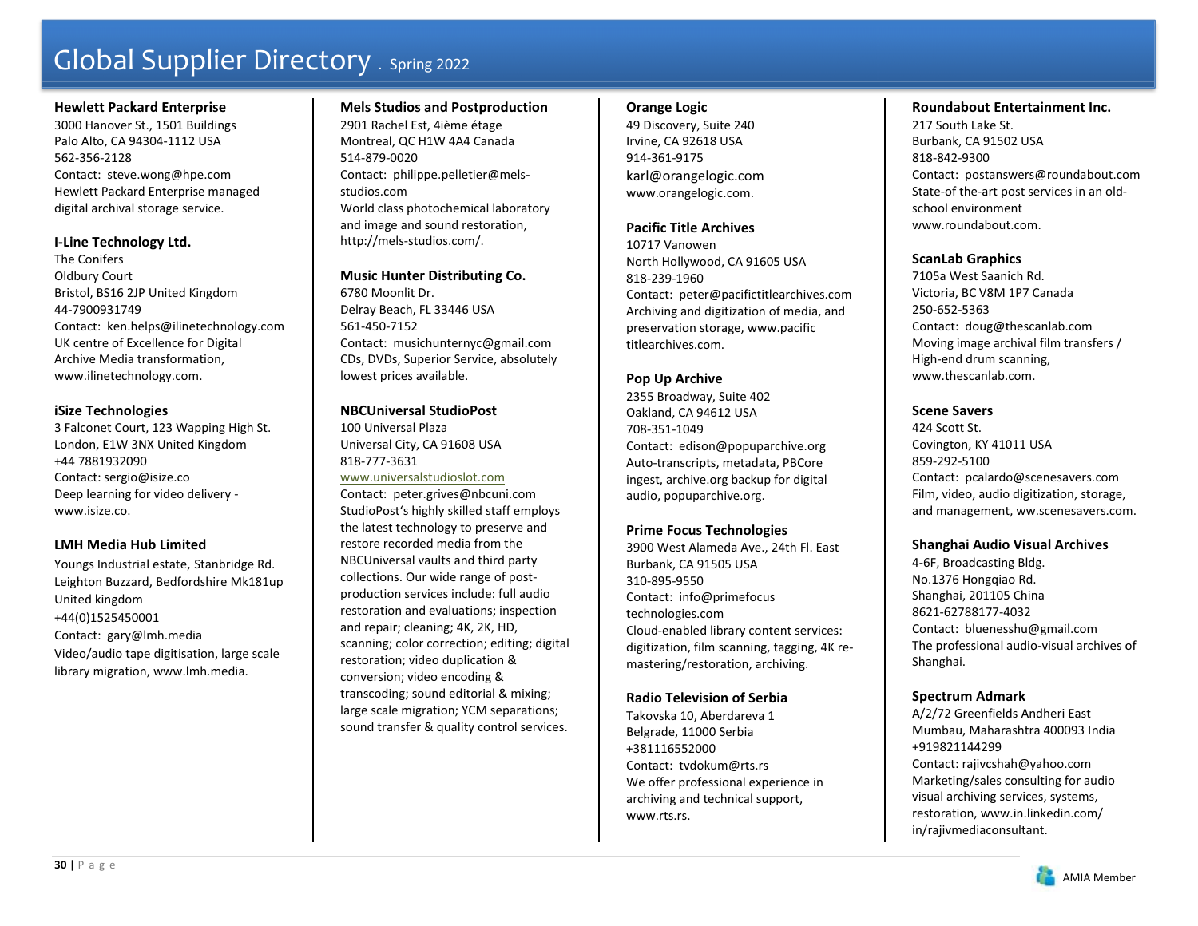# Global Supplier Directory . Spring 2022

**Hewlett Packard Enterprise**
3000 Hanover St., 1501 Buildings
Palo Alto, CA 94304-1112 USA
562-356-2128
Contact: steve.wong@hpe.com
Hewlett Packard Enterprise managed digital archival storage service.

**I-Line Technology Ltd.**
The Conifers
Oldbury Court
Bristol, BS16 2JP United Kingdom
44-7900931749
Contact: ken.helps@ilinetechnology.com
UK centre of Excellence for Digital Archive Media transformation, www.ilinetechnology.com.

**iSize Technologies**
3 Falconet Court, 123 Wapping High St.
London, E1W 3NX United Kingdom
+44 7881932090
Contact: sergio@isize.co
Deep learning for video delivery - www.isize.co.

**LMH Media Hub Limited**
Youngs Industrial estate, Stanbridge Rd.
Leighton Buzzard, Bedfordshire Mk181up
United kingdom
+44(0)1525450001
Contact: gary@lmh.media
Video/audio tape digitisation, large scale library migration, www.lmh.media.

**Mels Studios and Postproduction**
2901 Rachel Est, 4ième étage
Montreal, QC H1W 4A4 Canada
514-879-0020
Contact: philippe.pelletier@mels-studios.com
World class photochemical laboratory and image and sound restoration, http://mels-studios.com/.

**Music Hunter Distributing Co.**
6780 Moonlit Dr.
Delray Beach, FL 33446 USA
561-450-7152
Contact: musichunternyc@gmail.com
CDs, DVDs, Superior Service, absolutely lowest prices available.

**NBCUniversal StudioPost**
100 Universal Plaza
Universal City, CA 91608 USA
818-777-3631
www.universalstudioslot.com
Contact: peter.grives@nbcuni.com
StudioPost's highly skilled staff employs the latest technology to preserve and restore recorded media from the NBCUniversal vaults and third party collections. Our wide range of post-production services include: full audio restoration and evaluations; inspection and repair; cleaning; 4K, 2K, HD, scanning; color correction; editing; digital restoration; video duplication & conversion; video encoding & transcoding; sound editorial & mixing; large scale migration; YCM separations; sound transfer & quality control services.

**Orange Logic**
49 Discovery, Suite 240
Irvine, CA 92618 USA
914-361-9175
karl@orangelogic.com
www.orangelogic.com.

**Pacific Title Archives**
10717 Vanowen
North Hollywood, CA 91605 USA
818-239-1960
Contact: peter@pacifictitlearchives.com
Archiving and digitization of media, and preservation storage, www.pacifictitlearchives.com.

**Pop Up Archive**
2355 Broadway, Suite 402
Oakland, CA 94612 USA
708-351-1049
Contact: edison@popuparchive.org
Auto-transcripts, metadata, PBCore ingest, archive.org backup for digital audio, popuparchive.org.

**Prime Focus Technologies**
3900 West Alameda Ave., 24th Fl. East
Burbank, CA 91505 USA
310-895-9550
Contact: info@primefocustechnologies.com
Cloud-enabled library content services: digitization, film scanning, tagging, 4K re-mastering/restoration, archiving.

**Radio Television of Serbia**
Takovska 10, Aberdareva 1
Belgrade, 11000 Serbia
+381116552000
Contact: tvdokum@rts.rs
We offer professional experience in archiving and technical support, www.rts.rs.

**Roundabout Entertainment Inc.**
217 South Lake St.
Burbank, CA 91502 USA
818-842-9300
Contact: postanswers@roundabout.com
State-of the-art post services in an old-school environment
www.roundabout.com.

**ScanLab Graphics**
7105a West Saanich Rd.
Victoria, BC V8M 1P7 Canada
250-652-5363
Contact: doug@thescanlab.com
Moving image archival film transfers / High-end drum scanning, www.thescanlab.com.

**Scene Savers**
424 Scott St.
Covington, KY 41011 USA
859-292-5100
Contact: pcalardo@scenesavers.com
Film, video, audio digitization, storage, and management, ww.scenesavers.com.

**Shanghai Audio Visual Archives**
4-6F, Broadcasting Bldg.
No.1376 Hongqiao Rd.
Shanghai, 201105 China
8621-62788177-4032
Contact: bluenesshu@gmail.com
The professional audio-visual archives of Shanghai.

**Spectrum Admark**
A/2/72 Greenfields Andheri East
Mumbau, Maharashtra 400093 India
+919821144299
Contact: rajivcshah@yahoo.com
Marketing/sales consulting for audio visual archiving services, systems, restoration, www.in.linkedin.com/in/rajivmediaconsultant.

AMIA Member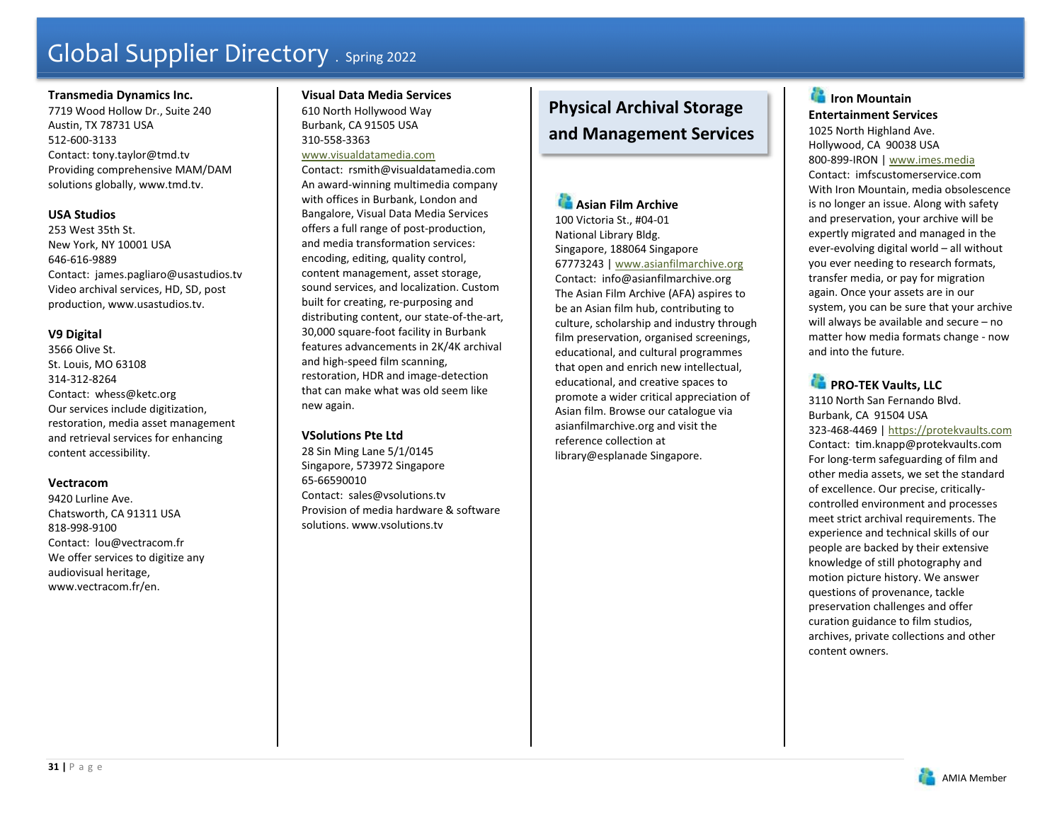**Transmedia Dynamics Inc.**
7719 Wood Hollow Dr., Suite 240
Austin, TX 78731 USA
512-600-3133
Contact: tony.taylor@tmd.tv
Providing comprehensive MAM/DAM solutions globally, www.tmd.tv.

**USA Studios**
253 West 35th St.
New York, NY 10001 USA
646-616-9889
Contact: james.pagliaro@usastudios.tv
Video archival services, HD, SD, post production, www.usastudios.tv.

**V9 Digital**
3566 Olive St.
St. Louis, MO 63108
314-312-8264
Contact: whess@ketc.org
Our services include digitization, restoration, media asset management and retrieval services for enhancing content accessibility.

**Vectracom**
9420 Lurline Ave.
Chatsworth, CA 91311 USA
818-998-9100
Contact: lou@vectracom.fr
We offer services to digitize any audiovisual heritage, www.vectracom.fr/en.

**Visual Data Media Services**
610 North Hollywood Way
Burbank, CA 91505 USA
310-558-3363
www.visualdatamedia.com
Contact: rsmith@visualdatamedia.com
An award-winning multimedia company with offices in Burbank, London and Bangalore, Visual Data Media Services offers a full range of post-production, and media transformation services: encoding, editing, quality control, content management, asset storage, sound services, and localization. Custom built for creating, re-purposing and distributing content, our state-of-the-art, 30,000 square-foot facility in Burbank features advancements in 2K/4K archival and high-speed film scanning, restoration, HDR and image-detection that can make what was old seem like new again.

**VSolutions Pte Ltd**
28 Sin Ming Lane 5/1/0145
Singapore, 573972 Singapore
65-66590010
Contact: sales@vsolutions.tv
Provision of media hardware & software solutions. www.vsolutions.tv

## Physical Archival Storage and Management Services

**Asian Film Archive**
100 Victoria St., #04-01
National Library Bldg.
Singapore, 188064 Singapore
67773243 | www.asianfilmarchive.org
Contact: info@asianfilmarchive.org
The Asian Film Archive (AFA) aspires to be an Asian film hub, contributing to culture, scholarship and industry through film preservation, organised screenings, educational, and cultural programmes that open and enrich new intellectual, educational, and creative spaces to promote a wider critical appreciation of Asian film. Browse our catalogue via asianfilmarchive.org and visit the reference collection at library@esplanade Singapore.

**Iron Mountain Entertainment Services**
1025 North Highland Ave.
Hollywood, CA 90038 USA
800-899-IRON | www.imes.media
Contact: imfscustomerservice.com
With Iron Mountain, media obsolescence is no longer an issue. Along with safety and preservation, your archive will be expertly migrated and managed in the ever-evolving digital world – all without you ever needing to research formats, transfer media, or pay for migration again. Once your assets are in our system, you can be sure that your archive will always be available and secure – no matter how media formats change - now and into the future.

**PRO-TEK Vaults, LLC**
3110 North San Fernando Blvd.
Burbank, CA 91504 USA
323-468-4469 | https://protekvaults.com
Contact: tim.knapp@protekvaults.com
For long-term safeguarding of film and other media assets, we set the standard of excellence. Our precise, critically-controlled environment and processes meet strict archival requirements. The experience and technical skills of our people are backed by their extensive knowledge of still photography and motion picture history. We answer questions of provenance, tackle preservation challenges and offer curation guidance to film studios, archives, private collections and other content owners.

AMIA Member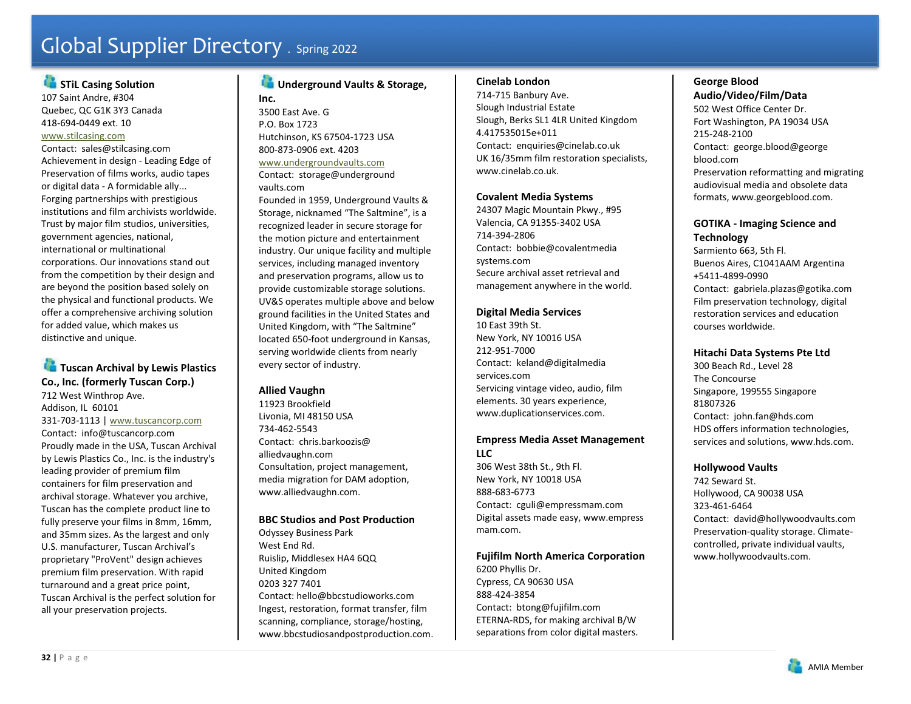# Global Supplier Directory . Spring 2022

### STiL Casing Solution

107 Saint Andre, #304
Quebec, QC G1K 3Y3 Canada
418-694-0449 ext. 10
www.stilcasing.com
Contact: sales@stilcasing.com
Achievement in design - Leading Edge of Preservation of films works, audio tapes or digital data - A formidable ally... Forging partnerships with prestigious institutions and film archivists worldwide. Trust by major film studios, universities, government agencies, national, international or multinational corporations. Our innovations stand out from the competition by their design and are beyond the position based solely on the physical and functional products. We offer a comprehensive archiving solution for added value, which makes us distinctive and unique.

### Tuscan Archival by Lewis Plastics Co., Inc. (formerly Tuscan Corp.)

712 West Winthrop Ave.
Addison, IL 60101
331-703-1113 | www.tuscancorp.com
Contact: info@tuscancorp.com
Proudly made in the USA, Tuscan Archival by Lewis Plastics Co., Inc. is the industry's leading provider of premium film containers for film preservation and archival storage. Whatever you archive, Tuscan has the complete product line to fully preserve your films in 8mm, 16mm, and 35mm sizes. As the largest and only U.S. manufacturer, Tuscan Archival's proprietary "ProVent" design achieves premium film preservation. With rapid turnaround and a great price point, Tuscan Archival is the perfect solution for all your preservation projects.

### Underground Vaults & Storage, Inc.

3500 East Ave. G
P.O. Box 1723
Hutchinson, KS 67504-1723 USA
800-873-0906 ext. 4203
www.undergroundvaults.com
Contact: storage@underground vaults.com
Founded in 1959, Underground Vaults & Storage, nicknamed "The Saltmine", is a recognized leader in secure storage for the motion picture and entertainment industry. Our unique facility and multiple services, including managed inventory and preservation programs, allow us to provide customizable storage solutions. UV&S operates multiple above and below ground facilities in the United States and United Kingdom, with "The Saltmine" located 650-foot underground in Kansas, serving worldwide clients from nearly every sector of industry.

### Allied Vaughn

11923 Brookfield
Livonia, MI 48150 USA
734-462-5543
Contact: chris.barkoozis@ alliedvaughn.com
Consultation, project management, media migration for DAM adoption, www.alliedvaughn.com.

### BBC Studios and Post Production

Odyssey Business Park
West End Rd.
Ruislip, Middlesex HA4 6QQ
United Kingdom
0203 327 7401
Contact: hello@bbcstudioworks.com
Ingest, restoration, format transfer, film scanning, compliance, storage/hosting, www.bbcstudiosandpostproduction.com.

### Cinelab London

714-715 Banbury Ave.
Slough Industrial Estate
Slough, Berks SL1 4LR United Kingdom
4.417535015e+011
Contact: enquiries@cinelab.co.uk
UK 16/35mm film restoration specialists, www.cinelab.co.uk.

### Covalent Media Systems

24307 Magic Mountain Pkwy., #95
Valencia, CA 91355-3402 USA
714-394-2806
Contact: bobbie@covalentmedia systems.com
Secure archival asset retrieval and management anywhere in the world.

### Digital Media Services

10 East 39th St.
New York, NY 10016 USA
212-951-7000
Contact: keland@digitalmedia services.com
Servicing vintage video, audio, film elements. 30 years experience, www.duplicationservices.com.

### Empress Media Asset Management LLC

306 West 38th St., 9th Fl.
New York, NY 10018 USA
888-683-6773
Contact: cguli@empressmam.com
Digital assets made easy, www.empress mam.com.

### Fujifilm North America Corporation

6200 Phyllis Dr.
Cypress, CA 90630 USA
888-424-3854
Contact: btong@fujifilm.com
ETERNA-RDS, for making archival B/W separations from color digital masters.

### George Blood Audio/Video/Film/Data

502 West Office Center Dr.
Fort Washington, PA 19034 USA
215-248-2100
Contact: george.blood@george blood.com
Preservation reformatting and migrating audiovisual media and obsolete data formats, www.georgeblood.com.

### GOTIKA - Imaging Science and Technology

Sarmiento 663, 5th Fl.
Buenos Aires, C1041AAM Argentina
+5411-4899-0990
Contact: gabriela.plazas@gotika.com
Film preservation technology, digital restoration services and education courses worldwide.

### Hitachi Data Systems Pte Ltd

300 Beach Rd., Level 28
The Concourse
Singapore, 199555 Singapore
81807326
Contact: john.fan@hds.com
HDS offers information technologies, services and solutions, www.hds.com.

### Hollywood Vaults

742 Seward St.
Hollywood, CA 90038 USA
323-461-6464
Contact: david@hollywoodvaults.com
Preservation-quality storage. Climate-controlled, private individual vaults, www.hollywoodvaults.com.

AMIA Member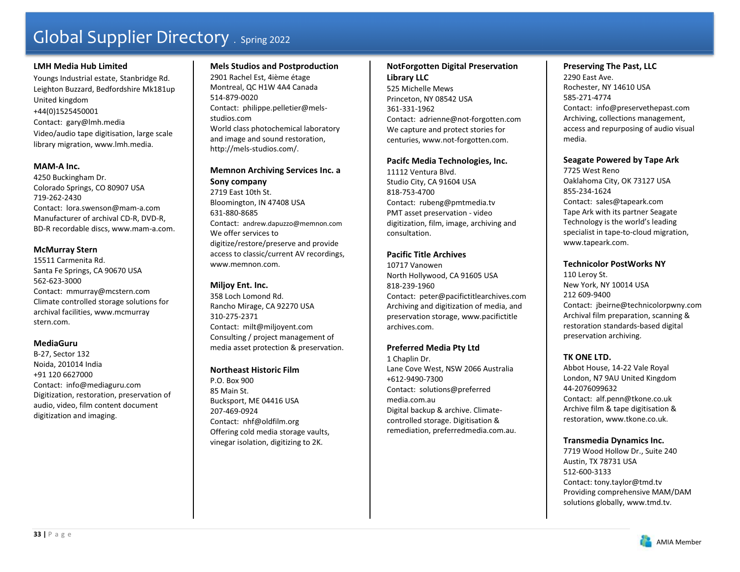# Global Supplier Directory . Spring 2022

**LMH Media Hub Limited**
Youngs Industrial estate, Stanbridge Rd.
Leighton Buzzard, Bedfordshire Mk181up
United kingdom
+44(0)1525450001
Contact: gary@lmh.media
Video/audio tape digitisation, large scale library migration, www.lmh.media.

**MAM-A Inc.**
4250 Buckingham Dr.
Colorado Springs, CO 80907 USA
719-262-2430
Contact: lora.swenson@mam-a.com
Manufacturer of archival CD-R, DVD-R, BD-R recordable discs, www.mam-a.com.

**McMurray Stern**
15511 Carmenita Rd.
Santa Fe Springs, CA 90670 USA
562-623-3000
Contact: mmurray@mcstern.com
Climate controlled storage solutions for archival facilities, www.mcmurray stern.com.

**MediaGuru**
B-27, Sector 132
Noida, 201014 India
+91 120 6627000
Contact: info@mediaguru.com
Digitization, restoration, preservation of audio, video, film content document digitization and imaging.

**Mels Studios and Postproduction**
2901 Rachel Est, 4ième étage
Montreal, QC H1W 4A4 Canada
514-879-0020
Contact: philippe.pelletier@mels-studios.com
World class photochemical laboratory and image and sound restoration, http://mels-studios.com/.

**Memnon Archiving Services Inc. a Sony company**
2719 East 10th St.
Bloomington, IN 47408 USA
631-880-8685
Contact: andrew.dapuzzo@memnon.com
We offer services to digitize/restore/preserve and provide access to classic/current AV recordings, www.memnon.com.

**Miljoy Ent. Inc.**
358 Loch Lomond Rd.
Rancho Mirage, CA 92270 USA
310-275-2371
Contact: milt@miljoyent.com
Consulting / project management of media asset protection & preservation.

**Northeast Historic Film**
P.O. Box 900
85 Main St.
Bucksport, ME 04416 USA
207-469-0924
Contact: nhf@oldfilm.org
Offering cold media storage vaults, vinegar isolation, digitizing to 2K.

**NotForgotten Digital Preservation Library LLC**
525 Michelle Mews
Princeton, NY 08542 USA
361-331-1962
Contact: adrienne@not-forgotten.com
We capture and protect stories for centuries, www.not-forgotten.com.

**Pacifc Media Technologies, Inc.**
11112 Ventura Blvd.
Studio City, CA 91604 USA
818-753-4700
Contact: rubeng@pmtmedia.tv
PMT asset preservation - video digitization, film, image, archiving and consultation.

**Pacific Title Archives**
10717 Vanowen
North Hollywood, CA 91605 USA
818-239-1960
Contact: peter@pacifictitlearchives.com
Archiving and digitization of media, and preservation storage, www.pacifictitle archives.com.

**Preferred Media Pty Ltd**
1 Chaplin Dr.
Lane Cove West, NSW 2066 Australia
+612-9490-7300
Contact: solutions@preferred media.com.au
Digital backup & archive. Climate-controlled storage. Digitisation & remediation, preferredmedia.com.au.

**Preserving The Past, LLC**
2290 East Ave.
Rochester, NY 14610 USA
585-271-4774
Contact: info@preservethepast.com
Archiving, collections management, access and repurposing of audio visual media.

**Seagate Powered by Tape Ark**
7725 West Reno
Oaklahoma City, OK 73127 USA
855-234-1624
Contact: sales@tapeark.com
Tape Ark with its partner Seagate Technology is the world's leading specialist in tape-to-cloud migration, www.tapeark.com.

**Technicolor PostWorks NY**
110 Leroy St.
New York, NY 10014 USA
212 609-9400
Contact: jbeirne@technicolorpwny.com
Archival film preparation, scanning & restoration standards-based digital preservation archiving.

**TK ONE LTD.**
Abbot House, 14-22 Vale Royal
London, N7 9AU United Kingdom
44-2076099632
Contact: alf.penn@tkone.co.uk
Archive film & tape digitisation & restoration, www.tkone.co.uk.

**Transmedia Dynamics Inc.**
7719 Wood Hollow Dr., Suite 240
Austin, TX 78731 USA
512-600-3133
Contact: tony.taylor@tmd.tv
Providing comprehensive MAM/DAM solutions globally, www.tmd.tv.

AMIA Member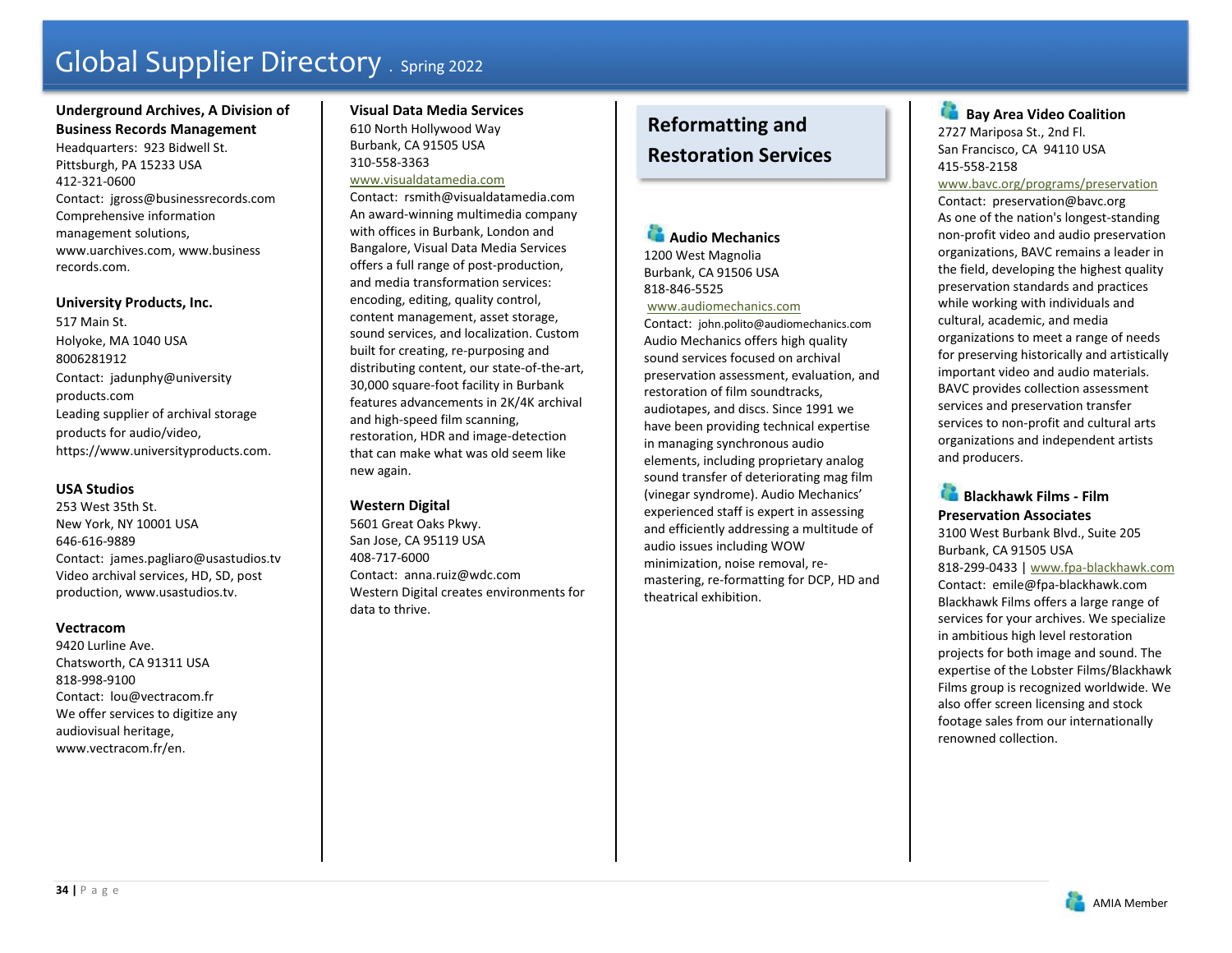**Underground Archives, A Division of Business Records Management**
Headquarters: 923 Bidwell St.
Pittsburgh, PA 15233 USA
412-321-0600
Contact: jgross@businessrecords.com
Comprehensive information management solutions, www.uarchives.com, www.business records.com.

**University Products, Inc.**
517 Main St.
Holyoke, MA 1040 USA
8006281912
Contact: jadunphy@university products.com
Leading supplier of archival storage products for audio/video, https://www.universityproducts.com.

**USA Studios**
253 West 35th St.
New York, NY 10001 USA
646-616-9889
Contact: james.pagliaro@usastudios.tv
Video archival services, HD, SD, post production, www.usastudios.tv.

**Vectracom**
9420 Lurline Ave.
Chatsworth, CA 91311 USA
818-998-9100
Contact: lou@vectracom.fr
We offer services to digitize any audiovisual heritage, www.vectracom.fr/en.

**Visual Data Media Services**
610 North Hollywood Way
Burbank, CA 91505 USA
310-558-3363
www.visualdatamedia.com
Contact: rsmith@visualdatamedia.com
An award-winning multimedia company with offices in Burbank, London and Bangalore, Visual Data Media Services offers a full range of post-production, and media transformation services: encoding, editing, quality control, content management, asset storage, sound services, and localization. Custom built for creating, re-purposing and distributing content, our state-of-the-art, 30,000 square-foot facility in Burbank features advancements in 2K/4K archival and high-speed film scanning, restoration, HDR and image-detection that can make what was old seem like new again.

**Western Digital**
5601 Great Oaks Pkwy.
San Jose, CA 95119 USA
408-717-6000
Contact: anna.ruiz@wdc.com
Western Digital creates environments for data to thrive.

## Reformatting and Restoration Services

**Audio Mechanics**
1200 West Magnolia
Burbank, CA 91506 USA
818-846-5525
www.audiomechanics.com
Contact: john.polito@audiomechanics.com
Audio Mechanics offers high quality sound services focused on archival preservation assessment, evaluation, and restoration of film soundtracks, audiotapes, and discs. Since 1991 we have been providing technical expertise in managing synchronous audio elements, including proprietary analog sound transfer of deteriorating mag film (vinegar syndrome). Audio Mechanics' experienced staff is expert in assessing and efficiently addressing a multitude of audio issues including WOW minimization, noise removal, re-mastering, re-formatting for DCP, HD and theatrical exhibition.

**Bay Area Video Coalition**
2727 Mariposa St., 2nd Fl.
San Francisco, CA 94110 USA
415-558-2158
www.bavc.org/programs/preservation
Contact: preservation@bavc.org
As one of the nation's longest-standing non-profit video and audio preservation organizations, BAVC remains a leader in the field, developing the highest quality preservation standards and practices while working with individuals and cultural, academic, and media organizations to meet a range of needs for preserving historically and artistically important video and audio materials. BAVC provides collection assessment services and preservation transfer services to non-profit and cultural arts organizations and independent artists and producers.

**Blackhawk Films - Film Preservation Associates**
3100 West Burbank Blvd., Suite 205
Burbank, CA 91505 USA
818-299-0433 | www.fpa-blackhawk.com
Contact: emile@fpa-blackhawk.com
Blackhawk Films offers a large range of services for your archives. We specialize in ambitious high level restoration projects for both image and sound. The expertise of the Lobster Films/Blackhawk Films group is recognized worldwide. We also offer screen licensing and stock footage sales from our internationally renowned collection.

AMIA Member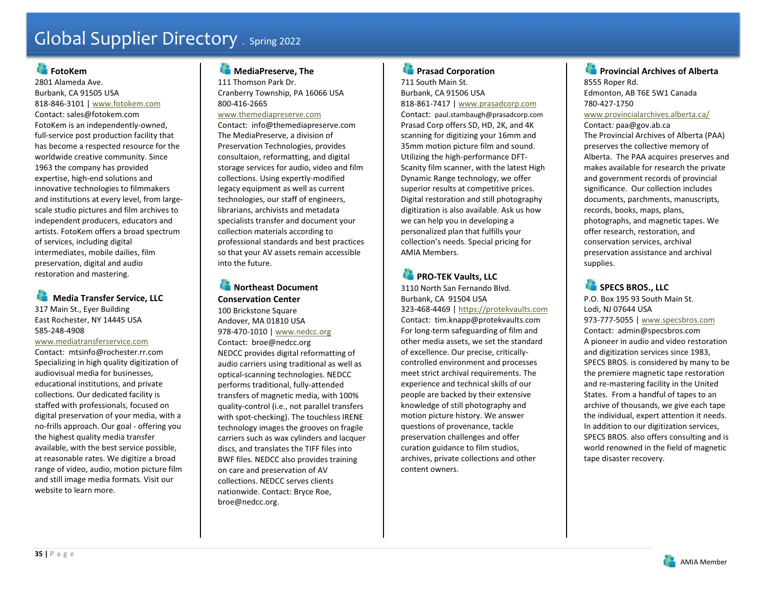# Global Supplier Directory . Spring 2022

### FotoKem

2801 Alameda Ave.
Burbank, CA 91505 USA
818-846-3101 | www.fotokem.com
Contact: sales@fotokem.com

FotoKem is an independently-owned, full-service post production facility that has become a respected resource for the worldwide creative community. Since 1963 the company has provided expertise, high-end solutions and innovative technologies to filmmakers and institutions at every level, from large-scale studio pictures and film archives to independent producers, educators and artists. FotoKem offers a broad spectrum of services, including digital intermediates, mobile dailies, film preservation, digital and audio restoration and mastering.

### Media Transfer Service, LLC

317 Main St., Eyer Building
East Rochester, NY 14445 USA
585-248-4908
www.mediatransferservice.com
Contact: mtsinfo@rochester.rr.com

Specializing in high quality digitization of audiovisual media for businesses, educational institutions, and private collections. Our dedicated facility is staffed with professionals, focused on digital preservation of your media, with a no-frills approach. Our goal - offering you the highest quality media transfer available, with the best service possible, at reasonable rates. We digitize a broad range of video, audio, motion picture film and still image media formats. Visit our website to learn more.

### MediaPreserve, The

111 Thomson Park Dr.
Cranberry Township, PA 16066 USA
800-416-2665
www.themediapreserve.com
Contact: info@themediapreserve.com

The MediaPreserve, a division of Preservation Technologies, provides consultaion, reformatting, and digital storage services for audio, video and film collections. Using expertly-modified legacy equipment as well as current technologies, our staff of engineers, librarians, archivists and metadata specialists transfer and document your collection materials according to professional standards and best practices so that your AV assets remain accessible into the future.

### Northeast Document Conservation Center

100 Brickstone Square
Andover, MA 01810 USA
978-470-1010 | www.nedcc.org
Contact: broe@nedcc.org

NEDCC provides digital reformatting of audio carriers using traditional as well as optical-scanning technologies. NEDCC performs traditional, fully-attended transfers of magnetic media, with 100% quality-control (i.e., not parallel transfers with spot-checking). The touchless IRENE technology images the grooves on fragile carriers such as wax cylinders and lacquer discs, and translates the TIFF files into BWF files. NEDCC also provides training on care and preservation of AV collections. NEDCC serves clients nationwide. Contact: Bryce Roe, broe@nedcc.org.

### Prasad Corporation

711 South Main St.
Burbank, CA 91506 USA
818-861-7417 | www.prasadcorp.com
Contact: paul.stambaugh@prasadcorp.com

Prasad Corp offers SD, HD, 2K, and 4K scanning for digitizing your 16mm and 35mm motion picture film and sound. Utilizing the high-performance DFT-Scanity film scanner, with the latest High Dynamic Range technology, we offer superior results at competitive prices. Digital restoration and still photography digitization is also available. Ask us how we can help you in developing a personalized plan that fulfills your collection's needs. Special pricing for AMIA Members.

### PRO-TEK Vaults, LLC

3110 North San Fernando Blvd.
Burbank, CA 91504 USA
323-468-4469 | https://protekvaults.com
Contact: tim.knapp@protekvaults.com

For long-term safeguarding of film and other media assets, we set the standard of excellence. Our precise, critically-controlled environment and processes meet strict archival requirements. The experience and technical skills of our people are backed by their extensive knowledge of still photography and motion picture history. We answer questions of provenance, tackle preservation challenges and offer curation guidance to film studios, archives, private collections and other content owners.

### Provincial Archives of Alberta

8555 Roper Rd.
Edmonton, AB T6E 5W1 Canada
780-427-1750
www.provincialarchives.alberta.ca/
Contact: paa@gov.ab.ca

The Provincial Archives of Alberta (PAA) preserves the collective memory of Alberta. The PAA acquires preserves and makes available for research the private and government records of provincial significance. Our collection includes documents, parchments, manuscripts, records, books, maps, plans, photographs, and magnetic tapes. We offer research, restoration, and conservation services, archival preservation assistance and archival supplies.

### SPECS BROS., LLC

P.O. Box 195 93 South Main St.
Lodi, NJ 07644 USA
973-777-5055 | www.specsbros.com
Contact: admin@specsbros.com

A pioneer in audio and video restoration and digitization services since 1983, SPECS BROS. is considered by many to be the premiere magnetic tape restoration and re-mastering facility in the United States. From a handful of tapes to an archive of thousands, we give each tape the individual, expert attention it needs. In addition to our digitization services, SPECS BROS. also offers consulting and is world renowned in the field of magnetic tape disaster recovery.

AMIA Member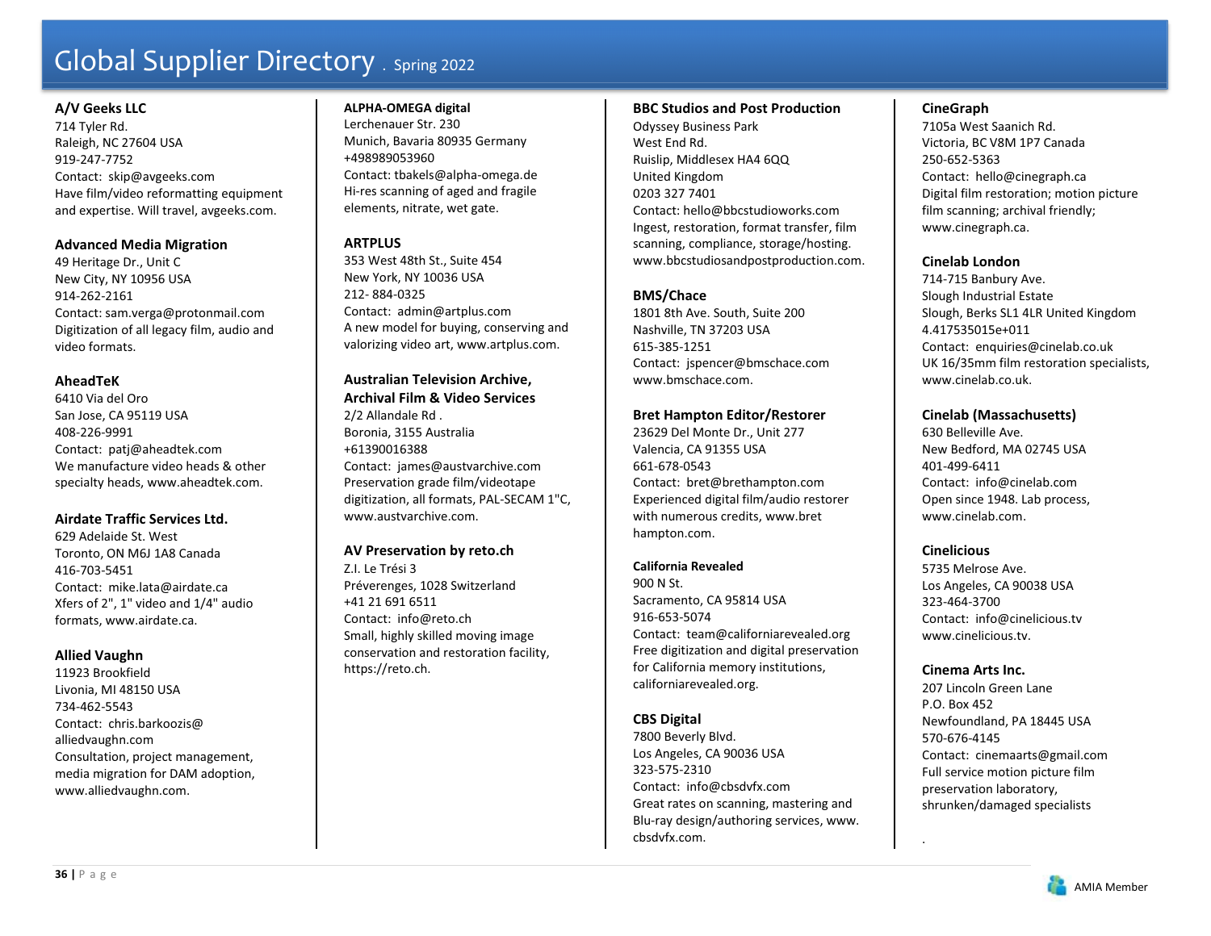# Global Supplier Directory . Spring 2022

**A/V Geeks LLC**
714 Tyler Rd.
Raleigh, NC 27604 USA
919-247-7752
Contact: skip@avgeeks.com
Have film/video reformatting equipment and expertise. Will travel, avgeeks.com.

**Advanced Media Migration**
49 Heritage Dr., Unit C
New City, NY 10956 USA
914-262-2161
Contact: sam.verga@protonmail.com
Digitization of all legacy film, audio and video formats.

**AheadTeK**
6410 Via del Oro
San Jose, CA 95119 USA
408-226-9991
Contact: patj@aheadtek.com
We manufacture video heads & other specialty heads, www.aheadtek.com.

**Airdate Traffic Services Ltd.**
629 Adelaide St. West
Toronto, ON M6J 1A8 Canada
416-703-5451
Contact: mike.lata@airdate.ca
Xfers of 2", 1" video and 1/4" audio formats, www.airdate.ca.

**Allied Vaughn**
11923 Brookfield
Livonia, MI 48150 USA
734-462-5543
Contact: chris.barkoozis@alliedvaughn.com
Consultation, project management, media migration for DAM adoption, www.alliedvaughn.com.

**ALPHA-OMEGA digital**
Lerchenauer Str. 230
Munich, Bavaria 80935 Germany
+498989053960
Contact: tbakels@alpha-omega.de
Hi-res scanning of aged and fragile elements, nitrate, wet gate.

**ARTPLUS**
353 West 48th St., Suite 454
New York, NY 10036 USA
212- 884-0325
Contact: admin@artplus.com
A new model for buying, conserving and valorizing video art, www.artplus.com.

**Australian Television Archive, Archival Film & Video Services**
2/2 Allandale Rd .
Boronia, 3155 Australia
+61390016388
Contact: james@austvarchive.com
Preservation grade film/videotape digitization, all formats, PAL-SECAM 1"C, www.austvarchive.com.

**AV Preservation by reto.ch**
Z.I. Le Trési 3
Préverenges, 1028 Switzerland
+41 21 691 6511
Contact: info@reto.ch
Small, highly skilled moving image conservation and restoration facility, https://reto.ch.

**BBC Studios and Post Production**
Odyssey Business Park
West End Rd.
Ruislip, Middlesex HA4 6QQ
United Kingdom
0203 327 7401
Contact: hello@bbcstudioworks.com
Ingest, restoration, format transfer, film scanning, compliance, storage/hosting. www.bbcstudiosandpostproduction.com.

**BMS/Chace**
1801 8th Ave. South, Suite 200
Nashville, TN 37203 USA
615-385-1251
Contact: jspencer@bmschace.com
www.bmschace.com.

**Bret Hampton Editor/Restorer**
23629 Del Monte Dr., Unit 277
Valencia, CA 91355 USA
661-678-0543
Contact: bret@brethampton.com
Experienced digital film/audio restorer with numerous credits, www.bret hampton.com.

**California Revealed**
900 N St.
Sacramento, CA 95814 USA
916-653-5074
Contact: team@californiarevealed.org
Free digitization and digital preservation for California memory institutions, californiarevealed.org.

**CBS Digital**
7800 Beverly Blvd.
Los Angeles, CA 90036 USA
323-575-2310
Contact: info@cbsdvfx.com
Great rates on scanning, mastering and Blu-ray design/authoring services, www. cbsdvfx.com.

**CineGraph**
7105a West Saanich Rd.
Victoria, BC V8M 1P7 Canada
250-652-5363
Contact: hello@cinegraph.ca
Digital film restoration; motion picture film scanning; archival friendly; www.cinegraph.ca.

**Cinelab London**
714-715 Banbury Ave.
Slough Industrial Estate
Slough, Berks SL1 4LR United Kingdom
4.417535015e+011
Contact: enquiries@cinelab.co.uk
UK 16/35mm film restoration specialists, www.cinelab.co.uk.

**Cinelab (Massachusetts)**
630 Belleville Ave.
New Bedford, MA 02745 USA
401-499-6411
Contact: info@cinelab.com
Open since 1948. Lab process, www.cinelab.com.

**Cinelicious**
5735 Melrose Ave.
Los Angeles, CA 90038 USA
323-464-3700
Contact: info@cinelicious.tv
www.cinelicious.tv.

**Cinema Arts Inc.**
207 Lincoln Green Lane
P.O. Box 452
Newfoundland, PA 18445 USA
570-676-4145
Contact: cinemaarts@gmail.com
Full service motion picture film preservation laboratory, shrunken/damaged specialists

AMIA Member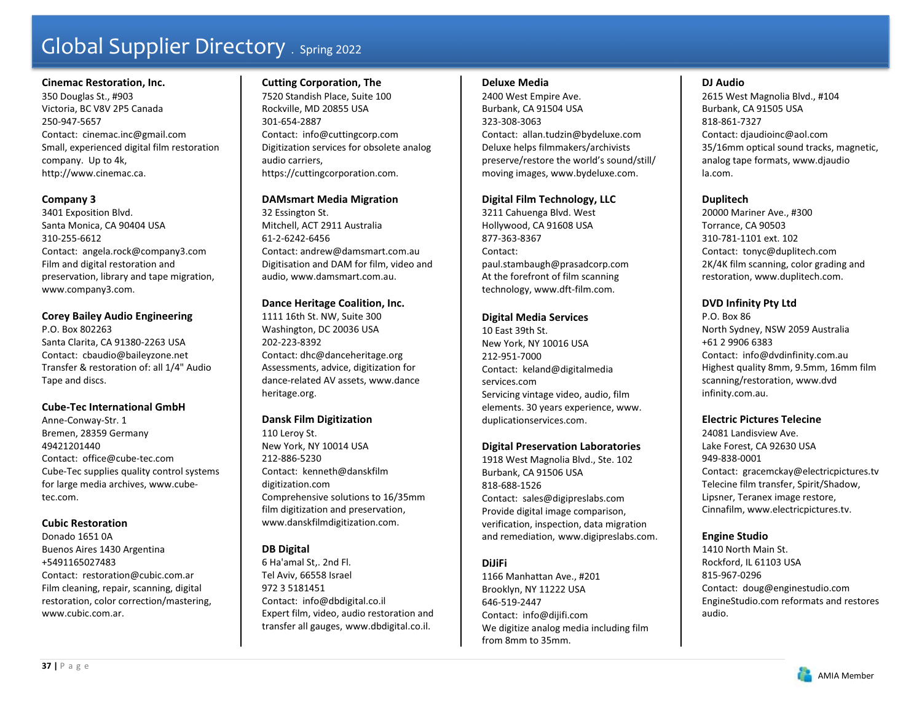# Global Supplier Directory . Spring 2022

**Cinemac Restoration, Inc.**
350 Douglas St., #903
Victoria, BC V8V 2P5 Canada
250-947-5657
Contact: cinemac.inc@gmail.com
Small, experienced digital film restoration company. Up to 4k, http://www.cinemac.ca.

**Company 3**
3401 Exposition Blvd.
Santa Monica, CA 90404 USA
310-255-6612
Contact: angela.rock@company3.com
Film and digital restoration and preservation, library and tape migration, www.company3.com.

**Corey Bailey Audio Engineering**
P.O. Box 802263
Santa Clarita, CA 91380-2263 USA
Contact: cbaudio@baileyzone.net
Transfer & restoration of: all 1/4" Audio Tape and discs.

**Cube-Tec International GmbH**
Anne-Conway-Str. 1
Bremen, 28359 Germany
49421201440
Contact: office@cube-tec.com
Cube-Tec supplies quality control systems for large media archives, www.cube-tec.com.

**Cubic Restoration**
Donado 1651 0A
Buenos Aires 1430 Argentina
+5491165027483
Contact: restoration@cubic.com.ar
Film cleaning, repair, scanning, digital restoration, color correction/mastering, www.cubic.com.ar.

**Cutting Corporation, The**
7520 Standish Place, Suite 100
Rockville, MD 20855 USA
301-654-2887
Contact: info@cuttingcorp.com
Digitization services for obsolete analog audio carriers, https://cuttingcorporation.com.

**DAMsmart Media Migration**
32 Essington St.
Mitchell, ACT 2911 Australia
61-2-6242-6456
Contact: andrew@damsmart.com.au
Digitisation and DAM for film, video and audio, www.damsmart.com.au.

**Dance Heritage Coalition, Inc.**
1111 16th St. NW, Suite 300
Washington, DC 20036 USA
202-223-8392
Contact: dhc@danceheritage.org
Assessments, advice, digitization for dance-related AV assets, www.danceheritage.org.

**Dansk Film Digitization**
110 Leroy St.
New York, NY 10014 USA
212-886-5230
Contact: kenneth@danskfilmdigitization.com
Comprehensive solutions to 16/35mm film digitization and preservation, www.danskfilmdigitization.com.

**DB Digital**
6 Ha'amal St,. 2nd Fl.
Tel Aviv, 66558 Israel
972 3 5181451
Contact: info@dbdigital.co.il
Expert film, video, audio restoration and transfer all gauges, www.dbdigital.co.il.

**Deluxe Media**
2400 West Empire Ave.
Burbank, CA 91504 USA
323-308-3063
Contact: allan.tudzin@bydeluxe.com
Deluxe helps filmmakers/archivists preserve/restore the world's sound/still/moving images, www.bydeluxe.com.

**Digital Film Technology, LLC**
3211 Cahuenga Blvd. West
Hollywood, CA 91608 USA
877-363-8367
Contact: paul.stambaugh@prasadcorp.com
At the forefront of film scanning technology, www.dft-film.com.

**Digital Media Services**
10 East 39th St.
New York, NY 10016 USA
212-951-7000
Contact: keland@digitalmediaservices.com
Servicing vintage video, audio, film elements. 30 years experience, www.duplicationservices.com.

**Digital Preservation Laboratories**
1918 West Magnolia Blvd., Ste. 102
Burbank, CA 91506 USA
818-688-1526
Contact: sales@digipreslabs.com
Provide digital image comparison, verification, inspection, data migration and remediation, www.digipreslabs.com.

**DiJiFi**
1166 Manhattan Ave., #201
Brooklyn, NY 11222 USA
646-519-2447
Contact: info@dijifi.com
We digitize analog media including film from 8mm to 35mm.

**DJ Audio**
2615 West Magnolia Blvd., #104
Burbank, CA 91505 USA
818-861-7327
Contact: djaudioinc@aol.com
35/16mm optical sound tracks, magnetic, analog tape formats, www.djaudiola.com.

**Duplitech**
20000 Mariner Ave., #300
Torrance, CA 90503
310-781-1101 ext. 102
Contact: tonyc@duplitech.com
2K/4K film scanning, color grading and restoration, www.duplitech.com.

**DVD Infinity Pty Ltd**
P.O. Box 86
North Sydney, NSW 2059 Australia
+61 2 9906 6383
Contact: info@dvdinfinity.com.au
Highest quality 8mm, 9.5mm, 16mm film scanning/restoration, www.dvdinfinity.com.au.

**Electric Pictures Telecine**
24081 Landisview Ave.
Lake Forest, CA 92630 USA
949-838-0001
Contact: gracemckay@electricpictures.tv
Telecine film transfer, Spirit/Shadow, Lipsner, Teranex image restore, Cinnafilm, www.electricpictures.tv.

**Engine Studio**
1410 North Main St.
Rockford, IL 61103 USA
815-967-0296
Contact: doug@enginestudio.com
EngineStudio.com reformats and restores audio.

AMIA Member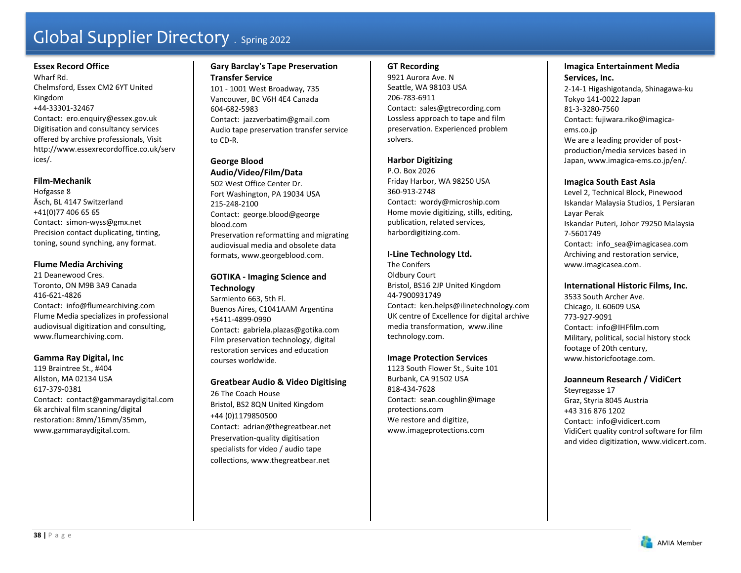# Global Supplier Directory . Spring 2022

**Essex Record Office**
Wharf Rd.
Chelmsford, Essex CM2 6YT United Kingdom
+44-33301-32467
Contact: ero.enquiry@essex.gov.uk
Digitisation and consultancy services offered by archive professionals, Visit http://www.essexrecordoffice.co.uk/services/.

**Film-Mechanik**
Hofgasse 8
Äsch, BL 4147 Switzerland
+41(0)77 406 65 65
Contact: simon-wyss@gmx.net
Precision contact duplicating, tinting, toning, sound synching, any format.

**Flume Media Archiving**
21 Deanewood Cres.
Toronto, ON M9B 3A9 Canada
416-621-4826
Contact: info@flumearchiving.com
Flume Media specializes in professional audiovisual digitization and consulting, www.flumearchiving.com.

**Gamma Ray Digital, Inc**
119 Braintree St., #404
Allston, MA 02134 USA
617-379-0381
Contact: contact@gammaraydigital.com
6k archival film scanning/digital restoration: 8mm/16mm/35mm, www.gammaraydigital.com.

**Gary Barclay's Tape Preservation Transfer Service**
101 - 1001 West Broadway, 735
Vancouver, BC V6H 4E4 Canada
604-682-5983
Contact: jazzverbatim@gmail.com
Audio tape preservation transfer service to CD-R.

**George Blood Audio/Video/Film/Data**
502 West Office Center Dr.
Fort Washington, PA 19034 USA
215-248-2100
Contact: george.blood@georgeblood.com
Preservation reformatting and migrating audiovisual media and obsolete data formats, www.georgeblood.com.

**GOTIKA - Imaging Science and Technology**
Sarmiento 663, 5th Fl.
Buenos Aires, C1041AAM Argentina
+5411-4899-0990
Contact: gabriela.plazas@gotika.com
Film preservation technology, digital restoration services and education courses worldwide.

**Greatbear Audio & Video Digitising**
26 The Coach House
Bristol, BS2 8QN United Kingdom
+44 (0)1179850500
Contact: adrian@thegreatbear.net
Preservation-quality digitisation specialists for video / audio tape collections, www.thegreatbear.net

**GT Recording**
9921 Aurora Ave. N
Seattle, WA 98103 USA
206-783-6911
Contact: sales@gtrecording.com
Lossless approach to tape and film preservation. Experienced problem solvers.

**Harbor Digitizing**
P.O. Box 2026
Friday Harbor, WA 98250 USA
360-913-2748
Contact: wordy@microship.com
Home movie digitizing, stills, editing, publication, related services, harbordigitizing.com.

**I-Line Technology Ltd.**
The Conifers
Oldbury Court
Bristol, BS16 2JP United Kingdom
44-7900931749
Contact: ken.helps@ilinetechnology.com
UK centre of Excellence for digital archive media transformation, www.ilinetechnology.com.

**Image Protection Services**
1123 South Flower St., Suite 101
Burbank, CA 91502 USA
818-434-7628
Contact: sean.coughlin@imageprotections.com
We restore and digitize, www.imageprotections.com

**Imagica Entertainment Media Services, Inc.**
2-14-1 Higashigotanda, Shinagawa-ku
Tokyo 141-0022 Japan
81-3-3280-7560
Contact: fujiwara.riko@imagica-ems.co.jp
We are a leading provider of post-production/media services based in Japan, www.imagica-ems.co.jp/en/.

**Imagica South East Asia**
Level 2, Technical Block, Pinewood Iskandar Malaysia Studios, 1 Persiaran Layar Perak
Iskandar Puteri, Johor 79250 Malaysia
7-5601749
Contact: info_sea@imagicasea.com
Archiving and restoration service, www.imagicasea.com.

**International Historic Films, Inc.**
3533 South Archer Ave.
Chicago, IL 60609 USA
773-927-9091
Contact: info@IHFfilm.com
Military, political, social history stock footage of 20th century, www.historicfootage.com.

**Joanneum Research / VidiCert**
Steyregasse 17
Graz, Styria 8045 Austria
+43 316 876 1202
Contact: info@vidicert.com
VidiCert quality control software for film and video digitization, www.vidicert.com.

AMIA Member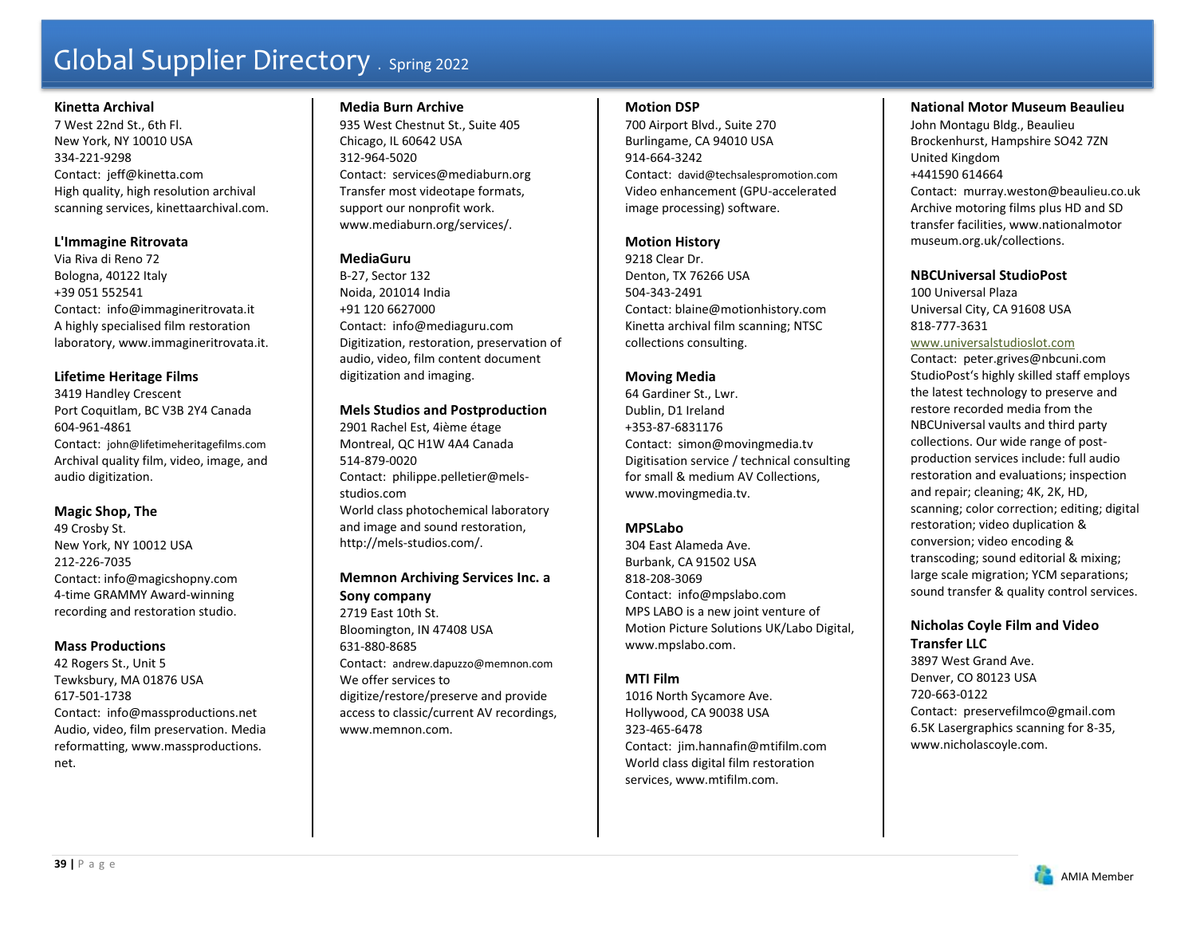**Kinetta Archival**
7 West 22nd St., 6th Fl.
New York, NY 10010 USA
334-221-9298
Contact: jeff@kinetta.com
High quality, high resolution archival scanning services, kinettaarchival.com.

**L'Immagine Ritrovata**
Via Riva di Reno 72
Bologna, 40122 Italy
+39 051 552541
Contact: info@immagineritrovata.it
A highly specialised film restoration laboratory, www.immagineritrovata.it.

**Lifetime Heritage Films**
3419 Handley Crescent
Port Coquitlam, BC V3B 2Y4 Canada
604-961-4861
Contact: john@lifetimeheritagefilms.com
Archival quality film, video, image, and audio digitization.

**Magic Shop, The**
49 Crosby St.
New York, NY 10012 USA
212-226-7035
Contact: info@magicshopny.com
4-time GRAMMY Award-winning recording and restoration studio.

**Mass Productions**
42 Rogers St., Unit 5
Tewksbury, MA 01876 USA
617-501-1738
Contact: info@massproductions.net
Audio, video, film preservation. Media reformatting, www.massproductions.net.

**Media Burn Archive**
935 West Chestnut St., Suite 405
Chicago, IL 60642 USA
312-964-5020
Contact: services@mediaburn.org
Transfer most videotape formats, support our nonprofit work. www.mediaburn.org/services/.

**MediaGuru**
B-27, Sector 132
Noida, 201014 India
+91 120 6627000
Contact: info@mediaguru.com
Digitization, restoration, preservation of audio, video, film content document digitization and imaging.

**Mels Studios and Postproduction**
2901 Rachel Est, 4ième étage
Montreal, QC H1W 4A4 Canada
514-879-0020
Contact: philippe.pelletier@mels-studios.com
World class photochemical laboratory and image and sound restoration, http://mels-studios.com/.

**Memnon Archiving Services Inc. a Sony company**
2719 East 10th St.
Bloomington, IN 47408 USA
631-880-8685
Contact: andrew.dapuzzo@memnon.com
We offer services to digitize/restore/preserve and provide access to classic/current AV recordings, www.memnon.com.

**Motion DSP**
700 Airport Blvd., Suite 270
Burlingame, CA 94010 USA
914-664-3242
Contact: david@techsalespromotion.com
Video enhancement (GPU-accelerated image processing) software.

**Motion History**
9218 Clear Dr.
Denton, TX 76266 USA
504-343-2491
Contact: blaine@motionhistory.com
Kinetta archival film scanning; NTSC collections consulting.

**Moving Media**
64 Gardiner St., Lwr.
Dublin, D1 Ireland
+353-87-6831176
Contact: simon@movingmedia.tv
Digitisation service / technical consulting for small & medium AV Collections, www.movingmedia.tv.

**MPSLabo**
304 East Alameda Ave.
Burbank, CA 91502 USA
818-208-3069
Contact: info@mpslabo.com
MPS LABO is a new joint venture of Motion Picture Solutions UK/Labo Digital, www.mpslabo.com.

**MTI Film**
1016 North Sycamore Ave.
Hollywood, CA 90038 USA
323-465-6478
Contact: jim.hannafin@mtifilm.com
World class digital film restoration services, www.mtifilm.com.

**National Motor Museum Beaulieu**
John Montagu Bldg., Beaulieu
Brockenhurst, Hampshire SO42 7ZN
United Kingdom
+441590 614664
Contact: murray.weston@beaulieu.co.uk
Archive motoring films plus HD and SD transfer facilities, www.nationalmotormuseum.org.uk/collections.

**NBCUniversal StudioPost**
100 Universal Plaza
Universal City, CA 91608 USA
818-777-3631
www.universalstudioslot.com
Contact: peter.grives@nbcuni.com
StudioPost's highly skilled staff employs the latest technology to preserve and restore recorded media from the NBCUniversal vaults and third party collections. Our wide range of post-production services include: full audio restoration and evaluations; inspection and repair; cleaning; 4K, 2K, HD, scanning; color correction; editing; digital restoration; video duplication & conversion; video encoding & transcoding; sound editorial & mixing; large scale migration; YCM separations; sound transfer & quality control services.

**Nicholas Coyle Film and Video Transfer LLC**
3897 West Grand Ave.
Denver, CO 80123 USA
720-663-0122
Contact: preservefilmco@gmail.com
6.5K Lasergraphics scanning for 8-35, www.nicholascoyle.com.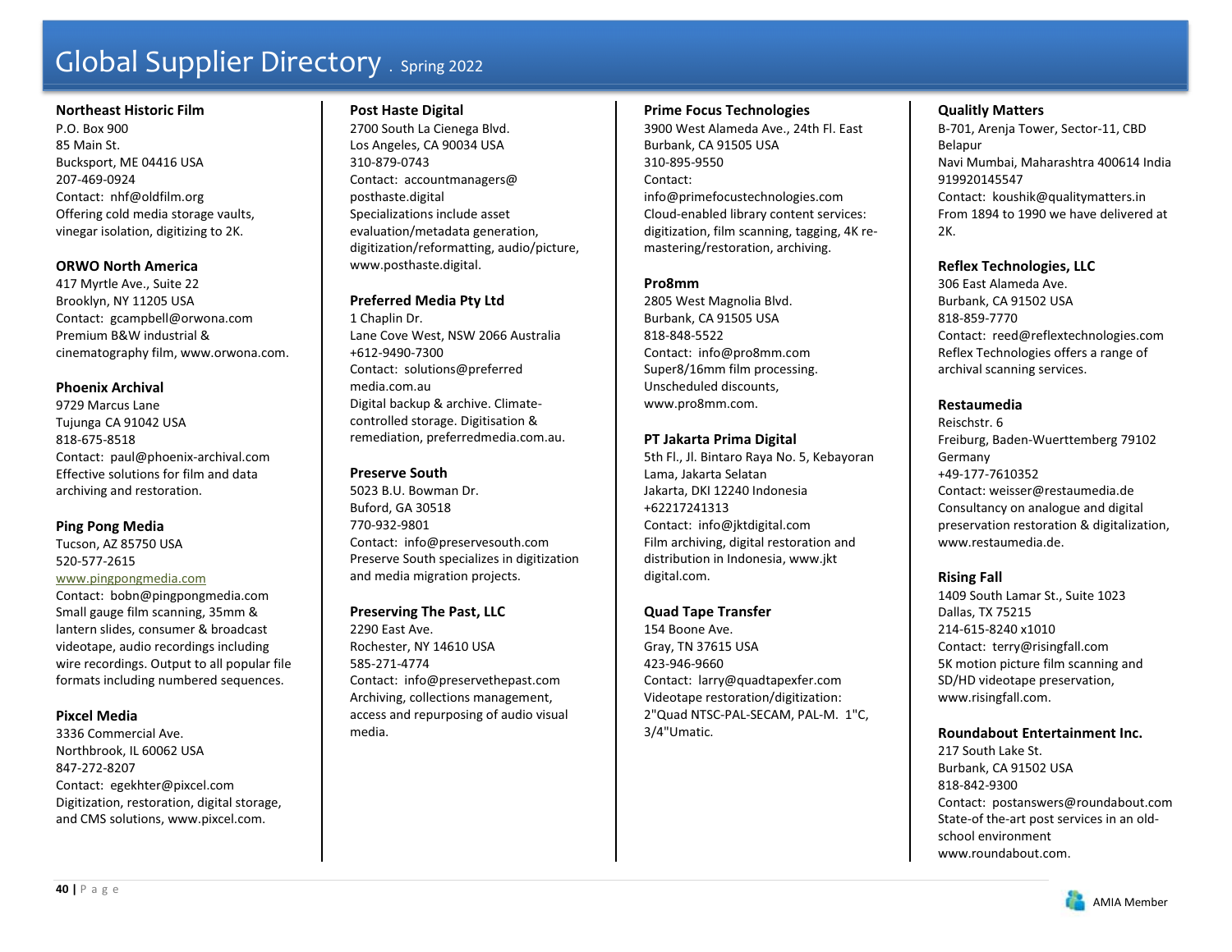# Global Supplier Directory . Spring 2022

**Northeast Historic Film**
P.O. Box 900
85 Main St.
Bucksport, ME 04416 USA
207-469-0924
Contact: nhf@oldfilm.org
Offering cold media storage vaults, vinegar isolation, digitizing to 2K.

**ORWO North America**
417 Myrtle Ave., Suite 22
Brooklyn, NY 11205 USA
Contact: gcampbell@orwona.com
Premium B&W industrial & cinematography film, www.orwona.com.

**Phoenix Archival**
9729 Marcus Lane
Tujunga CA 91042 USA
818-675-8518
Contact: paul@phoenix-archival.com
Effective solutions for film and data archiving and restoration.

**Ping Pong Media**
Tucson, AZ 85750 USA
520-577-2615
www.pingpongmedia.com
Contact: bobn@pingpongmedia.com
Small gauge film scanning, 35mm & lantern slides, consumer & broadcast videotape, audio recordings including wire recordings. Output to all popular file formats including numbered sequences.

**Pixcel Media**
3336 Commercial Ave.
Northbrook, IL 60062 USA
847-272-8207
Contact: egekhter@pixcel.com
Digitization, restoration, digital storage, and CMS solutions, www.pixcel.com.

**Post Haste Digital**
2700 South La Cienega Blvd.
Los Angeles, CA 90034 USA
310-879-0743
Contact: accountmanagers@posthaste.digital
Specializations include asset evaluation/metadata generation, digitization/reformatting, audio/picture, www.posthaste.digital.

**Preferred Media Pty Ltd**
1 Chaplin Dr.
Lane Cove West, NSW 2066 Australia
+612-9490-7300
Contact: solutions@preferredmedia.com.au
Digital backup & archive. Climate-controlled storage. Digitisation & remediation, preferredmedia.com.au.

**Preserve South**
5023 B.U. Bowman Dr.
Buford, GA 30518
770-932-9801
Contact: info@preservesouth.com
Preserve South specializes in digitization and media migration projects.

**Preserving The Past, LLC**
2290 East Ave.
Rochester, NY 14610 USA
585-271-4774
Contact: info@preservethepast.com
Archiving, collections management, access and repurposing of audio visual media.

**Prime Focus Technologies**
3900 West Alameda Ave., 24th Fl. East
Burbank, CA 91505 USA
310-895-9550
Contact: info@primefocustechnologies.com
Cloud-enabled library content services: digitization, film scanning, tagging, 4K re-mastering/restoration, archiving.

**Pro8mm**
2805 West Magnolia Blvd.
Burbank, CA 91505 USA
818-848-5522
Contact: info@pro8mm.com
Super8/16mm film processing. Unscheduled discounts, www.pro8mm.com.

**PT Jakarta Prima Digital**
5th Fl., Jl. Bintaro Raya No. 5, Kebayoran Lama, Jakarta Selatan
Jakarta, DKI 12240 Indonesia
+62217241313
Contact: info@jktdigital.com
Film archiving, digital restoration and distribution in Indonesia, www.jktdigital.com.

**Quad Tape Transfer**
154 Boone Ave.
Gray, TN 37615 USA
423-946-9660
Contact: larry@quadtapexfer.com
Videotape restoration/digitization: 2"Quad NTSC-PAL-SECAM, PAL-M. 1"C, 3/4"Umatic.

**Qualitly Matters**
B-701, Arenja Tower, Sector-11, CBD Belapur
Navi Mumbai, Maharashtra 400614 India
919920145547
Contact: koushik@qualitymatters.in
From 1894 to 1990 we have delivered at 2K.

**Reflex Technologies, LLC**
306 East Alameda Ave.
Burbank, CA 91502 USA
818-859-7770
Contact: reed@reflextechnologies.com
Reflex Technologies offers a range of archival scanning services.

**Restaumedia**
Reischstr. 6
Freiburg, Baden-Wuerttemberg 79102 Germany
+49-177-7610352
Contact: weisser@restaumedia.de
Consultancy on analogue and digital preservation restoration & digitalization, www.restaumedia.de.

**Rising Fall**
1409 South Lamar St., Suite 1023
Dallas, TX 75215
214-615-8240 x1010
Contact: terry@risingfall.com
5K motion picture film scanning and SD/HD videotape preservation, www.risingfall.com.

**Roundabout Entertainment Inc.**
217 South Lake St.
Burbank, CA 91502 USA
818-842-9300
Contact: postanswers@roundabout.com
State-of the-art post services in an old-school environment
www.roundabout.com.

AMIA Member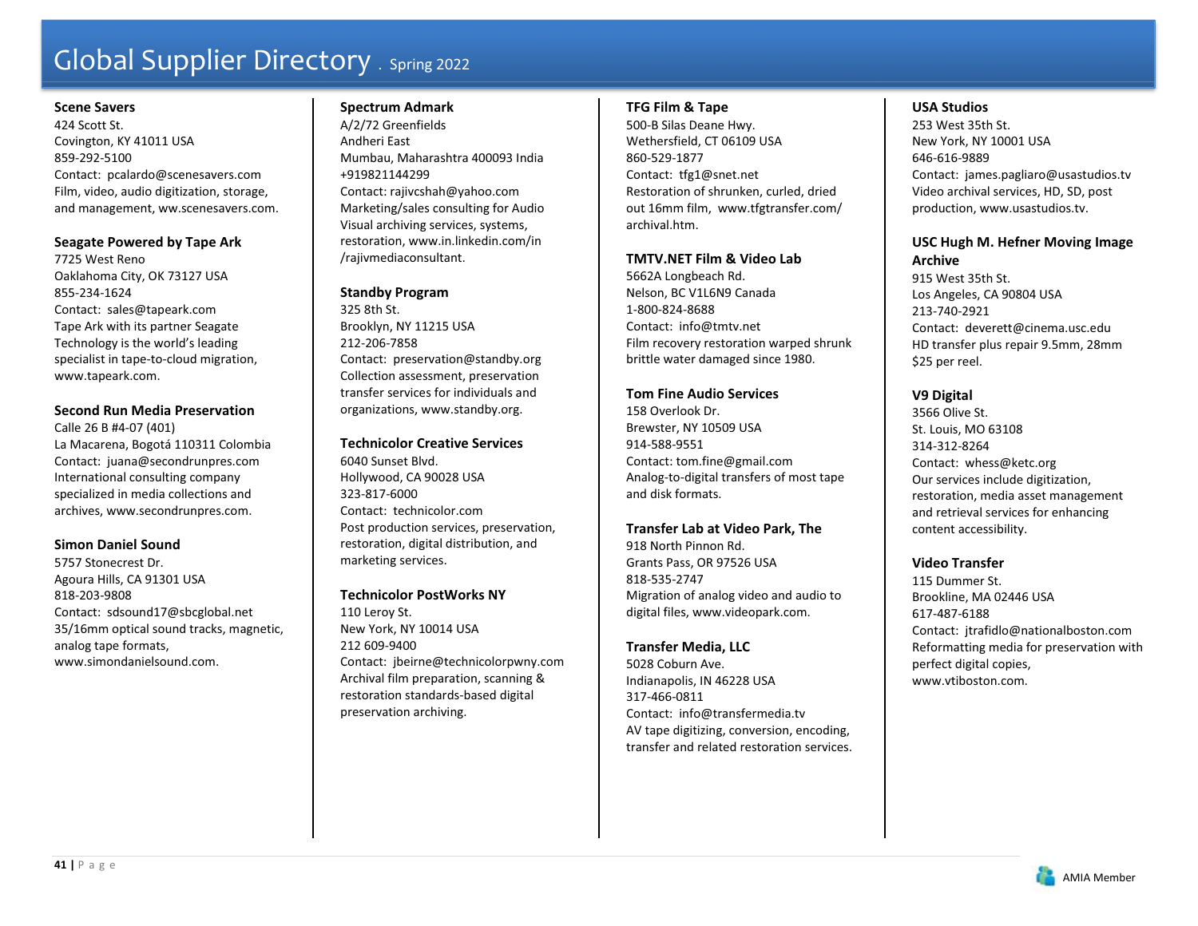# Global Supplier Directory . Spring 2022

**Scene Savers**
424 Scott St.
Covington, KY 41011 USA
859-292-5100
Contact: pcalardo@scenesavers.com
Film, video, audio digitization, storage, and management, ww.scenesavers.com.

**Seagate Powered by Tape Ark**
7725 West Reno
Oaklahoma City, OK 73127 USA
855-234-1624
Contact: sales@tapeark.com
Tape Ark with its partner Seagate Technology is the world's leading specialist in tape-to-cloud migration, www.tapeark.com.

**Second Run Media Preservation**
Calle 26 B #4-07 (401)
La Macarena, Bogotá 110311 Colombia
Contact: juana@secondrunpres.com
International consulting company specialized in media collections and archives, www.secondrunpres.com.

**Simon Daniel Sound**
5757 Stonecrest Dr.
Agoura Hills, CA 91301 USA
818-203-9808
Contact: sdsound17@sbcglobal.net
35/16mm optical sound tracks, magnetic, analog tape formats, www.simondanielsound.com.

**Spectrum Admark**
A/2/72 Greenfields
Andheri East
Mumbau, Maharashtra 400093 India
+919821144299
Contact: rajivcshah@yahoo.com
Marketing/sales consulting for Audio Visual archiving services, systems, restoration, www.in.linkedin.com/in/rajivmediaconsultant.

**Standby Program**
325 8th St.
Brooklyn, NY 11215 USA
212-206-7858
Contact: preservation@standby.org
Collection assessment, preservation transfer services for individuals and organizations, www.standby.org.

**Technicolor Creative Services**
6040 Sunset Blvd.
Hollywood, CA 90028 USA
323-817-6000
Contact: technicolor.com
Post production services, preservation, restoration, digital distribution, and marketing services.

**Technicolor PostWorks NY**
110 Leroy St.
New York, NY 10014 USA
212 609-9400
Contact: jbeirne@technicolorpwny.com
Archival film preparation, scanning & restoration standards-based digital preservation archiving.

**TFG Film & Tape**
500-B Silas Deane Hwy.
Wethersfield, CT 06109 USA
860-529-1877
Contact: tfg1@snet.net
Restoration of shrunken, curled, dried out 16mm film, www.tfgtransfer.com/archival.htm.

**TMTV.NET Film & Video Lab**
5662A Longbeach Rd.
Nelson, BC V1L6N9 Canada
1-800-824-8688
Contact: info@tmtv.net
Film recovery restoration warped shrunk brittle water damaged since 1980.

**Tom Fine Audio Services**
158 Overlook Dr.
Brewster, NY 10509 USA
914-588-9551
Contact: tom.fine@gmail.com
Analog-to-digital transfers of most tape and disk formats.

**Transfer Lab at Video Park, The**
918 North Pinnon Rd.
Grants Pass, OR 97526 USA
818-535-2747
Migration of analog video and audio to digital files, www.videopark.com.

**Transfer Media, LLC**
5028 Coburn Ave.
Indianapolis, IN 46228 USA
317-466-0811
Contact: info@transfermedia.tv
AV tape digitizing, conversion, encoding, transfer and related restoration services.

**USA Studios**
253 West 35th St.
New York, NY 10001 USA
646-616-9889
Contact: james.pagliaro@usastudios.tv
Video archival services, HD, SD, post production, www.usastudios.tv.

**USC Hugh M. Hefner Moving Image Archive**
915 West 35th St.
Los Angeles, CA 90804 USA
213-740-2921
Contact: deverett@cinema.usc.edu
HD transfer plus repair 9.5mm, 28mm $25 per reel.

**V9 Digital**
3566 Olive St.
St. Louis, MO 63108
314-312-8264
Contact: whess@ketc.org
Our services include digitization, restoration, media asset management and retrieval services for enhancing content accessibility.

**Video Transfer**
115 Dummer St.
Brookline, MA 02446 USA
617-487-6188
Contact: jtrafidlo@nationalboston.com
Reformatting media for preservation with perfect digital copies, www.vtiboston.com.

AMIA Member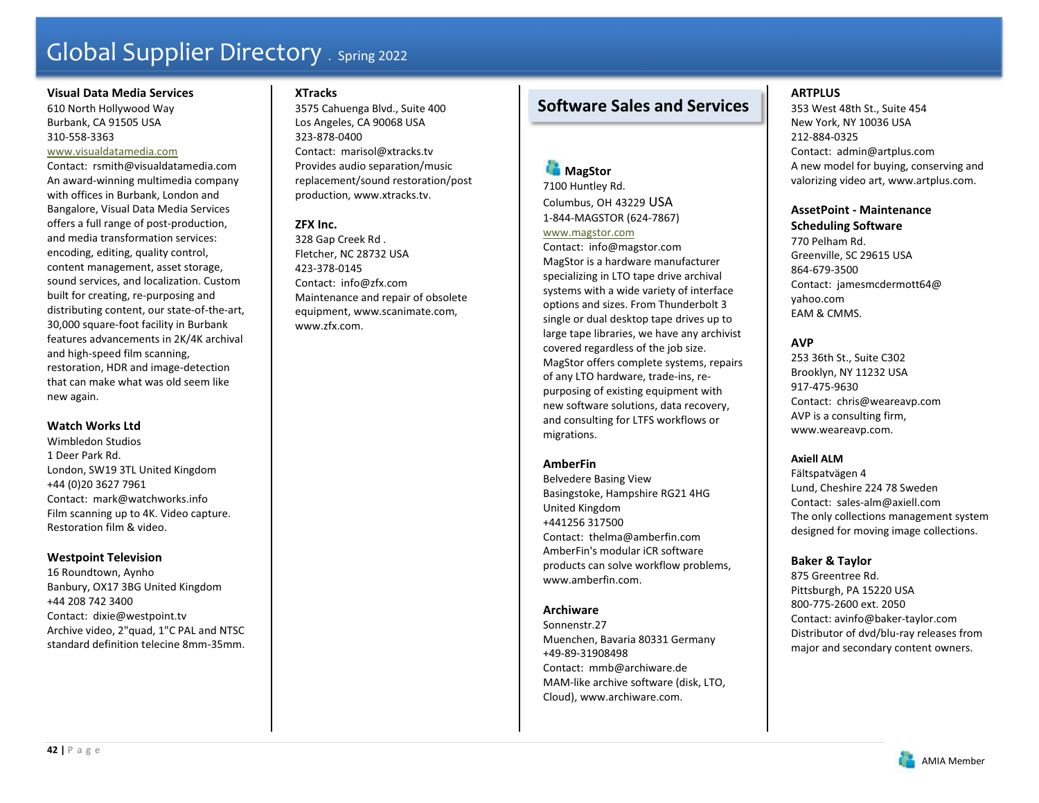**Visual Data Media Services**
610 North Hollywood Way
Burbank, CA 91505 USA
310-558-3363
www.visualdatamedia.com
Contact: rsmith@visualdatamedia.com
An award-winning multimedia company with offices in Burbank, London and Bangalore, Visual Data Media Services offers a full range of post-production, and media transformation services: encoding, editing, quality control, content management, asset storage, sound services, and localization. Custom built for creating, re-purposing and distributing content, our state-of-the-art, 30,000 square-foot facility in Burbank features advancements in 2K/4K archival and high-speed film scanning, restoration, HDR and image-detection that can make what was old seem like new again.

**Watch Works Ltd**
Wimbledon Studios
1 Deer Park Rd.
London, SW19 3TL United Kingdom
+44 (0)20 3627 7961
Contact: mark@watchworks.info
Film scanning up to 4K. Video capture. Restoration film & video.

**Westpoint Television**
16 Roundtown, Aynho
Banbury, OX17 3BG United Kingdom
+44 208 742 3400
Contact: dixie@westpoint.tv
Archive video, 2"quad, 1"C PAL and NTSC standard definition telecine 8mm-35mm.

**XTracks**
3575 Cahuenga Blvd., Suite 400
Los Angeles, CA 90068 USA
323-878-0400
Contact: marisol@xtracks.tv
Provides audio separation/music replacement/sound restoration/post production, www.xtracks.tv.

**ZFX Inc.**
328 Gap Creek Rd .
Fletcher, NC 28732 USA
423-378-0145
Contact: info@zfx.com
Maintenance and repair of obsolete equipment, www.scanimate.com, www.zfx.com.

## Software Sales and Services

**MagStor**
7100 Huntley Rd.
Columbus, OH 43229 USA
1-844-MAGSTOR (624-7867)
www.magstor.com
Contact: info@magstor.com
MagStor is a hardware manufacturer specializing in LTO tape drive archival systems with a wide variety of interface options and sizes. From Thunderbolt 3 single or dual desktop tape drives up to large tape libraries, we have any archivist covered regardless of the job size. MagStor offers complete systems, repairs of any LTO hardware, trade-ins, re-purposing of existing equipment with new software solutions, data recovery, and consulting for LTFS workflows or migrations.

**AmberFin**
Belvedere Basing View
Basingstoke, Hampshire RG21 4HG
United Kingdom
+441256 317500
Contact: thelma@amberfin.com
AmberFin's modular iCR software products can solve workflow problems, www.amberfin.com.

**Archiware**
Sonnenstr.27
Muenchen, Bavaria 80331 Germany
+49-89-31908498
Contact: mmb@archiware.de
MAM-like archive software (disk, LTO, Cloud), www.archiware.com.

**ARTPLUS**
353 West 48th St., Suite 454
New York, NY 10036 USA
212-884-0325
Contact: admin@artplus.com
A new model for buying, conserving and valorizing video art, www.artplus.com.

**AssetPoint - Maintenance Scheduling Software**
770 Pelham Rd.
Greenville, SC 29615 USA
864-679-3500
Contact: jamesmcdermott64@yahoo.com
EAM & CMMS.

**AVP**
253 36th St., Suite C302
Brooklyn, NY 11232 USA
917-475-9630
Contact: chris@weareavp.com
AVP is a consulting firm, www.weareavp.com.

**Axiell ALM**
Fältspatvägen 4
Lund, Cheshire 224 78 Sweden
Contact: sales-alm@axiell.com
The only collections management system designed for moving image collections.

**Baker & Taylor**
875 Greentree Rd.
Pittsburgh, PA 15220 USA
800-775-2600 ext. 2050
Contact: avinfo@baker-taylor.com
Distributor of dvd/blu-ray releases from major and secondary content owners.

AMIA Member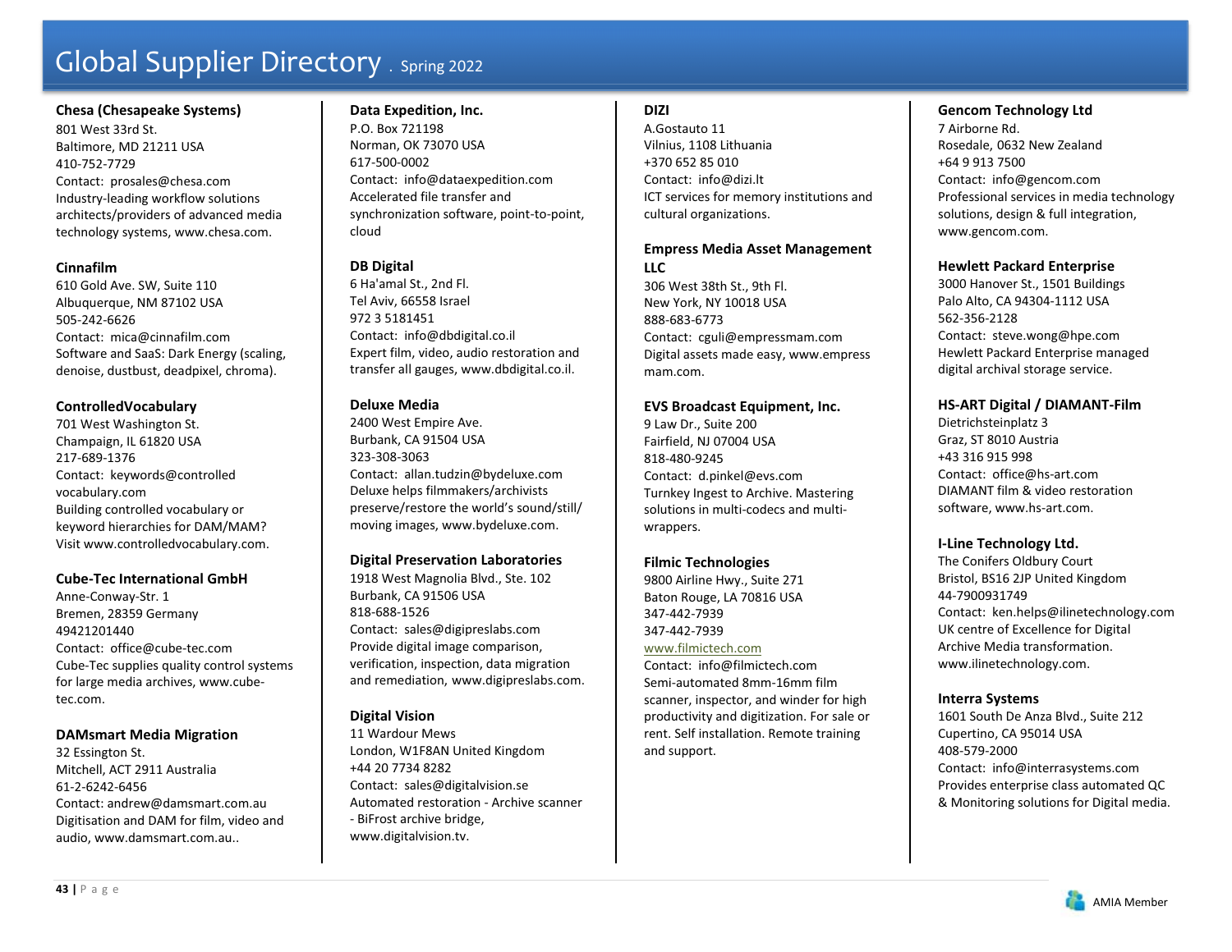# Global Supplier Directory . Spring 2022

**Chesa (Chesapeake Systems)**
801 West 33rd St.
Baltimore, MD 21211 USA
410-752-7729
Contact: prosales@chesa.com
Industry-leading workflow solutions architects/providers of advanced media technology systems, www.chesa.com.

**Cinnafilm**
610 Gold Ave. SW, Suite 110
Albuquerque, NM 87102 USA
505-242-6626
Contact: mica@cinnafilm.com
Software and SaaS: Dark Energy (scaling, denoise, dustbust, deadpixel, chroma).

**ControlledVocabulary**
701 West Washington St.
Champaign, IL 61820 USA
217-689-1376
Contact: keywords@controlledvocabulary.com
Building controlled vocabulary or keyword hierarchies for DAM/MAM? Visit www.controlledvocabulary.com.

**Cube-Tec International GmbH**
Anne-Conway-Str. 1
Bremen, 28359 Germany
49421201440
Contact: office@cube-tec.com
Cube-Tec supplies quality control systems for large media archives, www.cube-tec.com.

**DAMsmart Media Migration**
32 Essington St.
Mitchell, ACT 2911 Australia
61-2-6242-6456
Contact: andrew@damsmart.com.au
Digitisation and DAM for film, video and audio, www.damsmart.com.au..

**Data Expedition, Inc.**
P.O. Box 721198
Norman, OK 73070 USA
617-500-0002
Contact: info@dataexpedition.com
Accelerated file transfer and synchronization software, point-to-point, cloud

**DB Digital**
6 Ha'amal St., 2nd Fl.
Tel Aviv, 66558 Israel
972 3 5181451
Contact: info@dbdigital.co.il
Expert film, video, audio restoration and transfer all gauges, www.dbdigital.co.il.

**Deluxe Media**
2400 West Empire Ave.
Burbank, CA 91504 USA
323-308-3063
Contact: allan.tudzin@bydeluxe.com
Deluxe helps filmmakers/archivists preserve/restore the world's sound/still/moving images, www.bydeluxe.com.

**Digital Preservation Laboratories**
1918 West Magnolia Blvd., Ste. 102
Burbank, CA 91506 USA
818-688-1526
Contact: sales@digipreslabs.com
Provide digital image comparison, verification, inspection, data migration and remediation, www.digipreslabs.com.

**Digital Vision**
11 Wardour Mews
London, W1F8AN United Kingdom
+44 20 7734 8282
Contact: sales@digitalvision.se
Automated restoration - Archive scanner - BiFrost archive bridge, www.digitalvision.tv.

**DIZI**
A.Gostauto 11
Vilnius, 1108 Lithuania
+370 652 85 010
Contact: info@dizi.lt
ICT services for memory institutions and cultural organizations.

**Empress Media Asset Management LLC**
306 West 38th St., 9th Fl.
New York, NY 10018 USA
888-683-6773
Contact: cguli@empressmam.com
Digital assets made easy, www.empressmam.com.

**EVS Broadcast Equipment, Inc.**
9 Law Dr., Suite 200
Fairfield, NJ 07004 USA
818-480-9245
Contact: d.pinkel@evs.com
Turnkey Ingest to Archive. Mastering solutions in multi-codecs and multi-wrappers.

**Filmic Technologies**
9800 Airline Hwy., Suite 271
Baton Rouge, LA 70816 USA
347-442-7939
347-442-7939
www.filmictech.com
Contact: info@filmictech.com
Semi-automated 8mm-16mm film scanner, inspector, and winder for high productivity and digitization. For sale or rent. Self installation. Remote training and support.

**Gencom Technology Ltd**
7 Airborne Rd.
Rosedale, 0632 New Zealand
+64 9 913 7500
Contact: info@gencom.com
Professional services in media technology solutions, design & full integration, www.gencom.com.

**Hewlett Packard Enterprise**
3000 Hanover St., 1501 Buildings
Palo Alto, CA 94304-1112 USA
562-356-2128
Contact: steve.wong@hpe.com
Hewlett Packard Enterprise managed digital archival storage service.

**HS-ART Digital / DIAMANT-Film**
Dietrichsteinplatz 3
Graz, ST 8010 Austria
+43 316 915 998
Contact: office@hs-art.com
DIAMANT film & video restoration software, www.hs-art.com.

**I-Line Technology Ltd.**
The Conifers Oldbury Court
Bristol, BS16 2JP United Kingdom
44-7900931749
Contact: ken.helps@ilinetechnology.com
UK centre of Excellence for Digital Archive Media transformation. www.ilinetechnology.com.

**Interra Systems**
1601 South De Anza Blvd., Suite 212
Cupertino, CA 95014 USA
408-579-2000
Contact: info@interrasystems.com
Provides enterprise class automated QC & Monitoring solutions for Digital media.

AMIA Member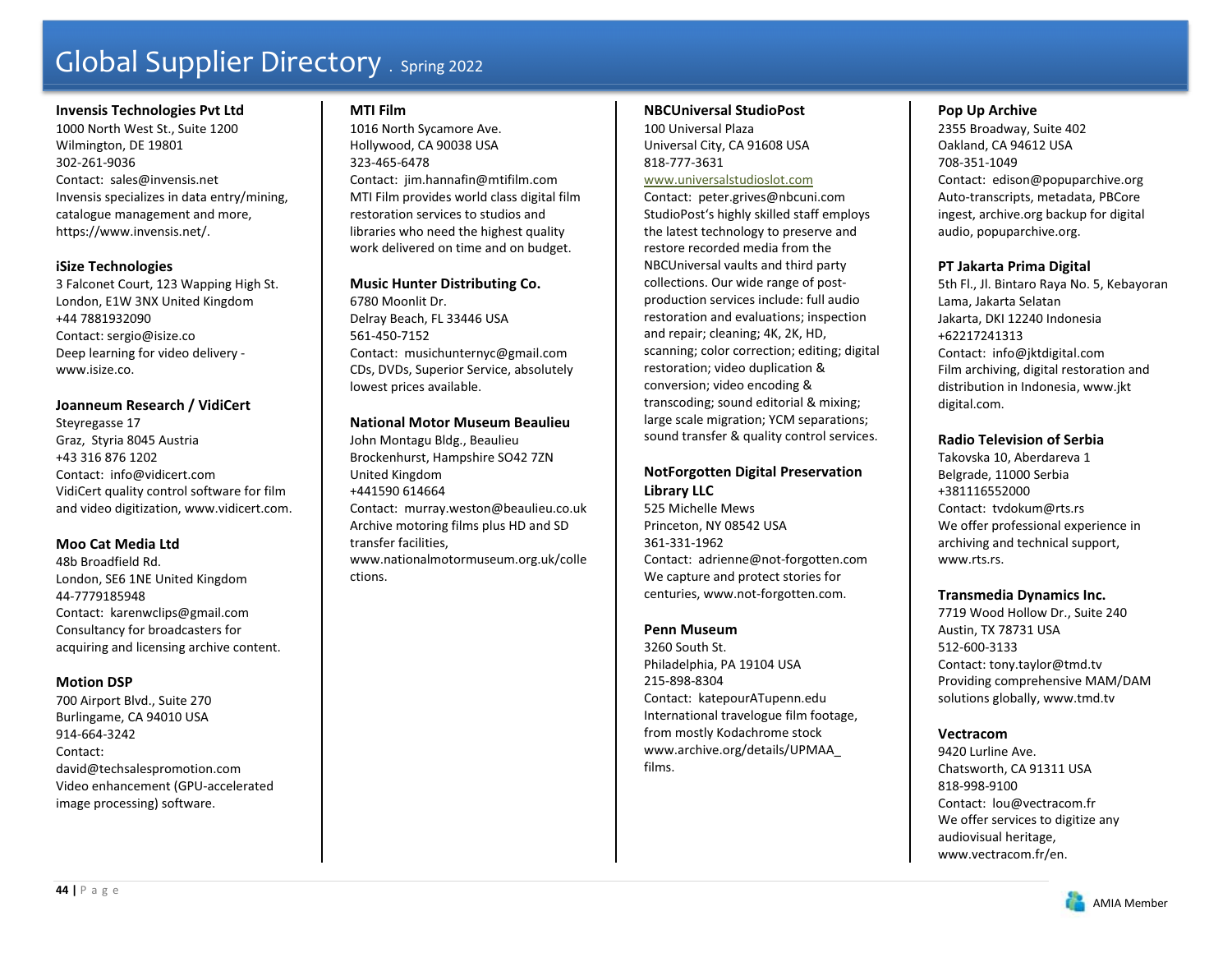# Global Supplier Directory . Spring 2022

**Invensis Technologies Pvt Ltd**
1000 North West St., Suite 1200
Wilmington, DE 19801
302-261-9036
Contact: sales@invensis.net
Invensis specializes in data entry/mining, catalogue management and more, https://www.invensis.net/.

**iSize Technologies**
3 Falconet Court, 123 Wapping High St.
London, E1W 3NX United Kingdom
+44 7881932090
Contact: sergio@isize.co
Deep learning for video delivery - www.isize.co.

**Joanneum Research / VidiCert**
Steyregasse 17
Graz, Styria 8045 Austria
+43 316 876 1202
Contact: info@vidicert.com
VidiCert quality control software for film and video digitization, www.vidicert.com.

**Moo Cat Media Ltd**
48b Broadfield Rd.
London, SE6 1NE United Kingdom
44-7779185948
Contact: karenwclips@gmail.com
Consultancy for broadcasters for acquiring and licensing archive content.

**Motion DSP**
700 Airport Blvd., Suite 270
Burlingame, CA 94010 USA
914-664-3242
Contact: david@techsalespromotion.com
Video enhancement (GPU-accelerated image processing) software.

**MTI Film**
1016 North Sycamore Ave.
Hollywood, CA 90038 USA
323-465-6478
Contact: jim.hannafin@mtifilm.com
MTI Film provides world class digital film restoration services to studios and libraries who need the highest quality work delivered on time and on budget.

**Music Hunter Distributing Co.**
6780 Moonlit Dr.
Delray Beach, FL 33446 USA
561-450-7152
Contact: musichunternyc@gmail.com
CDs, DVDs, Superior Service, absolutely lowest prices available.

**National Motor Museum Beaulieu**
John Montagu Bldg., Beaulieu
Brockenhurst, Hampshire SO42 7ZN
United Kingdom
+441590 614664
Contact: murray.weston@beaulieu.co.uk
Archive motoring films plus HD and SD transfer facilities, www.nationalmotormuseum.org.uk/collections.

**NBCUniversal StudioPost**
100 Universal Plaza
Universal City, CA 91608 USA
818-777-3631
www.universalstudioslot.com
Contact: peter.grives@nbcuni.com
StudioPost's highly skilled staff employs the latest technology to preserve and restore recorded media from the NBCUniversal vaults and third party collections. Our wide range of post-production services include: full audio restoration and evaluations; inspection and repair; cleaning; 4K, 2K, HD, scanning; color correction; editing; digital restoration; video duplication & conversion; video encoding & transcoding; sound editorial & mixing; large scale migration; YCM separations; sound transfer & quality control services.

**NotForgotten Digital Preservation Library LLC**
525 Michelle Mews
Princeton, NY 08542 USA
361-331-1962
Contact: adrienne@not-forgotten.com
We capture and protect stories for centuries, www.not-forgotten.com.

**Penn Museum**
3260 South St.
Philadelphia, PA 19104 USA
215-898-8304
Contact: katepourATupenn.edu
International travelogue film footage, from mostly Kodachrome stock www.archive.org/details/UPMAA_films.

**Pop Up Archive**
2355 Broadway, Suite 402
Oakland, CA 94612 USA
708-351-1049
Contact: edison@popuparchive.org
Auto-transcripts, metadata, PBCore ingest, archive.org backup for digital audio, popuparchive.org.

**PT Jakarta Prima Digital**
5th Fl., Jl. Bintaro Raya No. 5, Kebayoran Lama, Jakarta Selatan
Jakarta, DKI 12240 Indonesia
+62217241313
Contact: info@jktdigital.com
Film archiving, digital restoration and distribution in Indonesia, www.jkt digital.com.

**Radio Television of Serbia**
Takovska 10, Aberdareva 1
Belgrade, 11000 Serbia
+381116552000
Contact: tvdokum@rts.rs
We offer professional experience in archiving and technical support, www.rts.rs.

**Transmedia Dynamics Inc.**
7719 Wood Hollow Dr., Suite 240
Austin, TX 78731 USA
512-600-3133
Contact: tony.taylor@tmd.tv
Providing comprehensive MAM/DAM solutions globally, www.tmd.tv

**Vectracom**
9420 Lurline Ave.
Chatsworth, CA 91311 USA
818-998-9100
Contact: lou@vectracom.fr
We offer services to digitize any audiovisual heritage, www.vectracom.fr/en.

AMIA Member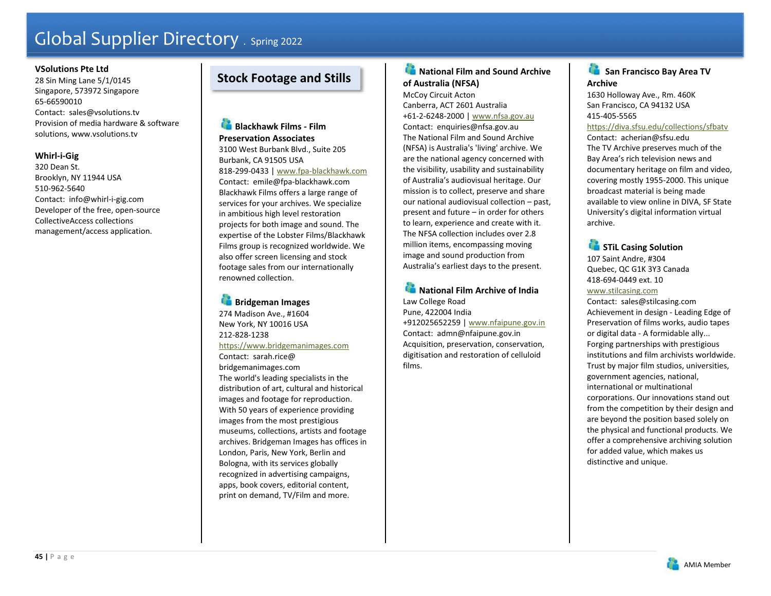**VSolutions Pte Ltd**
28 Sin Ming Lane 5/1/0145
Singapore, 573972 Singapore
65-66590010
Contact: sales@vsolutions.tv
Provision of media hardware & software solutions, www.vsolutions.tv

**Whirl-i-Gig**
320 Dean St.
Brooklyn, NY 11944 USA
510-962-5640
Contact: info@whirl-i-gig.com
Developer of the free, open-source CollectiveAccess collections management/access application.

## Stock Footage and Stills

**Blackhawk Films - Film Preservation Associates**
3100 West Burbank Blvd., Suite 205
Burbank, CA 91505 USA
818-299-0433 | www.fpa-blackhawk.com
Contact: emile@fpa-blackhawk.com
Blackhawk Films offers a large range of services for your archives. We specialize in ambitious high level restoration projects for both image and sound. The expertise of the Lobster Films/Blackhawk Films group is recognized worldwide. We also offer screen licensing and stock footage sales from our internationally renowned collection.

**Bridgeman Images**
274 Madison Ave., #1604
New York, NY 10016 USA
212-828-1238
https://www.bridgemanimages.com
Contact: sarah.rice@bridgemanimages.com
The world's leading specialists in the distribution of art, cultural and historical images and footage for reproduction. With 50 years of experience providing images from the most prestigious museums, collections, artists and footage archives. Bridgeman Images has offices in London, Paris, New York, Berlin and Bologna, with its services globally recognized in advertising campaigns, apps, book covers, editorial content, print on demand, TV/Film and more.

**National Film and Sound Archive of Australia (NFSA)**
McCoy Circuit Acton
Canberra, ACT 2601 Australia
+61-2-6248-2000 | www.nfsa.gov.au
Contact: enquiries@nfsa.gov.au
The National Film and Sound Archive (NFSA) is Australia's 'living' archive. We are the national agency concerned with the visibility, usability and sustainability of Australia's audiovisual heritage. Our mission is to collect, preserve and share our national audiovisual collection – past, present and future – in order for others to learn, experience and create with it. The NFSA collection includes over 2.8 million items, encompassing moving image and sound production from Australia's earliest days to the present.

**National Film Archive of India**
Law College Road
Pune, 422004 India
+912025652259 | www.nfaipune.gov.in
Contact: admn@nfaipune.gov.in
Acquisition, preservation, conservation, digitisation and restoration of celluloid films.

**San Francisco Bay Area TV Archive**
1630 Holloway Ave., Rm. 460K
San Francisco, CA 94132 USA
415-405-5565
https://diva.sfsu.edu/collections/sfbatv
Contact: acherian@sfsu.edu
The TV Archive preserves much of the Bay Area's rich television news and documentary heritage on film and video, covering mostly 1955-2000. This unique broadcast material is being made available to view online in DIVA, SF State University's digital information virtual archive.

**STiL Casing Solution**
107 Saint Andre, #304
Quebec, QC G1K 3Y3 Canada
418-694-0449 ext. 10
www.stilcasing.com
Contact: sales@stilcasing.com
Achievement in design - Leading Edge of Preservation of films works, audio tapes or digital data - A formidable ally... Forging partnerships with prestigious institutions and film archivists worldwide. Trust by major film studios, universities, government agencies, national, international or multinational corporations. Our innovations stand out from the competition by their design and are beyond the position based solely on the physical and functional products. We offer a comprehensive archiving solution for added value, which makes us distinctive and unique.

AMIA Member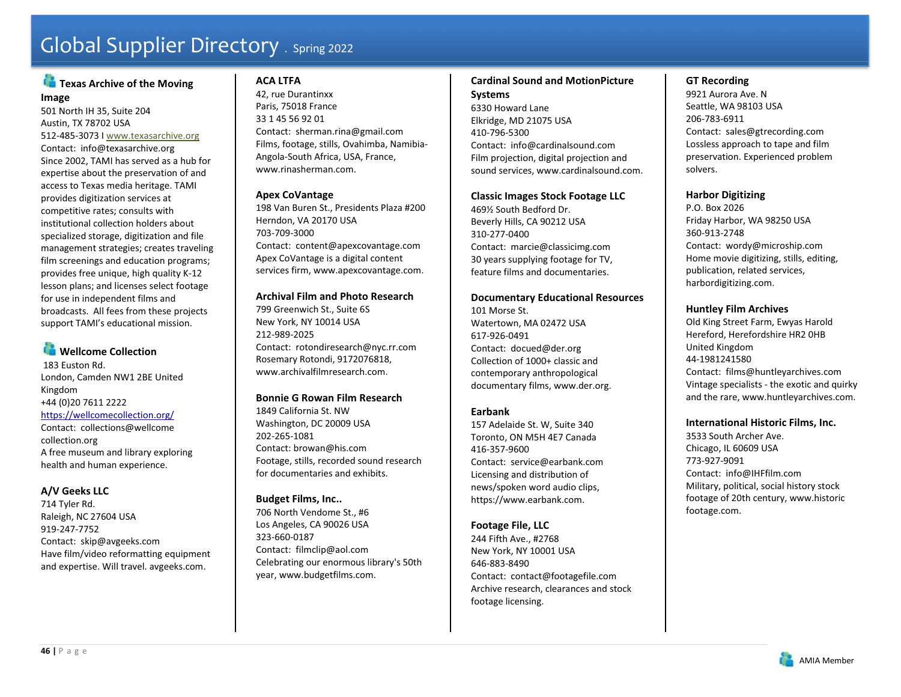# Global Supplier Directory . Spring 2022

### Texas Archive of the Moving Image

501 North IH 35, Suite 204
Austin, TX 78702 USA
512-485-3073 I www.texasarchive.org
Contact: info@texasarchive.org
Since 2002, TAMI has served as a hub for expertise about the preservation of and access to Texas media heritage. TAMI provides digitization services at competitive rates; consults with institutional collection holders about specialized storage, digitization and file management strategies; creates traveling film screenings and education programs; provides free unique, high quality K-12 lesson plans; and licenses select footage for use in independent films and broadcasts. All fees from these projects support TAMI's educational mission.

### Wellcome Collection

183 Euston Rd.
London, Camden NW1 2BE United Kingdom
+44 (0)20 7611 2222
https://wellcomecollection.org/
Contact: collections@wellcome collection.org
A free museum and library exploring health and human experience.

### A/V Geeks LLC

714 Tyler Rd.
Raleigh, NC 27604 USA
919-247-7752
Contact: skip@avgeeks.com
Have film/video reformatting equipment and expertise. Will travel. avgeeks.com.

### ACA LTFA

42, rue Durantinxx
Paris, 75018 France
33 1 45 56 92 01
Contact: sherman.rina@gmail.com
Films, footage, stills, Ovahimba, Namibia-Angola-South Africa, USA, France, www.rinasherman.com.

### Apex CoVantage

198 Van Buren St., Presidents Plaza #200
Herndon, VA 20170 USA
703-709-3000
Contact: content@apexcovantage.com
Apex CoVantage is a digital content services firm, www.apexcovantage.com.

### Archival Film and Photo Research

799 Greenwich St., Suite 6S
New York, NY 10014 USA
212-989-2025
Contact: rotondiresearch@nyc.rr.com
Rosemary Rotondi, 9172076818, www.archivalfilmresearch.com.

### Bonnie G Rowan Film Research

1849 California St. NW
Washington, DC 20009 USA
202-265-1081
Contact: browan@his.com
Footage, stills, recorded sound research for documentaries and exhibits.

### Budget Films, Inc..

706 North Vendome St., #6
Los Angeles, CA 90026 USA
323-660-0187
Contact: filmclip@aol.com
Celebrating our enormous library's 50th year, www.budgetfilms.com.

### Cardinal Sound and MotionPicture Systems

6330 Howard Lane
Elkridge, MD 21075 USA
410-796-5300
Contact: info@cardinalsound.com
Film projection, digital projection and sound services, www.cardinalsound.com.

### Classic Images Stock Footage LLC

469½ South Bedford Dr.
Beverly Hills, CA 90212 USA
310-277-0400
Contact: marcie@classicimg.com
30 years supplying footage for TV, feature films and documentaries.

### Documentary Educational Resources

101 Morse St.
Watertown, MA 02472 USA
617-926-0491
Contact: docued@der.org
Collection of 1000+ classic and contemporary anthropological documentary films, www.der.org.

### Earbank

157 Adelaide St. W, Suite 340
Toronto, ON M5H 4E7 Canada
416-357-9600
Contact: service@earbank.com
Licensing and distribution of news/spoken word audio clips, https://www.earbank.com.

### Footage File, LLC

244 Fifth Ave., #2768
New York, NY 10001 USA
646-883-8490
Contact: contact@footagefile.com
Archive research, clearances and stock footage licensing.

### GT Recording

9921 Aurora Ave. N
Seattle, WA 98103 USA
206-783-6911
Contact: sales@gtrecording.com
Lossless approach to tape and film preservation. Experienced problem solvers.

### Harbor Digitizing

P.O. Box 2026
Friday Harbor, WA 98250 USA
360-913-2748
Contact: wordy@microship.com
Home movie digitizing, stills, editing, publication, related services, harbordigitizing.com.

### Huntley Film Archives

Old King Street Farm, Ewyas Harold
Hereford, Herefordshire HR2 0HB
United Kingdom
44-1981241580
Contact: films@huntleyarchives.com
Vintage specialists - the exotic and quirky and the rare, www.huntleyarchives.com.

### International Historic Films, Inc.

3533 South Archer Ave.
Chicago, IL 60609 USA
773-927-9091
Contact: info@IHFfilm.com
Military, political, social history stock footage of 20th century, www.historic footage.com.

AMIA Member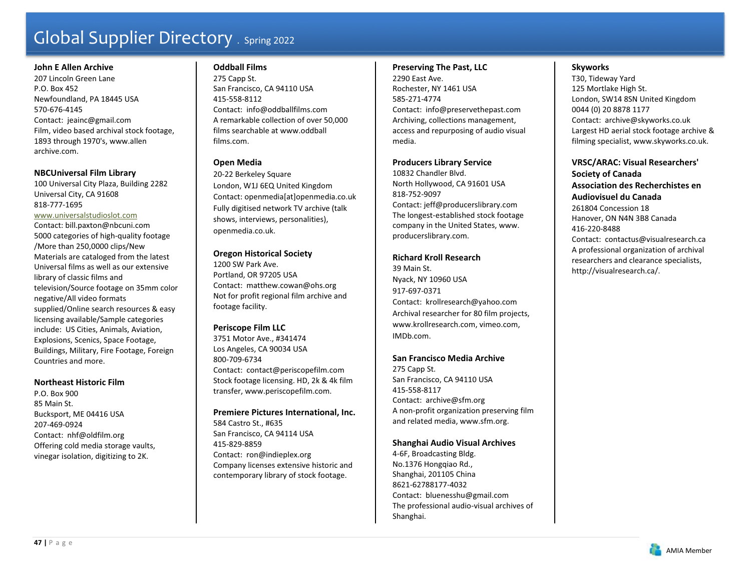**John E Allen Archive**
207 Lincoln Green Lane
P.O. Box 452
Newfoundland, PA 18445 USA
570-676-4145
Contact: jeainc@gmail.com
Film, video based archival stock footage, 1893 through 1970's, www.allen archive.com.

**NBCUniversal Film Library**
100 Universal City Plaza, Building 2282
Universal City, CA 91608
818-777-1695
www.universalstudioslot.com
Contact: bill.paxton@nbcuni.com
5000 categories of high-quality footage /More than 250,0000 clips/New Materials are cataloged from the latest Universal films as well as our extensive library of classic films and television/Source footage on 35mm color negative/All video formats supplied/Online search resources & easy licensing available/Sample categories include: US Cities, Animals, Aviation, Explosions, Scenics, Space Footage, Buildings, Military, Fire Footage, Foreign Countries and more.

**Northeast Historic Film**
P.O. Box 900
85 Main St.
Bucksport, ME 04416 USA
207-469-0924
Contact: nhf@oldfilm.org
Offering cold media storage vaults, vinegar isolation, digitizing to 2K.

**Oddball Films**
275 Capp St.
San Francisco, CA 94110 USA
415-558-8112
Contact: info@oddballfilms.com
A remarkable collection of over 50,000 films searchable at www.oddball films.com.

**Open Media**
20-22 Berkeley Square
London, W1J 6EQ United Kingdom
Contact: openmedia[at]openmedia.co.uk
Fully digitised network TV archive (talk shows, interviews, personalities), openmedia.co.uk.

**Oregon Historical Society**
1200 SW Park Ave.
Portland, OR 97205 USA
Contact: matthew.cowan@ohs.org
Not for profit regional film archive and footage facility.

**Periscope Film LLC**
3751 Motor Ave., #341474
Los Angeles, CA 90034 USA
800-709-6734
Contact: contact@periscopefilm.com
Stock footage licensing. HD, 2k & 4k film transfer, www.periscopefilm.com.

**Premiere Pictures International, Inc.**
584 Castro St., #635
San Francisco, CA 94114 USA
415-829-8859
Contact: ron@indieplex.org
Company licenses extensive historic and contemporary library of stock footage.

**Preserving The Past, LLC**
2290 East Ave.
Rochester, NY 1461 USA
585-271-4774
Contact: info@preservethepast.com
Archiving, collections management, access and repurposing of audio visual media.

**Producers Library Service**
10832 Chandler Blvd.
North Hollywood, CA 91601 USA
818-752-9097
Contact: jeff@producerslibrary.com
The longest-established stock footage company in the United States, www. producerslibrary.com.

**Richard Kroll Research**
39 Main St.
Nyack, NY 10960 USA
917-697-0371
Contact: krollresearch@yahoo.com
Archival researcher for 80 film projects, www.krollresearch.com, vimeo.com, IMDb.com.

**San Francisco Media Archive**
275 Capp St.
San Francisco, CA 94110 USA
415-558-8117
Contact: archive@sfm.org
A non-profit organization preserving film and related media, www.sfm.org.

**Shanghai Audio Visual Archives**
4-6F, Broadcasting Bldg.
No.1376 Hongqiao Rd.,
Shanghai, 201105 China
8621-62788177-4032
Contact: bluenesshu@gmail.com
The professional audio-visual archives of Shanghai.

**Skyworks**
T30, Tideway Yard
125 Mortlake High St.
London, SW14 8SN United Kingdom
0044 (0) 20 8878 1177
Contact: archive@skyworks.co.uk
Largest HD aerial stock footage archive & filming specialist, www.skyworks.co.uk.

**VRSC/ARAC: Visual Researchers' Society of Canada Association des Recherchistes en Audiovisuel du Canada**
261804 Concession 18
Hanover, ON N4N 3B8 Canada
416-220-8488
Contact: contactus@visualresearch.ca
A professional organization of archival researchers and clearance specialists, http://visualresearch.ca/.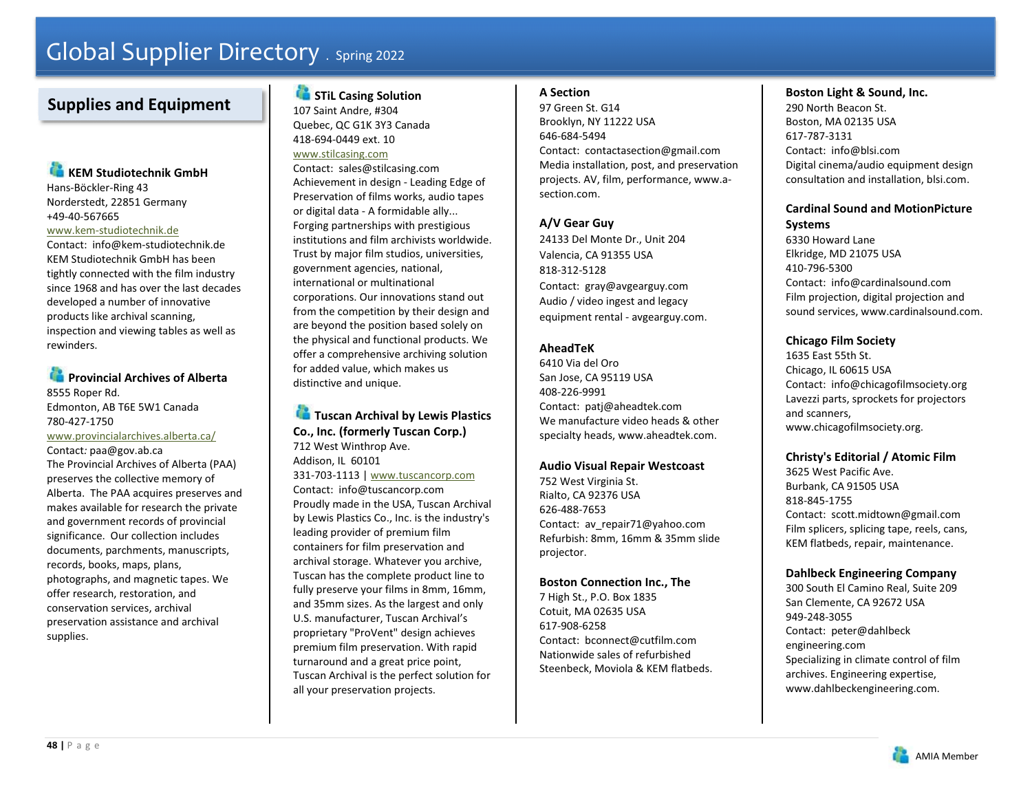# Global Supplier Directory . Spring 2022

## Supplies and Equipment

### KEM Studiotechnik GmbH

Hans-Böckler-Ring 43
Norderstedt, 22851 Germany
+49-40-567665
www.kem-studiotechnik.de
Contact: info@kem-studiotechnik.de
KEM Studiotechnik GmbH has been tightly connected with the film industry since 1968 and has over the last decades developed a number of innovative products like archival scanning, inspection and viewing tables as well as rewinders.

### Provincial Archives of Alberta

8555 Roper Rd.
Edmonton, AB T6E 5W1 Canada
780-427-1750
www.provincialarchives.alberta.ca/
Contact: paa@gov.ab.ca
The Provincial Archives of Alberta (PAA) preserves the collective memory of Alberta. The PAA acquires preserves and makes available for research the private and government records of provincial significance. Our collection includes documents, parchments, manuscripts, records, books, maps, plans, photographs, and magnetic tapes. We offer research, restoration, and conservation services, archival preservation assistance and archival supplies.

### STiL Casing Solution

107 Saint Andre, #304
Quebec, QC G1K 3Y3 Canada
418-694-0449 ext. 10
www.stilcasing.com
Contact: sales@stilcasing.com
Achievement in design - Leading Edge of Preservation of films works, audio tapes or digital data - A formidable ally... Forging partnerships with prestigious institutions and film archivists worldwide. Trust by major film studios, universities, government agencies, national, international or multinational corporations. Our innovations stand out from the competition by their design and are beyond the position based solely on the physical and functional products. We offer a comprehensive archiving solution for added value, which makes us distinctive and unique.

### Tuscan Archival by Lewis Plastics Co., Inc. (formerly Tuscan Corp.)

712 West Winthrop Ave.
Addison, IL 60101
331-703-1113 | www.tuscancorp.com
Contact: info@tuscancorp.com
Proudly made in the USA, Tuscan Archival by Lewis Plastics Co., Inc. is the industry's leading provider of premium film containers for film preservation and archival storage. Whatever you archive, Tuscan has the complete product line to fully preserve your films in 8mm, 16mm, and 35mm sizes. As the largest and only U.S. manufacturer, Tuscan Archival's proprietary "ProVent" design achieves premium film preservation. With rapid turnaround and a great price point, Tuscan Archival is the perfect solution for all your preservation projects.

### A Section

97 Green St. G14
Brooklyn, NY 11222 USA
646-684-5494
Contact: contactasection@gmail.com
Media installation, post, and preservation projects. AV, film, performance, www.a-section.com.

### A/V Gear Guy

24133 Del Monte Dr., Unit 204
Valencia, CA 91355 USA
818-312-5128
Contact: gray@avgearguy.com
Audio / video ingest and legacy equipment rental - avgearguy.com.

### AheadTeK

6410 Via del Oro
San Jose, CA 95119 USA
408-226-9991
Contact: patj@aheadtek.com
We manufacture video heads & other specialty heads, www.aheadtek.com.

### Audio Visual Repair Westcoast

752 West Virginia St.
Rialto, CA 92376 USA
626-488-7653
Contact: av_repair71@yahoo.com
Refurbish: 8mm, 16mm & 35mm slide projector.

### Boston Connection Inc., The

7 High St., P.O. Box 1835
Cotuit, MA 02635 USA
617-908-6258
Contact: bconnect@cutfilm.com
Nationwide sales of refurbished Steenbeck, Moviola & KEM flatbeds.

### Boston Light & Sound, Inc.

290 North Beacon St.
Boston, MA 02135 USA
617-787-3131
Contact: info@blsi.com
Digital cinema/audio equipment design consultation and installation, blsi.com.

### Cardinal Sound and MotionPicture Systems

6330 Howard Lane
Elkridge, MD 21075 USA
410-796-5300
Contact: info@cardinalsound.com
Film projection, digital projection and sound services, www.cardinalsound.com.

### Chicago Film Society

1635 East 55th St.
Chicago, IL 60615 USA
Contact: info@chicagofilmsociety.org
Lavezzi parts, sprockets for projectors and scanners, www.chicagofilmsociety.org.

### Christy's Editorial / Atomic Film

3625 West Pacific Ave.
Burbank, CA 91505 USA
818-845-1755
Contact: scott.midtown@gmail.com
Film splicers, splicing tape, reels, cans, KEM flatbeds, repair, maintenance.

### Dahlbeck Engineering Company

300 South El Camino Real, Suite 209
San Clemente, CA 92672 USA
949-248-3055
Contact: peter@dahlbeck engineering.com
Specializing in climate control of film archives. Engineering expertise, www.dahlbeckengineering.com.

AMIA Member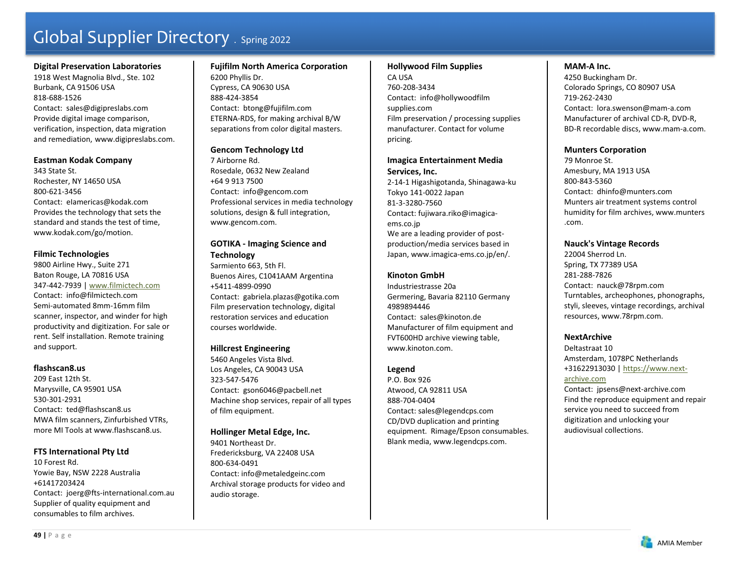# Global Supplier Directory . Spring 2022

**Digital Preservation Laboratories**
1918 West Magnolia Blvd., Ste. 102
Burbank, CA 91506 USA
818-688-1526
Contact: sales@digipreslabs.com
Provide digital image comparison, verification, inspection, data migration and remediation, www.digipreslabs.com.

**Eastman Kodak Company**
343 State St.
Rochester, NY 14650 USA
800-621-3456
Contact: eIamericas@kodak.com
Provides the technology that sets the standard and stands the test of time, www.kodak.com/go/motion.

**Filmic Technologies**
9800 Airline Hwy., Suite 271
Baton Rouge, LA 70816 USA
347-442-7939 | www.filmictech.com
Contact: info@filmictech.com
Semi-automated 8mm-16mm film scanner, inspector, and winder for high productivity and digitization. For sale or rent. Self installation. Remote training and support.

**flashscan8.us**
209 East 12th St.
Marysville, CA 95901 USA
530-301-2931
Contact: ted@flashscan8.us
MWA film scanners, Zinfurbished VTRs, more MI Tools at www.flashscan8.us.

**FTS International Pty Ltd**
10 Forest Rd.
Yowie Bay, NSW 2228 Australia
+61417203424
Contact: joerg@fts-international.com.au
Supplier of quality equipment and consumables to film archives.

**Fujifilm North America Corporation**
6200 Phyllis Dr.
Cypress, CA 90630 USA
888-424-3854
Contact: btong@fujifilm.com
ETERNA-RDS, for making archival B/W separations from color digital masters.

**Gencom Technology Ltd**
7 Airborne Rd.
Rosedale, 0632 New Zealand
+64 9 913 7500
Contact: info@gencom.com
Professional services in media technology solutions, design & full integration, www.gencom.com.

**GOTIKA - Imaging Science and Technology**
Sarmiento 663, 5th Fl.
Buenos Aires, C1041AAM Argentina
+5411-4899-0990
Contact: gabriela.plazas@gotika.com
Film preservation technology, digital restoration services and education courses worldwide.

**Hillcrest Engineering**
5460 Angeles Vista Blvd.
Los Angeles, CA 90043 USA
323-547-5476
Contact: gson6046@pacbell.net
Machine shop services, repair of all types of film equipment.

**Hollinger Metal Edge, Inc.**
9401 Northeast Dr.
Fredericksburg, VA 22408 USA
800-634-0491
Contact: info@metaledgeinc.com
Archival storage products for video and audio storage.

**Hollywood Film Supplies**
CA USA
760-208-3434
Contact: info@hollywoodfilmsupplies.com
Film preservation / processing supplies manufacturer. Contact for volume pricing.

**Imagica Entertainment Media Services, Inc.**
2-14-1 Higashigotanda, Shinagawa-ku
Tokyo 141-0022 Japan
81-3-3280-7560
Contact: fujiwara.riko@imagica-ems.co.jp
We are a leading provider of post-production/media services based in Japan, www.imagica-ems.co.jp/en/.

**Kinoton GmbH**
Industriestrasse 20a
Germering, Bavaria 82110 Germany
4989894446
Contact: sales@kinoton.de
Manufacturer of film equipment and FVT600HD archive viewing table, www.kinoton.com.

**Legend**
P.O. Box 926
Atwood, CA 92811 USA
888-704-0404
Contact: sales@legendcps.com
CD/DVD duplication and printing equipment. Rimage/Epson consumables. Blank media, www.legendcps.com.

**MAM-A Inc.**
4250 Buckingham Dr.
Colorado Springs, CO 80907 USA
719-262-2430
Contact: lora.swenson@mam-a.com
Manufacturer of archival CD-R, DVD-R, BD-R recordable discs, www.mam-a.com.

**Munters Corporation**
79 Monroe St.
Amesbury, MA 1913 USA
800-843-5360
Contact: dhinfo@munters.com
Munters air treatment systems control humidity for film archives, www.munters.com.

**Nauck's Vintage Records**
22004 Sherrod Ln.
Spring, TX 77389 USA
281-288-7826
Contact: nauck@78rpm.com
Turntables, archeophones, phonographs, styli, sleeves, vintage recordings, archival resources, www.78rpm.com.

**NextArchive**
Deltastraat 10
Amsterdam, 1078PC Netherlands
+31622913030 | https://www.next-archive.com
Contact: jpsens@next-archive.com
Find the reproduce equipment and repair service you need to succeed from digitization and unlocking your audiovisual collections.

AMIA Member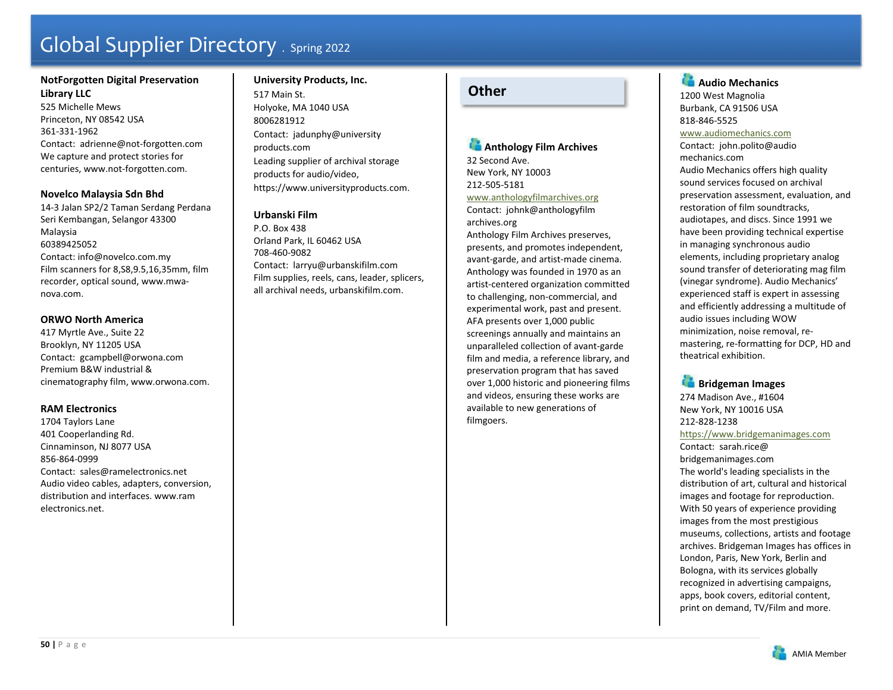**NotForgotten Digital Preservation Library LLC**
525 Michelle Mews
Princeton, NY 08542 USA
361-331-1962
Contact: adrienne@not-forgotten.com
We capture and protect stories for centuries, www.not-forgotten.com.

**Novelco Malaysia Sdn Bhd**
14-3 Jalan SP2/2 Taman Serdang Perdana
Seri Kembangan, Selangor 43300
Malaysia
60389425052
Contact: info@novelco.com.my
Film scanners for 8,S8,9.5,16,35mm, film recorder, optical sound, www.mwa-nova.com.

**ORWO North America**
417 Myrtle Ave., Suite 22
Brooklyn, NY 11205 USA
Contact: gcampbell@orwona.com
Premium B&W industrial & cinematography film, www.orwona.com.

**RAM Electronics**
1704 Taylors Lane
401 Cooperlanding Rd.
Cinnaminson, NJ 8077 USA
856-864-0999
Contact: sales@ramelectronics.net
Audio video cables, adapters, conversion, distribution and interfaces. www.ram electronics.net.

**University Products, Inc.**
517 Main St.
Holyoke, MA 1040 USA
8006281912
Contact: jadunphy@university products.com
Leading supplier of archival storage products for audio/video, https://www.universityproducts.com.

**Urbanski Film**
P.O. Box 438
Orland Park, IL 60462 USA
708-460-9082
Contact: larryu@urbanskifilm.com
Film supplies, reels, cans, leader, splicers, all archival needs, urbanskifilm.com.

## Other

**Anthology Film Archives**
32 Second Ave.
New York, NY 10003
212-505-5181
www.anthologyfilmarchives.org
Contact: johnk@anthologyfilm archives.org
Anthology Film Archives preserves, presents, and promotes independent, avant-garde, and artist-made cinema. Anthology was founded in 1970 as an artist-centered organization committed to challenging, non-commercial, and experimental work, past and present. AFA presents over 1,000 public screenings annually and maintains an unparalleled collection of avant-garde film and media, a reference library, and preservation program that has saved over 1,000 historic and pioneering films and videos, ensuring these works are available to new generations of filmgoers.

**Audio Mechanics**
1200 West Magnolia
Burbank, CA 91506 USA
818-846-5525
www.audiomechanics.com
Contact: john.polito@audio mechanics.com
Audio Mechanics offers high quality sound services focused on archival preservation assessment, evaluation, and restoration of film soundtracks, audiotapes, and discs. Since 1991 we have been providing technical expertise in managing synchronous audio elements, including proprietary analog sound transfer of deteriorating mag film (vinegar syndrome). Audio Mechanics' experienced staff is expert in assessing and efficiently addressing a multitude of audio issues including WOW minimization, noise removal, re-mastering, re-formatting for DCP, HD and theatrical exhibition.

**Bridgeman Images**
274 Madison Ave., #1604
New York, NY 10016 USA
212-828-1238
https://www.bridgemanimages.com
Contact: sarah.rice@ bridgemanimages.com
The world's leading specialists in the distribution of art, cultural and historical images and footage for reproduction. With 50 years of experience providing images from the most prestigious museums, collections, artists and footage archives. Bridgeman Images has offices in London, Paris, New York, Berlin and Bologna, with its services globally recognized in advertising campaigns, apps, book covers, editorial content, print on demand, TV/Film and more.

AMIA Member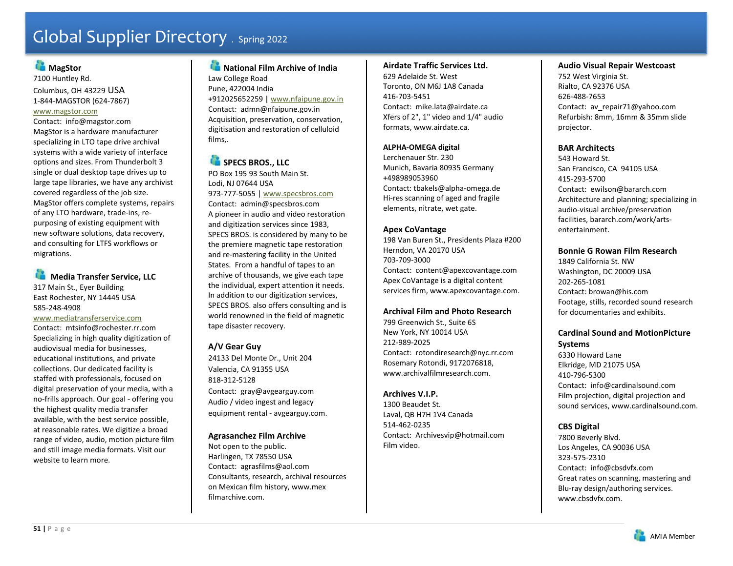# Global Supplier Directory . Spring 2022

### MagStor

7100 Huntley Rd.
Columbus, OH 43229 USA
1-844-MAGSTOR (624-7867)
www.magstor.com
Contact: info@magstor.com
MagStor is a hardware manufacturer specializing in LTO tape drive archival systems with a wide variety of interface options and sizes. From Thunderbolt 3 single or dual desktop tape drives up to large tape libraries, we have any archivist covered regardless of the job size. MagStor offers complete systems, repairs of any LTO hardware, trade-ins, re-purposing of existing equipment with new software solutions, data recovery, and consulting for LTFS workflows or migrations.

### Media Transfer Service, LLC

317 Main St., Eyer Building
East Rochester, NY 14445 USA
585-248-4908
www.mediatransferservice.com
Contact: mtsinfo@rochester.rr.com
Specializing in high quality digitization of audiovisual media for businesses, educational institutions, and private collections. Our dedicated facility is staffed with professionals, focused on digital preservation of your media, with a no-frills approach. Our goal - offering you the highest quality media transfer available, with the best service possible, at reasonable rates. We digitize a broad range of video, audio, motion picture film and still image media formats. Visit our website to learn more.

### National Film Archive of India

Law College Road
Pune, 422004 India
+912025652259 | www.nfaipune.gov.in
Contact: admn@nfaipune.gov.in
Acquisition, preservation, conservation, digitisation and restoration of celluloid films,.

### SPECS BROS., LLC

PO Box 195 93 South Main St.
Lodi, NJ 07644 USA
973-777-5055 | www.specsbros.com
Contact: admin@specsbros.com
A pioneer in audio and video restoration and digitization services since 1983, SPECS BROS. is considered by many to be the premiere magnetic tape restoration and re-mastering facility in the United States. From a handful of tapes to an archive of thousands, we give each tape the individual, expert attention it needs. In addition to our digitization services, SPECS BROS. also offers consulting and is world renowned in the field of magnetic tape disaster recovery.

### A/V Gear Guy

24133 Del Monte Dr., Unit 204
Valencia, CA 91355 USA
818-312-5128
Contact: gray@avgearguy.com
Audio / video ingest and legacy equipment rental - avgearguy.com.

### Agrasanchez Film Archive

Not open to the public.
Harlingen, TX 78550 USA
Contact: agrasfilms@aol.com
Consultants, research, archival resources on Mexican film history, www.mex filmarchive.com.

### Airdate Traffic Services Ltd.

629 Adelaide St. West
Toronto, ON M6J 1A8 Canada
416-703-5451
Contact: mike.lata@airdate.ca
Xfers of 2", 1" video and 1/4" audio formats, www.airdate.ca.

### ALPHA-OMEGA digital

Lerchenauer Str. 230
Munich, Bavaria 80935 Germany
+498989053960
Contact: tbakels@alpha-omega.de
Hi-res scanning of aged and fragile elements, nitrate, wet gate.

### Apex CoVantage

198 Van Buren St., Presidents Plaza #200
Herndon, VA 20170 USA
703-709-3000
Contact: content@apexcovantage.com
Apex CoVantage is a digital content services firm, www.apexcovantage.com.

### Archival Film and Photo Research

799 Greenwich St., Suite 6S
New York, NY 10014 USA
212-989-2025
Contact: rotondiresearch@nyc.rr.com
Rosemary Rotondi, 9172076818, www.archivalfilmresearch.com.

### Archives V.I.P.

1300 Beaudet St.
Laval, QB H7H 1V4 Canada
514-462-0235
Contact: Archivesvip@hotmail.com
Film video.

### Audio Visual Repair Westcoast

752 West Virginia St.
Rialto, CA 92376 USA
626-488-7653
Contact: av_repair71@yahoo.com
Refurbish: 8mm, 16mm & 35mm slide projector.

### BAR Architects

543 Howard St.
San Francisco, CA 94105 USA
415-293-5700
Contact: ewilson@bararch.com
Architecture and planning; specializing in audio-visual archive/preservation facilities, bararch.com/work/arts-entertainment.

### Bonnie G Rowan Film Research

1849 California St. NW
Washington, DC 20009 USA
202-265-1081
Contact: browan@his.com
Footage, stills, recorded sound research for documentaries and exhibits.

### Cardinal Sound and MotionPicture Systems

6330 Howard Lane
Elkridge, MD 21075 USA
410-796-5300
Contact: info@cardinalsound.com
Film projection, digital projection and sound services, www.cardinalsound.com.

### CBS Digital

7800 Beverly Blvd.
Los Angeles, CA 90036 USA
323-575-2310
Contact: info@cbsdvfx.com
Great rates on scanning, mastering and Blu-ray design/authoring services. www.cbsdvfx.com.

AMIA Member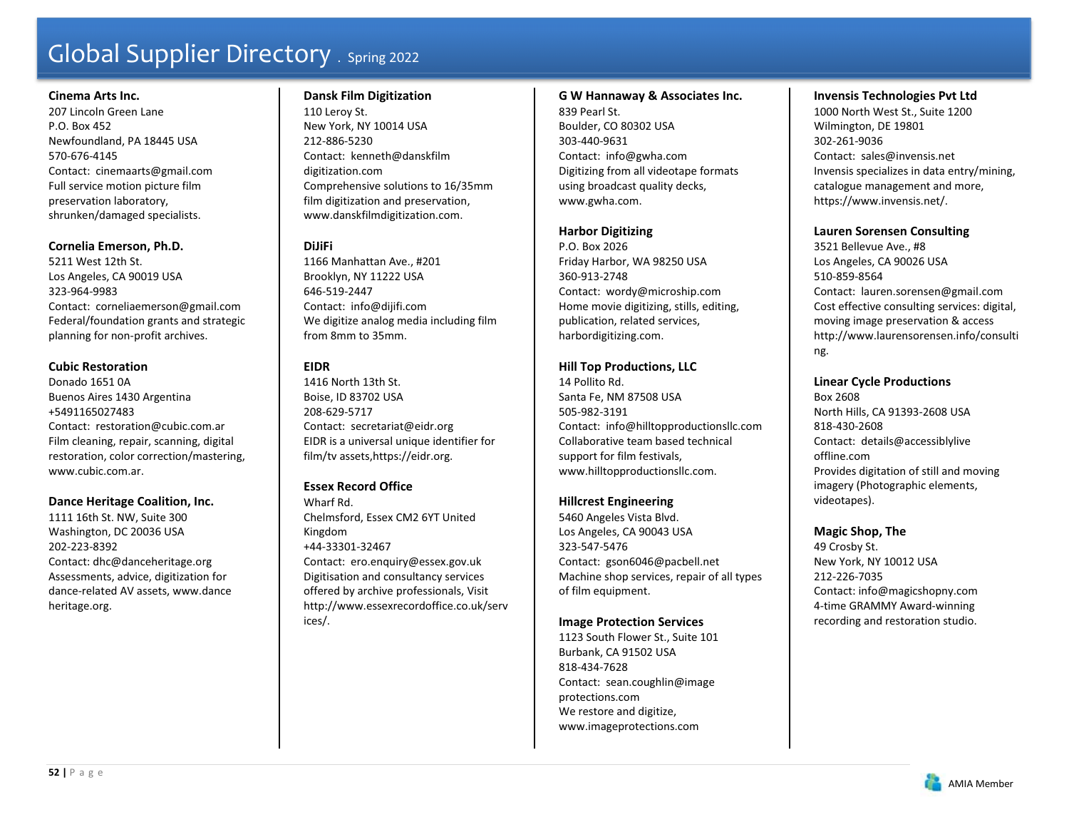# Global Supplier Directory . Spring 2022

**Cinema Arts Inc.**
207 Lincoln Green Lane
P.O. Box 452
Newfoundland, PA 18445 USA
570-676-4145
Contact: cinemaarts@gmail.com
Full service motion picture film preservation laboratory, shrunken/damaged specialists.

**Cornelia Emerson, Ph.D.**
5211 West 12th St.
Los Angeles, CA 90019 USA
323-964-9983
Contact: corneliaemerson@gmail.com
Federal/foundation grants and strategic planning for non-profit archives.

**Cubic Restoration**
Donado 1651 0A
Buenos Aires 1430 Argentina
+5491165027483
Contact: restoration@cubic.com.ar
Film cleaning, repair, scanning, digital restoration, color correction/mastering, www.cubic.com.ar.

**Dance Heritage Coalition, Inc.**
1111 16th St. NW, Suite 300
Washington, DC 20036 USA
202-223-8392
Contact: dhc@danceheritage.org
Assessments, advice, digitization for dance-related AV assets, www.danceheritage.org.

**Dansk Film Digitization**
110 Leroy St.
New York, NY 10014 USA
212-886-5230
Contact: kenneth@danskfilmdigitization.com
Comprehensive solutions to 16/35mm film digitization and preservation, www.danskfilmdigitization.com.

**DiJiFi**
1166 Manhattan Ave., #201
Brooklyn, NY 11222 USA
646-519-2447
Contact: info@dijifi.com
We digitize analog media including film from 8mm to 35mm.

**EIDR**
1416 North 13th St.
Boise, ID 83702 USA
208-629-5717
Contact: secretariat@eidr.org
EIDR is a universal unique identifier for film/tv assets,https://eidr.org.

**Essex Record Office**
Wharf Rd.
Chelmsford, Essex CM2 6YT United Kingdom
+44-33301-32467
Contact: ero.enquiry@essex.gov.uk
Digitisation and consultancy services offered by archive professionals, Visit http://www.essexrecordoffice.co.uk/services/.

**G W Hannaway & Associates Inc.**
839 Pearl St.
Boulder, CO 80302 USA
303-440-9631
Contact: info@gwha.com
Digitizing from all videotape formats using broadcast quality decks, www.gwha.com.

**Harbor Digitizing**
P.O. Box 2026
Friday Harbor, WA 98250 USA
360-913-2748
Contact: wordy@microship.com
Home movie digitizing, stills, editing, publication, related services, harbordigitizing.com.

**Hill Top Productions, LLC**
14 Pollito Rd.
Santa Fe, NM 87508 USA
505-982-3191
Contact: info@hilltopproductionsllc.com
Collaborative team based technical support for film festivals, www.hilltopproductionsllc.com.

**Hillcrest Engineering**
5460 Angeles Vista Blvd.
Los Angeles, CA 90043 USA
323-547-5476
Contact: gson6046@pacbell.net
Machine shop services, repair of all types of film equipment.

**Image Protection Services**
1123 South Flower St., Suite 101
Burbank, CA 91502 USA
818-434-7628
Contact: sean.coughlin@imageprotections.com
We restore and digitize, www.imageprotections.com

**Invensis Technologies Pvt Ltd**
1000 North West St., Suite 1200
Wilmington, DE 19801
302-261-9036
Contact: sales@invensis.net
Invensis specializes in data entry/mining, catalogue management and more, https://www.invensis.net/.

**Lauren Sorensen Consulting**
3521 Bellevue Ave., #8
Los Angeles, CA 90026 USA
510-859-8564
Contact: lauren.sorensen@gmail.com
Cost effective consulting services: digital, moving image preservation & access http://www.laurensorensen.info/consulting.

**Linear Cycle Productions**
Box 2608
North Hills, CA 91393-2608 USA
818-430-2608
Contact: details@accessiblyliveoffline.com
Provides digitation of still and moving imagery (Photographic elements, videotapes).

**Magic Shop, The**
49 Crosby St.
New York, NY 10012 USA
212-226-7035
Contact: info@magicshopny.com
4-time GRAMMY Award-winning recording and restoration studio.

AMIA Member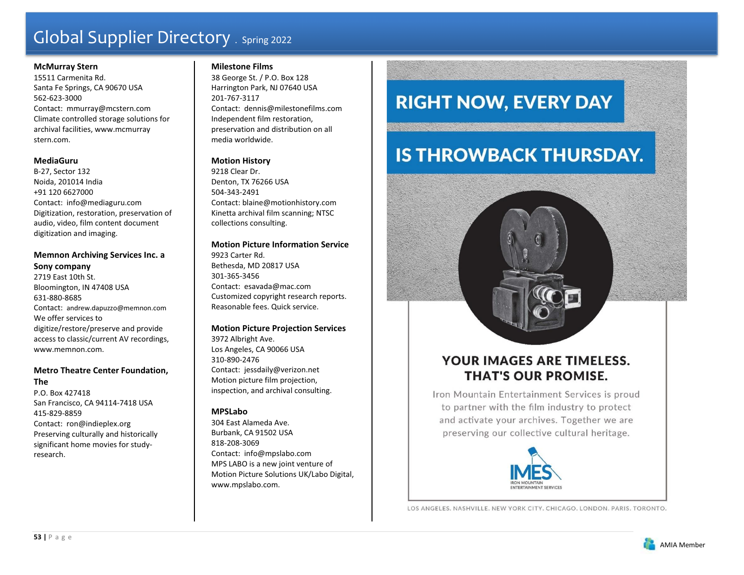**McMurray Stern**
15511 Carmenita Rd.
Santa Fe Springs, CA 90670 USA
562-623-3000
Contact: mmurray@mcstern.com
Climate controlled storage solutions for archival facilities, www.mcmurray stern.com.

**MediaGuru**
B-27, Sector 132
Noida, 201014 India
+91 120 6627000
Contact: info@mediaguru.com
Digitization, restoration, preservation of audio, video, film content document digitization and imaging.

**Memnon Archiving Services Inc. a Sony company**
2719 East 10th St.
Bloomington, IN 47408 USA
631-880-8685
Contact: andrew.dapuzzo@memnon.com
We offer services to digitize/restore/preserve and provide access to classic/current AV recordings, www.memnon.com.

**Metro Theatre Center Foundation, The**
P.O. Box 427418
San Francisco, CA 94114-7418 USA
415-829-8859
Contact: ron@indieplex.org
Preserving culturally and historically significant home movies for study-research.

**Milestone Films**
38 George St. / P.O. Box 128
Harrington Park, NJ 07640 USA
201-767-3117
Contact: dennis@milestonefilms.com
Independent film restoration, preservation and distribution on all media worldwide.

**Motion History**
9218 Clear Dr.
Denton, TX 76266 USA
504-343-2491
Contact: blaine@motionhistory.com
Kinetta archival film scanning; NTSC collections consulting.

**Motion Picture Information Service**
9923 Carter Rd.
Bethesda, MD 20817 USA
301-365-3456
Contact: esavada@mac.com
Customized copyright research reports. Reasonable fees. Quick service.

**Motion Picture Projection Services**
3972 Albright Ave.
Los Angeles, CA 90066 USA
310-890-2476
Contact: jessdaily@verizon.net
Motion picture film projection, inspection, and archival consulting.

**MPSLabo**
304 East Alameda Ave.
Burbank, CA 91502 USA
818-208-3069
Contact: info@mpslabo.com
MPS LABO is a new joint venture of Motion Picture Solutions UK/Labo Digital, www.mpslabo.com.

RIGHT NOW, EVERY DAY IS THROWBACK THURSDAY.

YOUR IMAGES ARE TIMELESS. THAT'S OUR PROMISE.

Iron Mountain Entertainment Services is proud to partner with the film industry to protect and activate your archives. Together we are preserving our collective cultural heritage.

IMES IRON MOUNTAIN ENTERTAINMENT SERVICES

LOS ANGELES. NASHVILLE. NEW YORK CITY. CHICAGO. LONDON. PARIS. TORONTO.

AMIA Member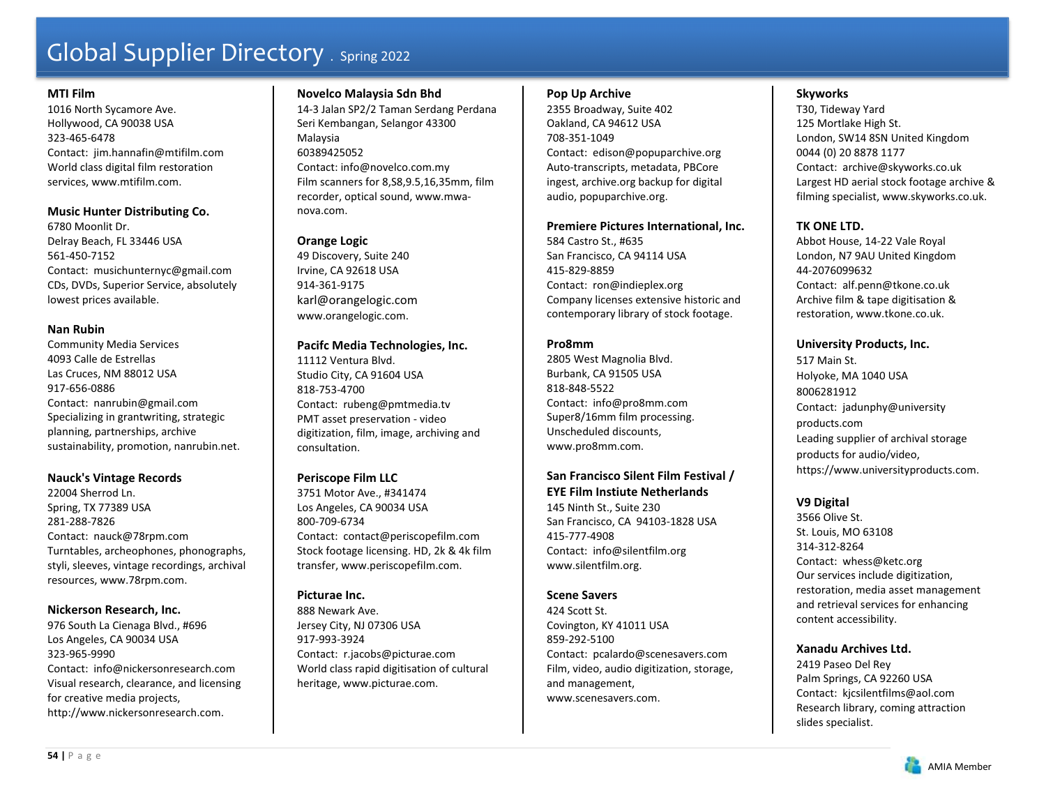# Global Supplier Directory . Spring 2022

**MTI Film**
1016 North Sycamore Ave.
Hollywood, CA 90038 USA
323-465-6478
Contact: jim.hannafin@mtifilm.com
World class digital film restoration services, www.mtifilm.com.

**Music Hunter Distributing Co.**
6780 Moonlit Dr.
Delray Beach, FL 33446 USA
561-450-7152
Contact: musichunternyc@gmail.com
CDs, DVDs, Superior Service, absolutely lowest prices available.

**Nan Rubin**
Community Media Services
4093 Calle de Estrellas
Las Cruces, NM 88012 USA
917-656-0886
Contact: nanrubin@gmail.com
Specializing in grantwriting, strategic planning, partnerships, archive sustainability, promotion, nanrubin.net.

**Nauck's Vintage Records**
22004 Sherrod Ln.
Spring, TX 77389 USA
281-288-7826
Contact: nauck@78rpm.com
Turntables, archeophones, phonographs, styli, sleeves, vintage recordings, archival resources, www.78rpm.com.

**Nickerson Research, Inc.**
976 South La Cienaga Blvd., #696
Los Angeles, CA 90034 USA
323-965-9990
Contact: info@nickersonresearch.com
Visual research, clearance, and licensing for creative media projects, http://www.nickersonresearch.com.

**Novelco Malaysia Sdn Bhd**
14-3 Jalan SP2/2 Taman Serdang Perdana
Seri Kembangan, Selangor 43300
Malaysia
60389425052
Contact: info@novelco.com.my
Film scanners for 8,S8,9.5,16,35mm, film recorder, optical sound, www.mwa-nova.com.

**Orange Logic**
49 Discovery, Suite 240
Irvine, CA 92618 USA
914-361-9175
karl@orangelogic.com
www.orangelogic.com.

**Pacifc Media Technologies, Inc.**
11112 Ventura Blvd.
Studio City, CA 91604 USA
818-753-4700
Contact: rubeng@pmtmedia.tv
PMT asset preservation - video digitization, film, image, archiving and consultation.

**Periscope Film LLC**
3751 Motor Ave., #341474
Los Angeles, CA 90034 USA
800-709-6734
Contact: contact@periscopefilm.com
Stock footage licensing. HD, 2k & 4k film transfer, www.periscopefilm.com.

**Picturae Inc.**
888 Newark Ave.
Jersey City, NJ 07306 USA
917-993-3924
Contact: r.jacobs@picturae.com
World class rapid digitisation of cultural heritage, www.picturae.com.

**Pop Up Archive**
2355 Broadway, Suite 402
Oakland, CA 94612 USA
708-351-1049
Contact: edison@popuparchive.org
Auto-transcripts, metadata, PBCore ingest, archive.org backup for digital audio, popuparchive.org.

**Premiere Pictures International, Inc.**
584 Castro St., #635
San Francisco, CA 94114 USA
415-829-8859
Contact: ron@indieplex.org
Company licenses extensive historic and contemporary library of stock footage.

**Pro8mm**
2805 West Magnolia Blvd.
Burbank, CA 91505 USA
818-848-5522
Contact: info@pro8mm.com
Super8/16mm film processing. Unscheduled discounts, www.pro8mm.com.

**San Francisco Silent Film Festival / EYE Film Instiute Netherlands**
145 Ninth St., Suite 230
San Francisco, CA 94103-1828 USA
415-777-4908
Contact: info@silentfilm.org
www.silentfilm.org.

**Scene Savers**
424 Scott St.
Covington, KY 41011 USA
859-292-5100
Contact: pcalardo@scenesavers.com
Film, video, audio digitization, storage, and management, www.scenesavers.com.

**Skyworks**
T30, Tideway Yard
125 Mortlake High St.
London, SW14 8SN United Kingdom
0044 (0) 20 8878 1177
Contact: archive@skyworks.co.uk
Largest HD aerial stock footage archive & filming specialist, www.skyworks.co.uk.

**TK ONE LTD.**
Abbot House, 14-22 Vale Royal
London, N7 9AU United Kingdom
44-2076099632
Contact: alf.penn@tkone.co.uk
Archive film & tape digitisation & restoration, www.tkone.co.uk.

**University Products, Inc.**
517 Main St.
Holyoke, MA 1040 USA
8006281912
Contact: jadunphy@university products.com
Leading supplier of archival storage products for audio/video, https://www.universityproducts.com.

**V9 Digital**
3566 Olive St.
St. Louis, MO 63108
314-312-8264
Contact: whess@ketc.org
Our services include digitization, restoration, media asset management and retrieval services for enhancing content accessibility.

**Xanadu Archives Ltd.**
2419 Paseo Del Rey
Palm Springs, CA 92260 USA
Contact: kjcsilentfilms@aol.com
Research library, coming attraction slides specialist.

AMIA Member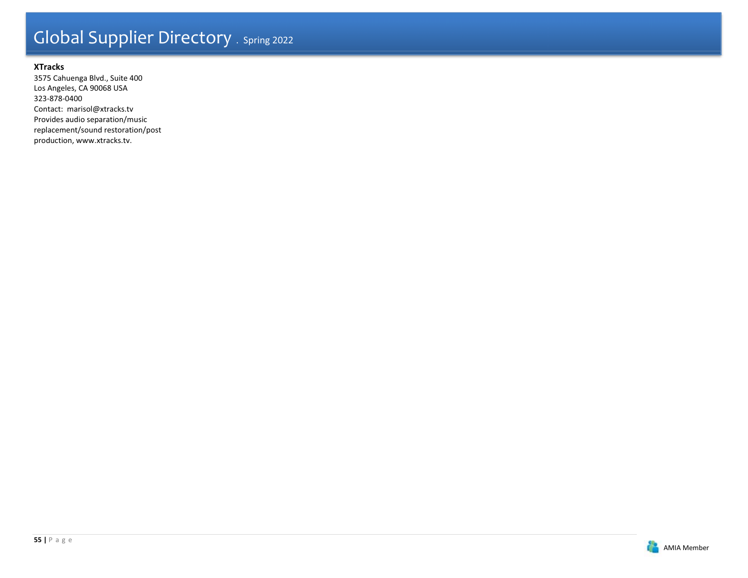**XTracks**
3575 Cahuenga Blvd., Suite 400
Los Angeles, CA 90068 USA
323-878-0400
Contact: marisol@xtracks.tv
Provides audio separation/music replacement/sound restoration/post production, www.xtracks.tv.

AMIA Member